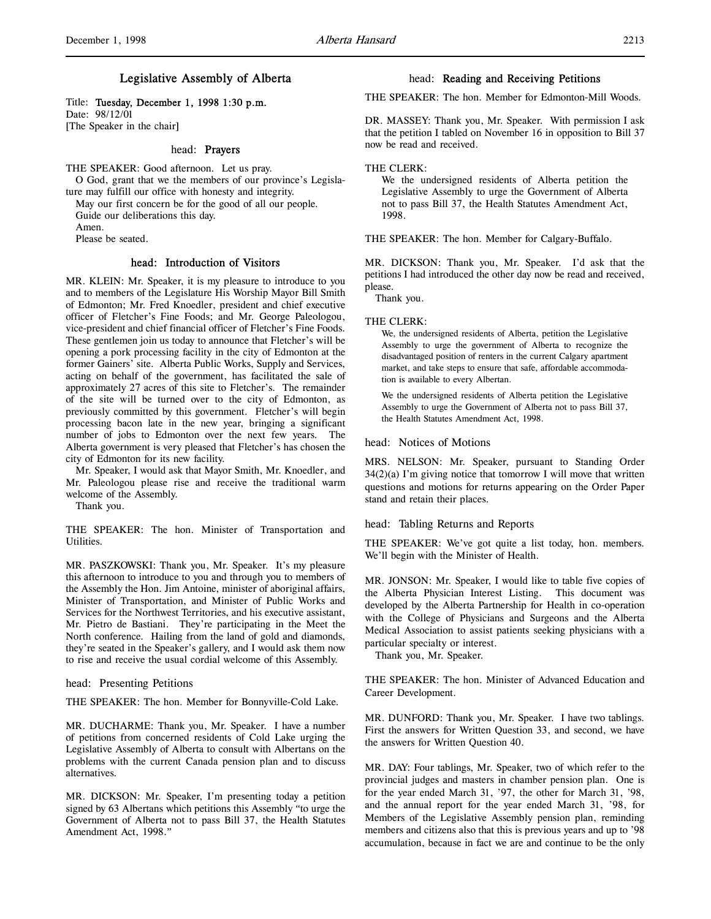# Legislative Assembly of Alberta

Title: **Tuesday, December 1, 1998 1:30 p.m.**
Date: 98/12/01
[The Speaker in the chair]

## head: Prayers

THE SPEAKER: Good afternoon. Let us pray.

O God, grant that we the members of our province's Legislature may fulfill our office with honesty and integrity.

May our first concern be for the good of all our people.

Guide our deliberations this day.

Amen.

Please be seated.

## head: Introduction of Visitors

MR. KLEIN: Mr. Speaker, it is my pleasure to introduce to you and to members of the Legislature His Worship Mayor Bill Smith of Edmonton; Mr. Fred Knoedler, president and chief executive officer of Fletcher's Fine Foods; and Mr. George Paleologou, vice-president and chief financial officer of Fletcher's Fine Foods. These gentlemen join us today to announce that Fletcher's will be opening a pork processing facility in the city of Edmonton at the former Gainers' site. Alberta Public Works, Supply and Services, acting on behalf of the government, has facilitated the sale of approximately 27 acres of this site to Fletcher's. The remainder of the site will be turned over to the city of Edmonton, as previously committed by this government. Fletcher's will begin processing bacon late in the new year, bringing a significant number of jobs to Edmonton over the next few years. The Alberta government is very pleased that Fletcher's has chosen the city of Edmonton for its new facility.

Mr. Speaker, I would ask that Mayor Smith, Mr. Knoedler, and Mr. Paleologou please rise and receive the traditional warm welcome of the Assembly.

Thank you.

THE SPEAKER: The hon. Minister of Transportation and Utilities.

MR. PASZKOWSKI: Thank you, Mr. Speaker. It's my pleasure this afternoon to introduce to you and through you to members of the Assembly the Hon. Jim Antoine, minister of aboriginal affairs, Minister of Transportation, and Minister of Public Works and Services for the Northwest Territories, and his executive assistant, Mr. Pietro de Bastiani. They're participating in the Meet the North conference. Hailing from the land of gold and diamonds, they're seated in the Speaker's gallery, and I would ask them now to rise and receive the usual cordial welcome of this Assembly.

## head: Presenting Petitions

THE SPEAKER: The hon. Member for Bonnyville-Cold Lake.

MR. DUCHARME: Thank you, Mr. Speaker. I have a number of petitions from concerned residents of Cold Lake urging the Legislative Assembly of Alberta to consult with Albertans on the problems with the current Canada pension plan and to discuss alternatives.

MR. DICKSON: Mr. Speaker, I'm presenting today a petition signed by 63 Albertans which petitions this Assembly "to urge the Government of Alberta not to pass Bill 37, the Health Statutes Amendment Act, 1998."

## head: Reading and Receiving Petitions

THE SPEAKER: The hon. Member for Edmonton-Mill Woods.

DR. MASSEY: Thank you, Mr. Speaker. With permission I ask that the petition I tabled on November 16 in opposition to Bill 37 now be read and received.

THE CLERK:

> We the undersigned residents of Alberta petition the Legislative Assembly to urge the Government of Alberta not to pass Bill 37, the Health Statutes Amendment Act, 1998.

THE SPEAKER: The hon. Member for Calgary-Buffalo.

MR. DICKSON: Thank you, Mr. Speaker. I'd ask that the petitions I had introduced the other day now be read and received, please.

Thank you.

THE CLERK:

> We, the undersigned residents of Alberta, petition the Legislative Assembly to urge the government of Alberta to recognize the disadvantaged position of renters in the current Calgary apartment market, and take steps to ensure that safe, affordable accommodation is available to every Albertan.
>
> We the undersigned residents of Alberta petition the Legislative Assembly to urge the Government of Alberta not to pass Bill 37, the Health Statutes Amendment Act, 1998.

## head: Notices of Motions

MRS. NELSON: Mr. Speaker, pursuant to Standing Order 34(2)(a) I'm giving notice that tomorrow I will move that written questions and motions for returns appearing on the Order Paper stand and retain their places.

## head: Tabling Returns and Reports

THE SPEAKER: We've got quite a list today, hon. members. We'll begin with the Minister of Health.

MR. JONSON: Mr. Speaker, I would like to table five copies of the Alberta Physician Interest Listing. This document was developed by the Alberta Partnership for Health in co-operation with the College of Physicians and Surgeons and the Alberta Medical Association to assist patients seeking physicians with a particular specialty or interest.

Thank you, Mr. Speaker.

THE SPEAKER: The hon. Minister of Advanced Education and Career Development.

MR. DUNFORD: Thank you, Mr. Speaker. I have two tablings. First the answers for Written Question 33, and second, we have the answers for Written Question 40.

MR. DAY: Four tablings, Mr. Speaker, two of which refer to the provincial judges and masters in chamber pension plan. One is for the year ended March 31, '97, the other for March 31, '98, and the annual report for the year ended March 31, '98, for Members of the Legislative Assembly pension plan, reminding members and citizens also that this is previous years and up to '98 accumulation, because in fact we are and continue to be the only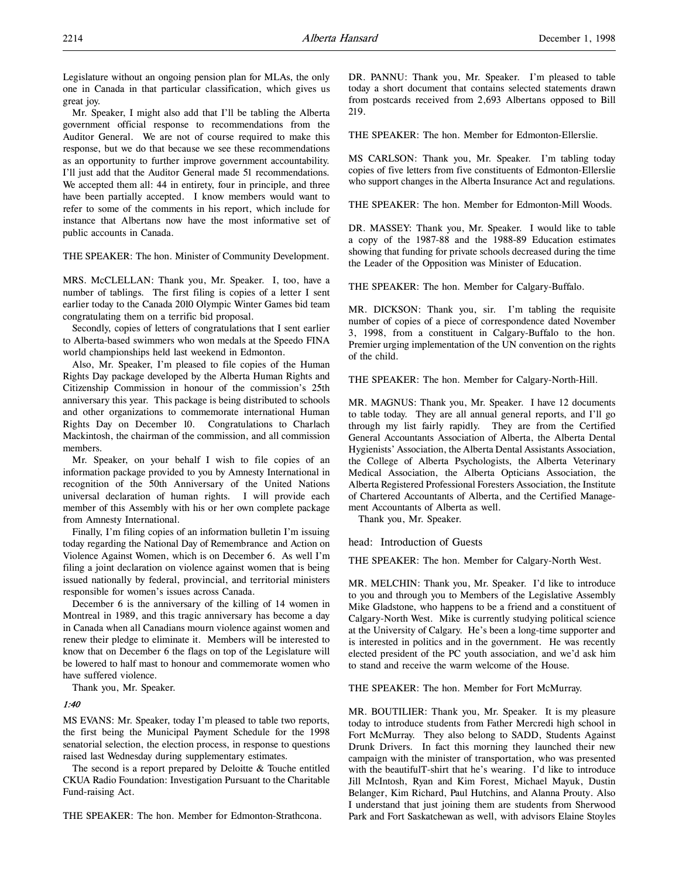Legislature without an ongoing pension plan for MLAs, the only one in Canada in that particular classification, which gives us great joy.

Mr. Speaker, I might also add that I'll be tabling the Alberta government official response to recommendations from the Auditor General. We are not of course required to make this response, but we do that because we see these recommendations as an opportunity to further improve government accountability. I'll just add that the Auditor General made 51 recommendations. We accepted them all: 44 in entirety, four in principle, and three have been partially accepted. I know members would want to refer to some of the comments in his report, which include for instance that Albertans now have the most informative set of public accounts in Canada.

THE SPEAKER: The hon. Minister of Community Development.

MRS. McCLELLAN: Thank you, Mr. Speaker. I, too, have a number of tablings. The first filing is copies of a letter I sent earlier today to the Canada 2010 Olympic Winter Games bid team congratulating them on a terrific bid proposal.

Secondly, copies of letters of congratulations that I sent earlier to Alberta-based swimmers who won medals at the Speedo FINA world championships held last weekend in Edmonton.

Also, Mr. Speaker, I'm pleased to file copies of the Human Rights Day package developed by the Alberta Human Rights and Citizenship Commission in honour of the commission's 25th anniversary this year. This package is being distributed to schools and other organizations to commemorate international Human Rights Day on December 10. Congratulations to Charlach Mackintosh, the chairman of the commission, and all commission members.

Mr. Speaker, on your behalf I wish to file copies of an information package provided to you by Amnesty International in recognition of the 50th Anniversary of the United Nations universal declaration of human rights. I will provide each member of this Assembly with his or her own complete package from Amnesty International.

Finally, I'm filing copies of an information bulletin I'm issuing today regarding the National Day of Remembrance and Action on Violence Against Women, which is on December 6. As well I'm filing a joint declaration on violence against women that is being issued nationally by federal, provincial, and territorial ministers responsible for women's issues across Canada.

December 6 is the anniversary of the killing of 14 women in Montreal in 1989, and this tragic anniversary has become a day in Canada when all Canadians mourn violence against women and renew their pledge to eliminate it. Members will be interested to know that on December 6 the flags on top of the Legislature will be lowered to half mast to honour and commemorate women who have suffered violence.

Thank you, Mr. Speaker.

*1:40*

MS EVANS: Mr. Speaker, today I'm pleased to table two reports, the first being the Municipal Payment Schedule for the 1998 senatorial selection, the election process, in response to questions raised last Wednesday during supplementary estimates.

The second is a report prepared by Deloitte & Touche entitled CKUA Radio Foundation: Investigation Pursuant to the Charitable Fund-raising Act.

THE SPEAKER: The hon. Member for Edmonton-Strathcona.

DR. PANNU: Thank you, Mr. Speaker. I'm pleased to table today a short document that contains selected statements drawn from postcards received from 2,693 Albertans opposed to Bill 219.

THE SPEAKER: The hon. Member for Edmonton-Ellerslie.

MS CARLSON: Thank you, Mr. Speaker. I'm tabling today copies of five letters from five constituents of Edmonton-Ellerslie who support changes in the Alberta Insurance Act and regulations.

THE SPEAKER: The hon. Member for Edmonton-Mill Woods.

DR. MASSEY: Thank you, Mr. Speaker. I would like to table a copy of the 1987-88 and the 1988-89 Education estimates showing that funding for private schools decreased during the time the Leader of the Opposition was Minister of Education.

THE SPEAKER: The hon. Member for Calgary-Buffalo.

MR. DICKSON: Thank you, sir. I'm tabling the requisite number of copies of a piece of correspondence dated November 3, 1998, from a constituent in Calgary-Buffalo to the hon. Premier urging implementation of the UN convention on the rights of the child.

THE SPEAKER: The hon. Member for Calgary-North-Hill.

MR. MAGNUS: Thank you, Mr. Speaker. I have 12 documents to table today. They are all annual general reports, and I'll go through my list fairly rapidly. They are from the Certified General Accountants Association of Alberta, the Alberta Dental Hygienists' Association, the Alberta Dental Assistants Association, the College of Alberta Psychologists, the Alberta Veterinary Medical Association, the Alberta Opticians Association, the Alberta Registered Professional Foresters Association, the Institute of Chartered Accountants of Alberta, and the Certified Management Accountants of Alberta as well.

Thank you, Mr. Speaker.

head: Introduction of Guests

THE SPEAKER: The hon. Member for Calgary-North West.

MR. MELCHIN: Thank you, Mr. Speaker. I'd like to introduce to you and through you to Members of the Legislative Assembly Mike Gladstone, who happens to be a friend and a constituent of Calgary-North West. Mike is currently studying political science at the University of Calgary. He's been a long-time supporter and is interested in politics and in the government. He was recently elected president of the PC youth association, and we'd ask him to stand and receive the warm welcome of the House.

THE SPEAKER: The hon. Member for Fort McMurray.

MR. BOUTILIER: Thank you, Mr. Speaker. It is my pleasure today to introduce students from Father Mercredi high school in Fort McMurray. They also belong to SADD, Students Against Drunk Drivers. In fact this morning they launched their new campaign with the minister of transportation, who was presented with the beautifulT-shirt that he's wearing. I'd like to introduce Jill McIntosh, Ryan and Kim Forest, Michael Mayuk, Dustin Belanger, Kim Richard, Paul Hutchins, and Alanna Prouty. Also I understand that just joining them are students from Sherwood Park and Fort Saskatchewan as well, with advisors Elaine Stoyles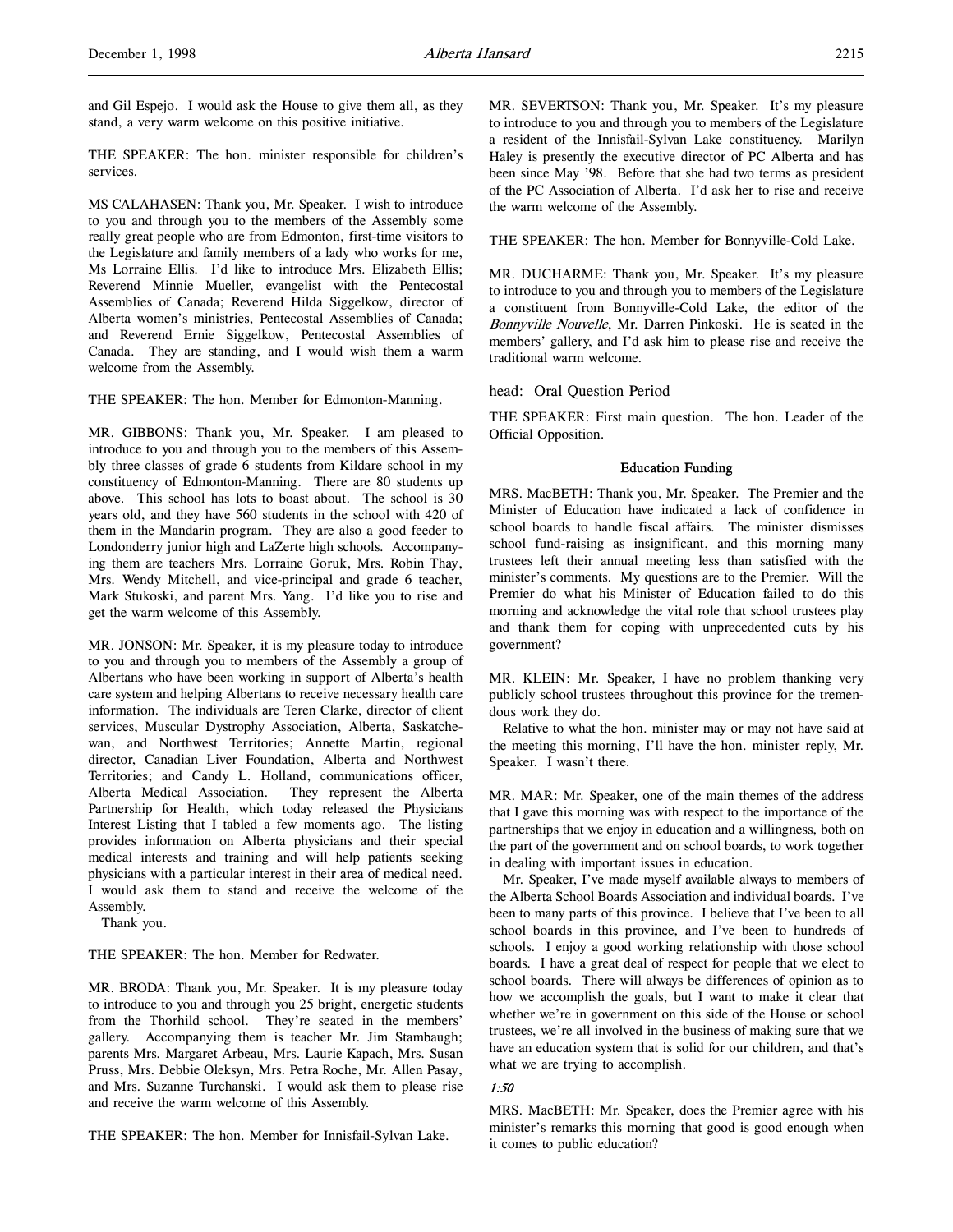and Gil Espejo. I would ask the House to give them all, as they stand, a very warm welcome on this positive initiative.

THE SPEAKER: The hon. minister responsible for children's services.

MS CALAHASEN: Thank you, Mr. Speaker. I wish to introduce to you and through you to the members of the Assembly some really great people who are from Edmonton, first-time visitors to the Legislature and family members of a lady who works for me, Ms Lorraine Ellis. I'd like to introduce Mrs. Elizabeth Ellis; Reverend Minnie Mueller, evangelist with the Pentecostal Assemblies of Canada; Reverend Hilda Siggelkow, director of Alberta women's ministries, Pentecostal Assemblies of Canada; and Reverend Ernie Siggelkow, Pentecostal Assemblies of Canada. They are standing, and I would wish them a warm welcome from the Assembly.

THE SPEAKER: The hon. Member for Edmonton-Manning.

MR. GIBBONS: Thank you, Mr. Speaker. I am pleased to introduce to you and through you to the members of this Assembly three classes of grade 6 students from Kildare school in my constituency of Edmonton-Manning. There are 80 students up above. This school has lots to boast about. The school is 30 years old, and they have 560 students in the school with 420 of them in the Mandarin program. They are also a good feeder to Londonderry junior high and LaZerte high schools. Accompanying them are teachers Mrs. Lorraine Goruk, Mrs. Robin Thay, Mrs. Wendy Mitchell, and vice-principal and grade 6 teacher, Mark Stukoski, and parent Mrs. Yang. I'd like you to rise and get the warm welcome of this Assembly.

MR. JONSON: Mr. Speaker, it is my pleasure today to introduce to you and through you to members of the Assembly a group of Albertans who have been working in support of Alberta's health care system and helping Albertans to receive necessary health care information. The individuals are Teren Clarke, director of client services, Muscular Dystrophy Association, Alberta, Saskatchewan, and Northwest Territories; Annette Martin, regional director, Canadian Liver Foundation, Alberta and Northwest Territories; and Candy L. Holland, communications officer, Alberta Medical Association. They represent the Alberta Partnership for Health, which today released the Physicians Interest Listing that I tabled a few moments ago. The listing provides information on Alberta physicians and their special medical interests and training and will help patients seeking physicians with a particular interest in their area of medical need. I would ask them to stand and receive the welcome of the Assembly.

Thank you.

THE SPEAKER: The hon. Member for Redwater.

MR. BRODA: Thank you, Mr. Speaker. It is my pleasure today to introduce to you and through you 25 bright, energetic students from the Thorhild school. They're seated in the members' gallery. Accompanying them is teacher Mr. Jim Stambaugh; parents Mrs. Margaret Arbeau, Mrs. Laurie Kapach, Mrs. Susan Pruss, Mrs. Debbie Oleksyn, Mrs. Petra Roche, Mr. Allen Pasay, and Mrs. Suzanne Turchanski. I would ask them to please rise and receive the warm welcome of this Assembly.

THE SPEAKER: The hon. Member for Innisfail-Sylvan Lake.

MR. SEVERTSON: Thank you, Mr. Speaker. It's my pleasure to introduce to you and through you to members of the Legislature a resident of the Innisfail-Sylvan Lake constituency. Marilyn Haley is presently the executive director of PC Alberta and has been since May '98. Before that she had two terms as president of the PC Association of Alberta. I'd ask her to rise and receive the warm welcome of the Assembly.

THE SPEAKER: The hon. Member for Bonnyville-Cold Lake.

MR. DUCHARME: Thank you, Mr. Speaker. It's my pleasure to introduce to you and through you to members of the Legislature a constituent from Bonnyville-Cold Lake, the editor of the *Bonnyville Nouvelle*, Mr. Darren Pinkoski. He is seated in the members' gallery, and I'd ask him to please rise and receive the traditional warm welcome.

head: Oral Question Period

THE SPEAKER: First main question. The hon. Leader of the Official Opposition.

### Education Funding

MRS. MacBETH: Thank you, Mr. Speaker. The Premier and the Minister of Education have indicated a lack of confidence in school boards to handle fiscal affairs. The minister dismisses school fund-raising as insignificant, and this morning many trustees left their annual meeting less than satisfied with the minister's comments. My questions are to the Premier. Will the Premier do what his Minister of Education failed to do this morning and acknowledge the vital role that school trustees play and thank them for coping with unprecedented cuts by his government?

MR. KLEIN: Mr. Speaker, I have no problem thanking very publicly school trustees throughout this province for the tremendous work they do.

Relative to what the hon. minister may or may not have said at the meeting this morning, I'll have the hon. minister reply, Mr. Speaker. I wasn't there.

MR. MAR: Mr. Speaker, one of the main themes of the address that I gave this morning was with respect to the importance of the partnerships that we enjoy in education and a willingness, both on the part of the government and on school boards, to work together in dealing with important issues in education.

Mr. Speaker, I've made myself available always to members of the Alberta School Boards Association and individual boards. I've been to many parts of this province. I believe that I've been to all school boards in this province, and I've been to hundreds of schools. I enjoy a good working relationship with those school boards. I have a great deal of respect for people that we elect to school boards. There will always be differences of opinion as to how we accomplish the goals, but I want to make it clear that whether we're in government on this side of the House or school trustees, we're all involved in the business of making sure that we have an education system that is solid for our children, and that's what we are trying to accomplish.

*1:50*

MRS. MacBETH: Mr. Speaker, does the Premier agree with his minister's remarks this morning that good is good enough when it comes to public education?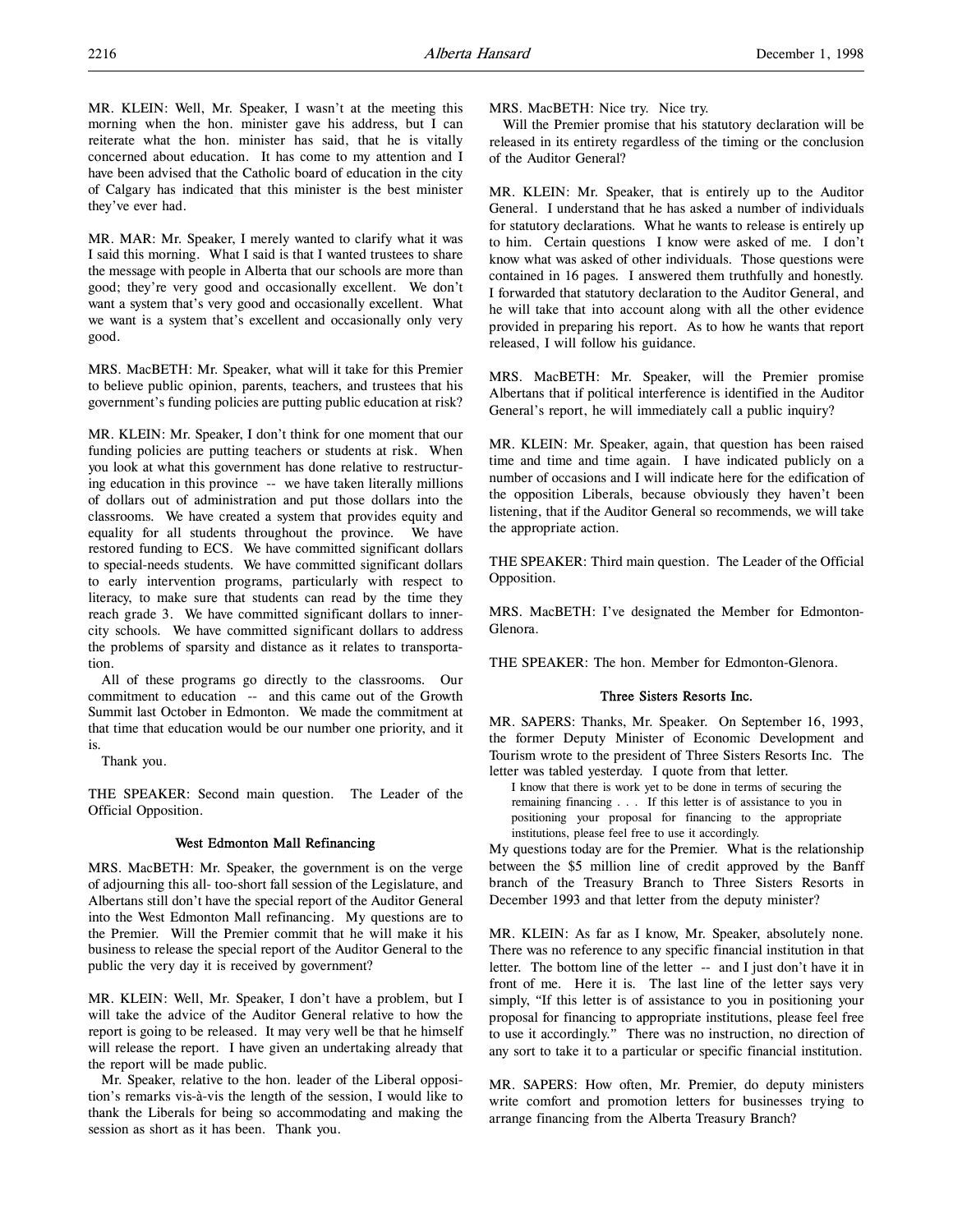MR. KLEIN: Well, Mr. Speaker, I wasn't at the meeting this morning when the hon. minister gave his address, but I can reiterate what the hon. minister has said, that he is vitally concerned about education. It has come to my attention and I have been advised that the Catholic board of education in the city of Calgary has indicated that this minister is the best minister they've ever had.

MR. MAR: Mr. Speaker, I merely wanted to clarify what it was I said this morning. What I said is that I wanted trustees to share the message with people in Alberta that our schools are more than good; they're very good and occasionally excellent. We don't want a system that's very good and occasionally excellent. What we want is a system that's excellent and occasionally only very good.

MRS. MacBETH: Mr. Speaker, what will it take for this Premier to believe public opinion, parents, teachers, and trustees that his government's funding policies are putting public education at risk?

MR. KLEIN: Mr. Speaker, I don't think for one moment that our funding policies are putting teachers or students at risk. When you look at what this government has done relative to restructuring education in this province -- we have taken literally millions of dollars out of administration and put those dollars into the classrooms. We have created a system that provides equity and equality for all students throughout the province. We have restored funding to ECS. We have committed significant dollars to special-needs students. We have committed significant dollars to early intervention programs, particularly with respect to literacy, to make sure that students can read by the time they reach grade 3. We have committed significant dollars to inner-city schools. We have committed significant dollars to address the problems of sparsity and distance as it relates to transportation.

All of these programs go directly to the classrooms. Our commitment to education -- and this came out of the Growth Summit last October in Edmonton. We made the commitment at that time that education would be our number one priority, and it is.

Thank you.

THE SPEAKER: Second main question. The Leader of the Official Opposition.

### West Edmonton Mall Refinancing

MRS. MacBETH: Mr. Speaker, the government is on the verge of adjourning this all- too-short fall session of the Legislature, and Albertans still don't have the special report of the Auditor General into the West Edmonton Mall refinancing. My questions are to the Premier. Will the Premier commit that he will make it his business to release the special report of the Auditor General to the public the very day it is received by government?

MR. KLEIN: Well, Mr. Speaker, I don't have a problem, but I will take the advice of the Auditor General relative to how the report is going to be released. It may very well be that he himself will release the report. I have given an undertaking already that the report will be made public.

Mr. Speaker, relative to the hon. leader of the Liberal opposition's remarks vis-à-vis the length of the session, I would like to thank the Liberals for being so accommodating and making the session as short as it has been. Thank you.

MRS. MacBETH: Nice try. Nice try.

Will the Premier promise that his statutory declaration will be released in its entirety regardless of the timing or the conclusion of the Auditor General?

MR. KLEIN: Mr. Speaker, that is entirely up to the Auditor General. I understand that he has asked a number of individuals for statutory declarations. What he wants to release is entirely up to him. Certain questions I know were asked of me. I don't know what was asked of other individuals. Those questions were contained in 16 pages. I answered them truthfully and honestly. I forwarded that statutory declaration to the Auditor General, and he will take that into account along with all the other evidence provided in preparing his report. As to how he wants that report released, I will follow his guidance.

MRS. MacBETH: Mr. Speaker, will the Premier promise Albertans that if political interference is identified in the Auditor General's report, he will immediately call a public inquiry?

MR. KLEIN: Mr. Speaker, again, that question has been raised time and time and time again. I have indicated publicly on a number of occasions and I will indicate here for the edification of the opposition Liberals, because obviously they haven't been listening, that if the Auditor General so recommends, we will take the appropriate action.

THE SPEAKER: Third main question. The Leader of the Official Opposition.

MRS. MacBETH: I've designated the Member for Edmonton-Glenora.

THE SPEAKER: The hon. Member for Edmonton-Glenora.

### Three Sisters Resorts Inc.

MR. SAPERS: Thanks, Mr. Speaker. On September 16, 1993, the former Deputy Minister of Economic Development and Tourism wrote to the president of Three Sisters Resorts Inc. The letter was tabled yesterday. I quote from that letter.

> I know that there is work yet to be done in terms of securing the remaining financing . . . If this letter is of assistance to you in positioning your proposal for financing to the appropriate institutions, please feel free to use it accordingly.

My questions today are for the Premier. What is the relationship between the $5 million line of credit approved by the Banff branch of the Treasury Branch to Three Sisters Resorts in December 1993 and that letter from the deputy minister?

MR. KLEIN: As far as I know, Mr. Speaker, absolutely none. There was no reference to any specific financial institution in that letter. The bottom line of the letter -- and I just don't have it in front of me. Here it is. The last line of the letter says very simply, "If this letter is of assistance to you in positioning your proposal for financing to appropriate institutions, please feel free to use it accordingly." There was no instruction, no direction of any sort to take it to a particular or specific financial institution.

MR. SAPERS: How often, Mr. Premier, do deputy ministers write comfort and promotion letters for businesses trying to arrange financing from the Alberta Treasury Branch?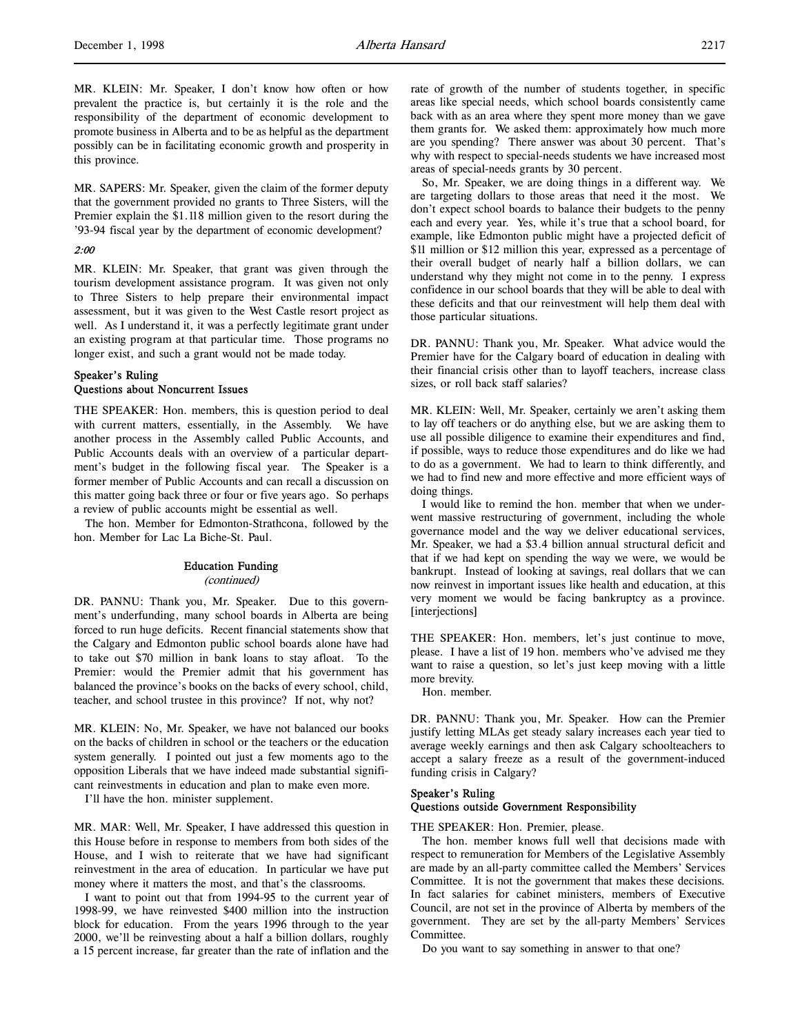MR. KLEIN: Mr. Speaker, I don't know how often or how prevalent the practice is, but certainly it is the role and the responsibility of the department of economic development to promote business in Alberta and to be as helpful as the department possibly can be in facilitating economic growth and prosperity in this province.

MR. SAPERS: Mr. Speaker, given the claim of the former deputy that the government provided no grants to Three Sisters, will the Premier explain the $1.118 million given to the resort during the '93-94 fiscal year by the department of economic development?

*2:00*

MR. KLEIN: Mr. Speaker, that grant was given through the tourism development assistance program. It was given not only to Three Sisters to help prepare their environmental impact assessment, but it was given to the West Castle resort project as well. As I understand it, it was a perfectly legitimate grant under an existing program at that particular time. Those programs no longer exist, and such a grant would not be made today.

### Speaker's Ruling
### Questions about Noncurrent Issues

THE SPEAKER: Hon. members, this is question period to deal with current matters, essentially, in the Assembly. We have another process in the Assembly called Public Accounts, and Public Accounts deals with an overview of a particular department's budget in the following fiscal year. The Speaker is a former member of Public Accounts and can recall a discussion on this matter going back three or four or five years ago. So perhaps a review of public accounts might be essential as well.

The hon. Member for Edmonton-Strathcona, followed by the hon. Member for Lac La Biche-St. Paul.

## Education Funding
*(continued)*

DR. PANNU: Thank you, Mr. Speaker. Due to this government's underfunding, many school boards in Alberta are being forced to run huge deficits. Recent financial statements show that the Calgary and Edmonton public school boards alone have had to take out $70 million in bank loans to stay afloat. To the Premier: would the Premier admit that his government has balanced the province's books on the backs of every school, child, teacher, and school trustee in this province? If not, why not?

MR. KLEIN: No, Mr. Speaker, we have not balanced our books on the backs of children in school or the teachers or the education system generally. I pointed out just a few moments ago to the opposition Liberals that we have indeed made substantial significant reinvestments in education and plan to make even more.

I'll have the hon. minister supplement.

MR. MAR: Well, Mr. Speaker, I have addressed this question in this House before in response to members from both sides of the House, and I wish to reiterate that we have had significant reinvestment in the area of education. In particular we have put money where it matters the most, and that's the classrooms.

I want to point out that from 1994-95 to the current year of 1998-99, we have reinvested $400 million into the instruction block for education. From the years 1996 through to the year 2000, we'll be reinvesting about a half a billion dollars, roughly a 15 percent increase, far greater than the rate of inflation and the rate of growth of the number of students together, in specific areas like special needs, which school boards consistently came back with as an area where they spent more money than we gave them grants for. We asked them: approximately how much more are you spending? There answer was about 30 percent. That's why with respect to special-needs students we have increased most areas of special-needs grants by 30 percent.

So, Mr. Speaker, we are doing things in a different way. We are targeting dollars to those areas that need it the most. We don't expect school boards to balance their budgets to the penny each and every year. Yes, while it's true that a school board, for example, like Edmonton public might have a projected deficit of $11 million or $12 million this year, expressed as a percentage of their overall budget of nearly half a billion dollars, we can understand why they might not come in to the penny. I express confidence in our school boards that they will be able to deal with these deficits and that our reinvestment will help them deal with those particular situations.

DR. PANNU: Thank you, Mr. Speaker. What advice would the Premier have for the Calgary board of education in dealing with their financial crisis other than to layoff teachers, increase class sizes, or roll back staff salaries?

MR. KLEIN: Well, Mr. Speaker, certainly we aren't asking them to lay off teachers or do anything else, but we are asking them to use all possible diligence to examine their expenditures and find, if possible, ways to reduce those expenditures and do like we had to do as a government. We had to learn to think differently, and we had to find new and more effective and more efficient ways of doing things.

I would like to remind the hon. member that when we underwent massive restructuring of government, including the whole governance model and the way we deliver educational services, Mr. Speaker, we had a $3.4 billion annual structural deficit and that if we had kept on spending the way we were, we would be bankrupt. Instead of looking at savings, real dollars that we can now reinvest in important issues like health and education, at this very moment we would be facing bankruptcy as a province. [interjections]

THE SPEAKER: Hon. members, let's just continue to move, please. I have a list of 19 hon. members who've advised me they want to raise a question, so let's just keep moving with a little more brevity.

Hon. member.

DR. PANNU: Thank you, Mr. Speaker. How can the Premier justify letting MLAs get steady salary increases each year tied to average weekly earnings and then ask Calgary schoolteachers to accept a salary freeze as a result of the government-induced funding crisis in Calgary?

### Speaker's Ruling
### Questions outside Government Responsibility

THE SPEAKER: Hon. Premier, please.

The hon. member knows full well that decisions made with respect to remuneration for Members of the Legislative Assembly are made by an all-party committee called the Members' Services Committee. It is not the government that makes these decisions. In fact salaries for cabinet ministers, members of Executive Council, are not set in the province of Alberta by members of the government. They are set by the all-party Members' Services Committee.

Do you want to say something in answer to that one?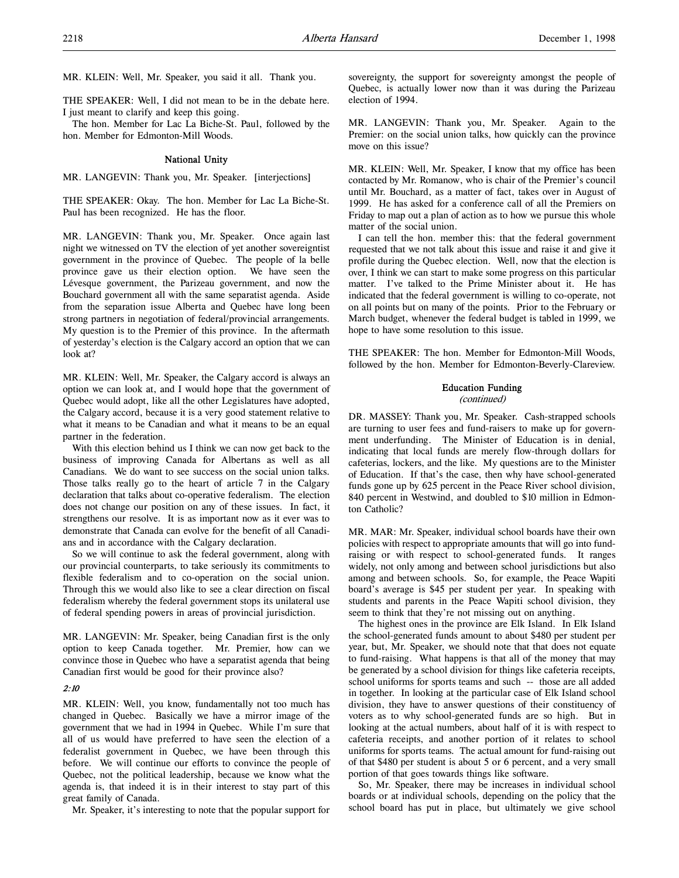MR. KLEIN: Well, Mr. Speaker, you said it all. Thank you.

THE SPEAKER: Well, I did not mean to be in the debate here. I just meant to clarify and keep this going.

The hon. Member for Lac La Biche-St. Paul, followed by the hon. Member for Edmonton-Mill Woods.

### National Unity

MR. LANGEVIN: Thank you, Mr. Speaker. [interjections]

THE SPEAKER: Okay. The hon. Member for Lac La Biche-St. Paul has been recognized. He has the floor.

MR. LANGEVIN: Thank you, Mr. Speaker. Once again last night we witnessed on TV the election of yet another sovereigntist government in the province of Quebec. The people of la belle province gave us their election option. We have seen the Lévesque government, the Parizeau government, and now the Bouchard government all with the same separatist agenda. Aside from the separation issue Alberta and Quebec have long been strong partners in negotiation of federal/provincial arrangements. My question is to the Premier of this province. In the aftermath of yesterday's election is the Calgary accord an option that we can look at?

MR. KLEIN: Well, Mr. Speaker, the Calgary accord is always an option we can look at, and I would hope that the government of Quebec would adopt, like all the other Legislatures have adopted, the Calgary accord, because it is a very good statement relative to what it means to be Canadian and what it means to be an equal partner in the federation.

With this election behind us I think we can now get back to the business of improving Canada for Albertans as well as all Canadians. We do want to see success on the social union talks. Those talks really go to the heart of article 7 in the Calgary declaration that talks about co-operative federalism. The election does not change our position on any of these issues. In fact, it strengthens our resolve. It is as important now as it ever was to demonstrate that Canada can evolve for the benefit of all Canadians and in accordance with the Calgary declaration.

So we will continue to ask the federal government, along with our provincial counterparts, to take seriously its commitments to flexible federalism and to co-operation on the social union. Through this we would also like to see a clear direction on fiscal federalism whereby the federal government stops its unilateral use of federal spending powers in areas of provincial jurisdiction.

MR. LANGEVIN: Mr. Speaker, being Canadian first is the only option to keep Canada together. Mr. Premier, how can we convince those in Quebec who have a separatist agenda that being Canadian first would be good for their province also?

*2:10*

MR. KLEIN: Well, you know, fundamentally not too much has changed in Quebec. Basically we have a mirror image of the government that we had in 1994 in Quebec. While I'm sure that all of us would have preferred to have seen the election of a federalist government in Quebec, we have been through this before. We will continue our efforts to convince the people of Quebec, not the political leadership, because we know what the agenda is, that indeed it is in their interest to stay part of this great family of Canada.

Mr. Speaker, it's interesting to note that the popular support for sovereignty, the support for sovereignty amongst the people of Quebec, is actually lower now than it was during the Parizeau election of 1994.

MR. LANGEVIN: Thank you, Mr. Speaker. Again to the Premier: on the social union talks, how quickly can the province move on this issue?

MR. KLEIN: Well, Mr. Speaker, I know that my office has been contacted by Mr. Romanow, who is chair of the Premier's council until Mr. Bouchard, as a matter of fact, takes over in August of 1999. He has asked for a conference call of all the Premiers on Friday to map out a plan of action as to how we pursue this whole matter of the social union.

I can tell the hon. member this: that the federal government requested that we not talk about this issue and raise it and give it profile during the Quebec election. Well, now that the election is over, I think we can start to make some progress on this particular matter. I've talked to the Prime Minister about it. He has indicated that the federal government is willing to co-operate, not on all points but on many of the points. Prior to the February or March budget, whenever the federal budget is tabled in 1999, we hope to have some resolution to this issue.

THE SPEAKER: The hon. Member for Edmonton-Mill Woods, followed by the hon. Member for Edmonton-Beverly-Clareview.

### Education Funding
*(continued)*

DR. MASSEY: Thank you, Mr. Speaker. Cash-strapped schools are turning to user fees and fund-raisers to make up for government underfunding. The Minister of Education is in denial, indicating that local funds are merely flow-through dollars for cafeterias, lockers, and the like. My questions are to the Minister of Education. If that's the case, then why have school-generated funds gone up by 625 percent in the Peace River school division, 840 percent in Westwind, and doubled to $10 million in Edmonton Catholic?

MR. MAR: Mr. Speaker, individual school boards have their own policies with respect to appropriate amounts that will go into fund-raising or with respect to school-generated funds. It ranges widely, not only among and between school jurisdictions but also among and between schools. So, for example, the Peace Wapiti board's average is $45 per student per year. In speaking with students and parents in the Peace Wapiti school division, they seem to think that they're not missing out on anything.

The highest ones in the province are Elk Island. In Elk Island the school-generated funds amount to about $480 per student per year, but, Mr. Speaker, we should note that that does not equate to fund-raising. What happens is that all of the money that may be generated by a school division for things like cafeteria receipts, school uniforms for sports teams and such -- those are all added in together. In looking at the particular case of Elk Island school division, they have to answer questions of their constituency of voters as to why school-generated funds are so high. But in looking at the actual numbers, about half of it is with respect to cafeteria receipts, and another portion of it relates to school uniforms for sports teams. The actual amount for fund-raising out of that $480 per student is about 5 or 6 percent, and a very small portion of that goes towards things like software.

So, Mr. Speaker, there may be increases in individual school boards or at individual schools, depending on the policy that the school board has put in place, but ultimately we give school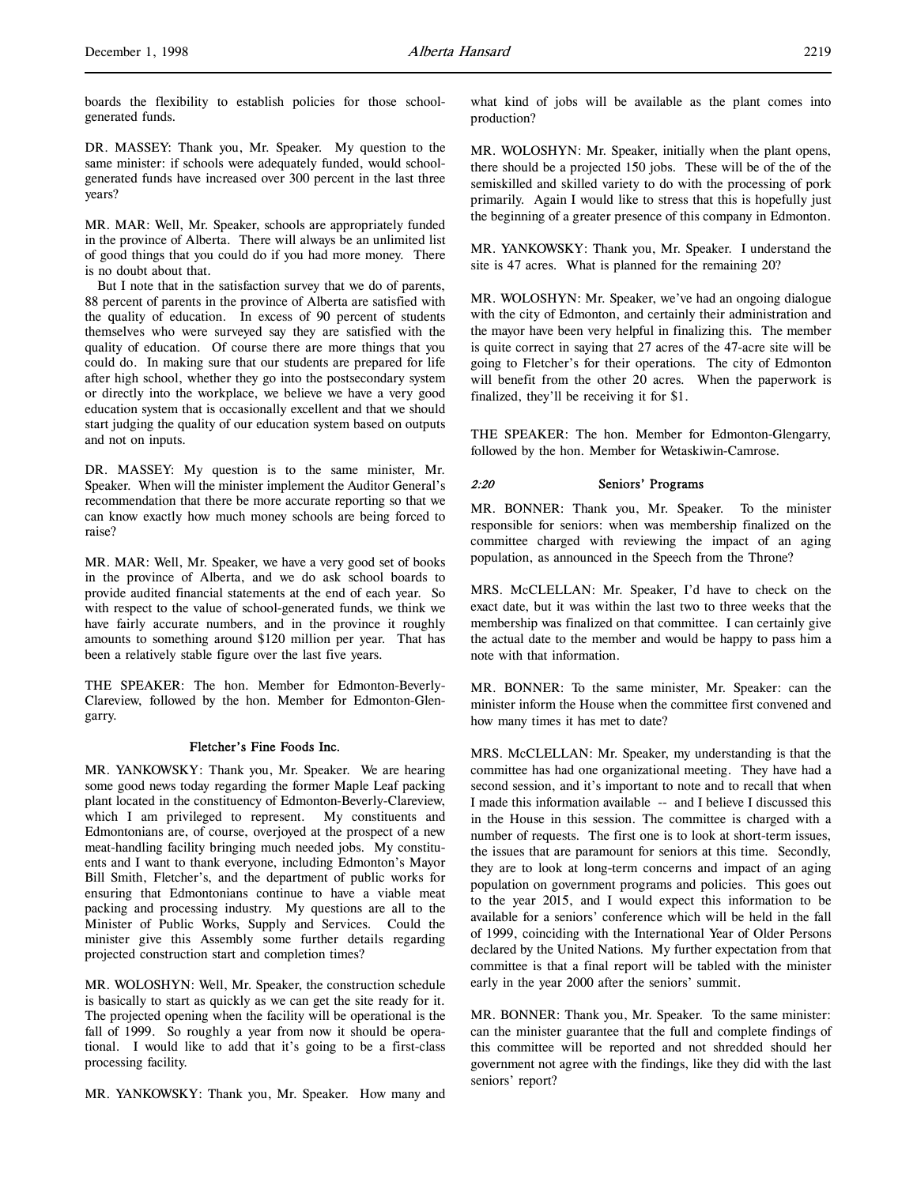boards the flexibility to establish policies for those school-generated funds.

DR. MASSEY: Thank you, Mr. Speaker. My question to the same minister: if schools were adequately funded, would school-generated funds have increased over 300 percent in the last three years?

MR. MAR: Well, Mr. Speaker, schools are appropriately funded in the province of Alberta. There will always be an unlimited list of good things that you could do if you had more money. There is no doubt about that.

But I note that in the satisfaction survey that we do of parents, 88 percent of parents in the province of Alberta are satisfied with the quality of education. In excess of 90 percent of students themselves who were surveyed say they are satisfied with the quality of education. Of course there are more things that you could do. In making sure that our students are prepared for life after high school, whether they go into the postsecondary system or directly into the workplace, we believe we have a very good education system that is occasionally excellent and that we should start judging the quality of our education system based on outputs and not on inputs.

DR. MASSEY: My question is to the same minister, Mr. Speaker. When will the minister implement the Auditor General's recommendation that there be more accurate reporting so that we can know exactly how much money schools are being forced to raise?

MR. MAR: Well, Mr. Speaker, we have a very good set of books in the province of Alberta, and we do ask school boards to provide audited financial statements at the end of each year. So with respect to the value of school-generated funds, we think we have fairly accurate numbers, and in the province it roughly amounts to something around $120 million per year. That has been a relatively stable figure over the last five years.

THE SPEAKER: The hon. Member for Edmonton-Beverly-Clareview, followed by the hon. Member for Edmonton-Glengarry.

### Fletcher's Fine Foods Inc.

MR. YANKOWSKY: Thank you, Mr. Speaker. We are hearing some good news today regarding the former Maple Leaf packing plant located in the constituency of Edmonton-Beverly-Clareview, which I am privileged to represent. My constituents and Edmontonians are, of course, overjoyed at the prospect of a new meat-handling facility bringing much needed jobs. My constituents and I want to thank everyone, including Edmonton's Mayor Bill Smith, Fletcher's, and the department of public works for ensuring that Edmontonians continue to have a viable meat packing and processing industry. My questions are all to the Minister of Public Works, Supply and Services. Could the minister give this Assembly some further details regarding projected construction start and completion times?

MR. WOLOSHYN: Well, Mr. Speaker, the construction schedule is basically to start as quickly as we can get the site ready for it. The projected opening when the facility will be operational is the fall of 1999. So roughly a year from now it should be operational. I would like to add that it's going to be a first-class processing facility.

MR. YANKOWSKY: Thank you, Mr. Speaker. How many and what kind of jobs will be available as the plant comes into production?

MR. WOLOSHYN: Mr. Speaker, initially when the plant opens, there should be a projected 150 jobs. These will be of the of the semiskilled and skilled variety to do with the processing of pork primarily. Again I would like to stress that this is hopefully just the beginning of a greater presence of this company in Edmonton.

MR. YANKOWSKY: Thank you, Mr. Speaker. I understand the site is 47 acres. What is planned for the remaining 20?

MR. WOLOSHYN: Mr. Speaker, we've had an ongoing dialogue with the city of Edmonton, and certainly their administration and the mayor have been very helpful in finalizing this. The member is quite correct in saying that 27 acres of the 47-acre site will be going to Fletcher's for their operations. The city of Edmonton will benefit from the other 20 acres. When the paperwork is finalized, they'll be receiving it for $1.

THE SPEAKER: The hon. Member for Edmonton-Glengarry, followed by the hon. Member for Wetaskiwin-Camrose.

### *2:20* Seniors' Programs

MR. BONNER: Thank you, Mr. Speaker. To the minister responsible for seniors: when was membership finalized on the committee charged with reviewing the impact of an aging population, as announced in the Speech from the Throne?

MRS. McCLELLAN: Mr. Speaker, I'd have to check on the exact date, but it was within the last two to three weeks that the membership was finalized on that committee. I can certainly give the actual date to the member and would be happy to pass him a note with that information.

MR. BONNER: To the same minister, Mr. Speaker: can the minister inform the House when the committee first convened and how many times it has met to date?

MRS. McCLELLAN: Mr. Speaker, my understanding is that the committee has had one organizational meeting. They have had a second session, and it's important to note and to recall that when I made this information available -- and I believe I discussed this in the House in this session. The committee is charged with a number of requests. The first one is to look at short-term issues, the issues that are paramount for seniors at this time. Secondly, they are to look at long-term concerns and impact of an aging population on government programs and policies. This goes out to the year 2015, and I would expect this information to be available for a seniors' conference which will be held in the fall of 1999, coinciding with the International Year of Older Persons declared by the United Nations. My further expectation from that committee is that a final report will be tabled with the minister early in the year 2000 after the seniors' summit.

MR. BONNER: Thank you, Mr. Speaker. To the same minister: can the minister guarantee that the full and complete findings of this committee will be reported and not shredded should her government not agree with the findings, like they did with the last seniors' report?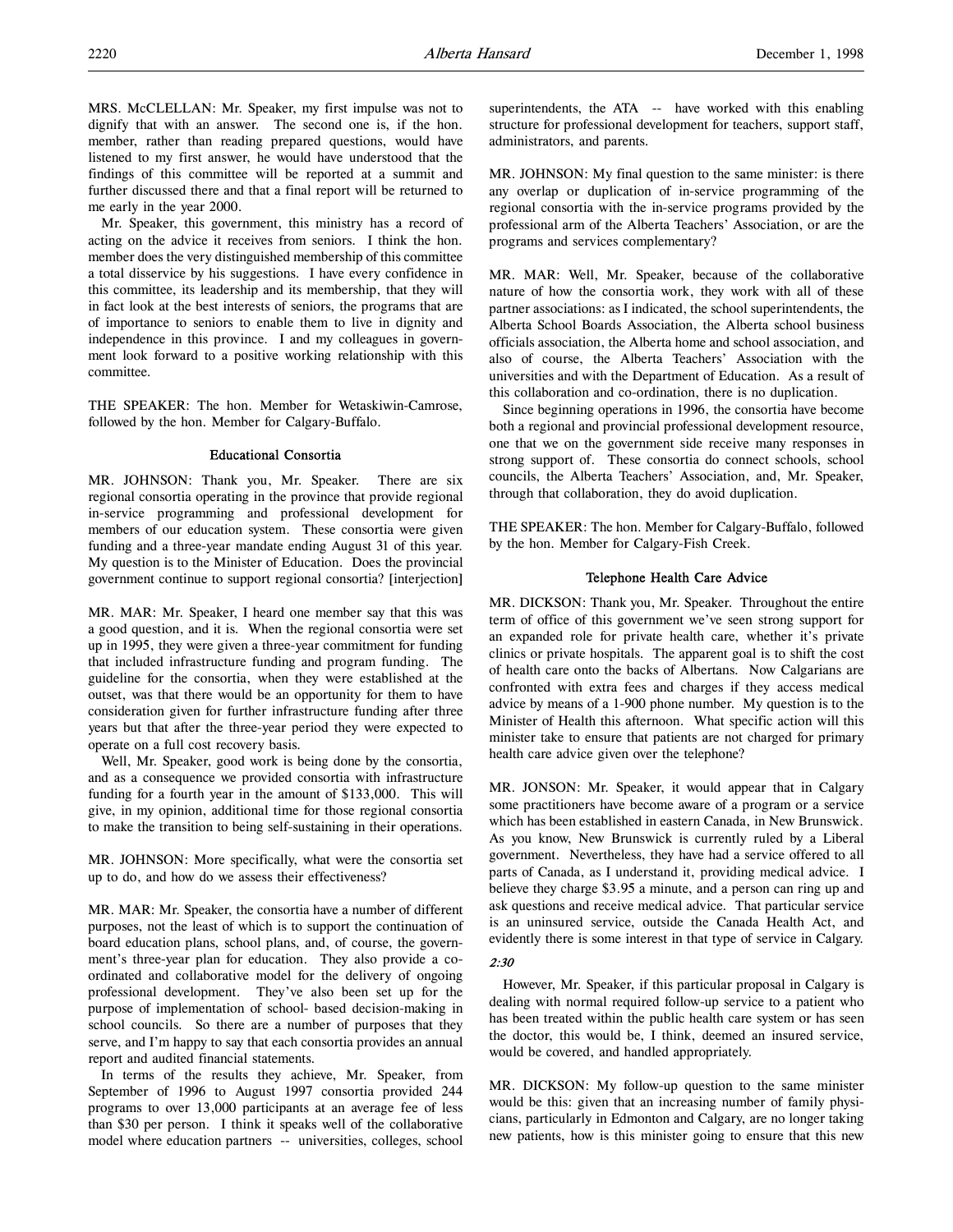MRS. McCLELLAN: Mr. Speaker, my first impulse was not to dignify that with an answer. The second one is, if the hon. member, rather than reading prepared questions, would have listened to my first answer, he would have understood that the findings of this committee will be reported at a summit and further discussed there and that a final report will be returned to me early in the year 2000.

Mr. Speaker, this government, this ministry has a record of acting on the advice it receives from seniors. I think the hon. member does the very distinguished membership of this committee a total disservice by his suggestions. I have every confidence in this committee, its leadership and its membership, that they will in fact look at the best interests of seniors, the programs that are of importance to seniors to enable them to live in dignity and independence in this province. I and my colleagues in government look forward to a positive working relationship with this committee.

THE SPEAKER: The hon. Member for Wetaskiwin-Camrose, followed by the hon. Member for Calgary-Buffalo.

### Educational Consortia

MR. JOHNSON: Thank you, Mr. Speaker. There are six regional consortia operating in the province that provide regional in-service programming and professional development for members of our education system. These consortia were given funding and a three-year mandate ending August 31 of this year. My question is to the Minister of Education. Does the provincial government continue to support regional consortia? [interjection]

MR. MAR: Mr. Speaker, I heard one member say that this was a good question, and it is. When the regional consortia were set up in 1995, they were given a three-year commitment for funding that included infrastructure funding and program funding. The guideline for the consortia, when they were established at the outset, was that there would be an opportunity for them to have consideration given for further infrastructure funding after three years but that after the three-year period they were expected to operate on a full cost recovery basis.

Well, Mr. Speaker, good work is being done by the consortia, and as a consequence we provided consortia with infrastructure funding for a fourth year in the amount of $133,000. This will give, in my opinion, additional time for those regional consortia to make the transition to being self-sustaining in their operations.

MR. JOHNSON: More specifically, what were the consortia set up to do, and how do we assess their effectiveness?

MR. MAR: Mr. Speaker, the consortia have a number of different purposes, not the least of which is to support the continuation of board education plans, school plans, and, of course, the government's three-year plan for education. They also provide a co-ordinated and collaborative model for the delivery of ongoing professional development. They've also been set up for the purpose of implementation of school- based decision-making in school councils. So there are a number of purposes that they serve, and I'm happy to say that each consortia provides an annual report and audited financial statements.

In terms of the results they achieve, Mr. Speaker, from September of 1996 to August 1997 consortia provided 244 programs to over 13,000 participants at an average fee of less than $30 per person. I think it speaks well of the collaborative model where education partners -- universities, colleges, school superintendents, the ATA -- have worked with this enabling structure for professional development for teachers, support staff, administrators, and parents.

MR. JOHNSON: My final question to the same minister: is there any overlap or duplication of in-service programming of the regional consortia with the in-service programs provided by the professional arm of the Alberta Teachers' Association, or are the programs and services complementary?

MR. MAR: Well, Mr. Speaker, because of the collaborative nature of how the consortia work, they work with all of these partner associations: as I indicated, the school superintendents, the Alberta School Boards Association, the Alberta school business officials association, the Alberta home and school association, and also of course, the Alberta Teachers' Association with the universities and with the Department of Education. As a result of this collaboration and co-ordination, there is no duplication.

Since beginning operations in 1996, the consortia have become both a regional and provincial professional development resource, one that we on the government side receive many responses in strong support of. These consortia do connect schools, school councils, the Alberta Teachers' Association, and, Mr. Speaker, through that collaboration, they do avoid duplication.

THE SPEAKER: The hon. Member for Calgary-Buffalo, followed by the hon. Member for Calgary-Fish Creek.

### Telephone Health Care Advice

MR. DICKSON: Thank you, Mr. Speaker. Throughout the entire term of office of this government we've seen strong support for an expanded role for private health care, whether it's private clinics or private hospitals. The apparent goal is to shift the cost of health care onto the backs of Albertans. Now Calgarians are confronted with extra fees and charges if they access medical advice by means of a 1-900 phone number. My question is to the Minister of Health this afternoon. What specific action will this minister take to ensure that patients are not charged for primary health care advice given over the telephone?

MR. JONSON: Mr. Speaker, it would appear that in Calgary some practitioners have become aware of a program or a service which has been established in eastern Canada, in New Brunswick. As you know, New Brunswick is currently ruled by a Liberal government. Nevertheless, they have had a service offered to all parts of Canada, as I understand it, providing medical advice. I believe they charge $3.95 a minute, and a person can ring up and ask questions and receive medical advice. That particular service is an uninsured service, outside the Canada Health Act, and evidently there is some interest in that type of service in Calgary.

*2:30*

However, Mr. Speaker, if this particular proposal in Calgary is dealing with normal required follow-up service to a patient who has been treated within the public health care system or has seen the doctor, this would be, I think, deemed an insured service, would be covered, and handled appropriately.

MR. DICKSON: My follow-up question to the same minister would be this: given that an increasing number of family physicians, particularly in Edmonton and Calgary, are no longer taking new patients, how is this minister going to ensure that this new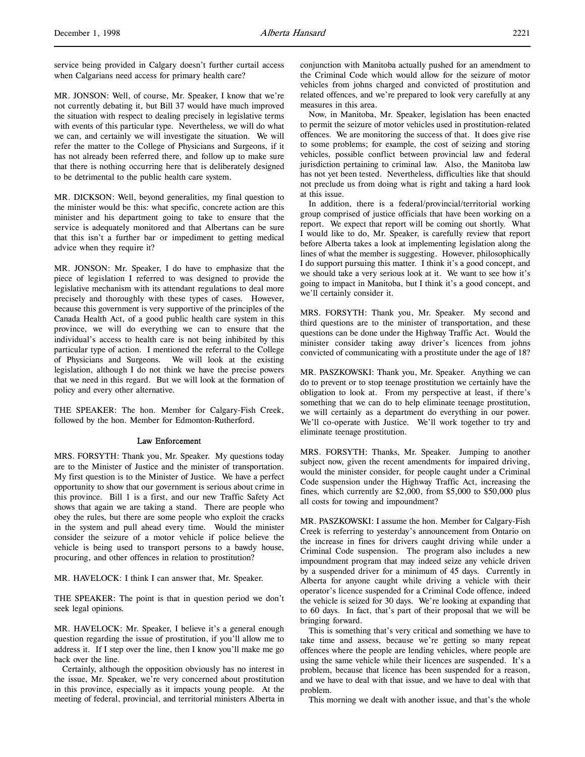service being provided in Calgary doesn't further curtail access when Calgarians need access for primary health care?

MR. JONSON: Well, of course, Mr. Speaker, I know that we're not currently debating it, but Bill 37 would have much improved the situation with respect to dealing precisely in legislative terms with events of this particular type. Nevertheless, we will do what we can, and certainly we will investigate the situation. We will refer the matter to the College of Physicians and Surgeons, if it has not already been referred there, and follow up to make sure that there is nothing occurring here that is deliberately designed to be detrimental to the public health care system.

MR. DICKSON: Well, beyond generalities, my final question to the minister would be this: what specific, concrete action are this minister and his department going to take to ensure that the service is adequately monitored and that Albertans can be sure that this isn't a further bar or impediment to getting medical advice when they require it?

MR. JONSON: Mr. Speaker, I do have to emphasize that the piece of legislation I referred to was designed to provide the legislative mechanism with its attendant regulations to deal more precisely and thoroughly with these types of cases. However, because this government is very supportive of the principles of the Canada Health Act, of a good public health care system in this province, we will do everything we can to ensure that the individual's access to health care is not being inhibited by this particular type of action. I mentioned the referral to the College of Physicians and Surgeons. We will look at the existing legislation, although I do not think we have the precise powers that we need in this regard. But we will look at the formation of policy and every other alternative.

THE SPEAKER: The hon. Member for Calgary-Fish Creek, followed by the hon. Member for Edmonton-Rutherford.

### Law Enforcement

MRS. FORSYTH: Thank you, Mr. Speaker. My questions today are to the Minister of Justice and the minister of transportation. My first question is to the Minister of Justice. We have a perfect opportunity to show that our government is serious about crime in this province. Bill 1 is a first, and our new Traffic Safety Act shows that again we are taking a stand. There are people who obey the rules, but there are some people who exploit the cracks in the system and pull ahead every time. Would the minister consider the seizure of a motor vehicle if police believe the vehicle is being used to transport persons to a bawdy house, procuring, and other offences in relation to prostitution?

MR. HAVELOCK: I think I can answer that, Mr. Speaker.

THE SPEAKER: The point is that in question period we don't seek legal opinions.

MR. HAVELOCK: Mr. Speaker, I believe it's a general enough question regarding the issue of prostitution, if you'll allow me to address it. If I step over the line, then I know you'll make me go back over the line.

Certainly, although the opposition obviously has no interest in the issue, Mr. Speaker, we're very concerned about prostitution in this province, especially as it impacts young people. At the meeting of federal, provincial, and territorial ministers Alberta in conjunction with Manitoba actually pushed for an amendment to the Criminal Code which would allow for the seizure of motor vehicles from johns charged and convicted of prostitution and related offences, and we're prepared to look very carefully at any measures in this area.

Now, in Manitoba, Mr. Speaker, legislation has been enacted to permit the seizure of motor vehicles used in prostitution-related offences. We are monitoring the success of that. It does give rise to some problems; for example, the cost of seizing and storing vehicles, possible conflict between provincial law and federal jurisdiction pertaining to criminal law. Also, the Manitoba law has not yet been tested. Nevertheless, difficulties like that should not preclude us from doing what is right and taking a hard look at this issue.

In addition, there is a federal/provincial/territorial working group comprised of justice officials that have been working on a report. We expect that report will be coming out shortly. What I would like to do, Mr. Speaker, is carefully review that report before Alberta takes a look at implementing legislation along the lines of what the member is suggesting. However, philosophically I do support pursuing this matter. I think it's a good concept, and we should take a very serious look at it. We want to see how it's going to impact in Manitoba, but I think it's a good concept, and we'll certainly consider it.

MRS. FORSYTH: Thank you, Mr. Speaker. My second and third questions are to the minister of transportation, and these questions can be done under the Highway Traffic Act. Would the minister consider taking away driver's licences from johns convicted of communicating with a prostitute under the age of 18?

MR. PASZKOWSKI: Thank you, Mr. Speaker. Anything we can do to prevent or to stop teenage prostitution we certainly have the obligation to look at. From my perspective at least, if there's something that we can do to help eliminate teenage prostitution, we will certainly as a department do everything in our power. We'll co-operate with Justice. We'll work together to try and eliminate teenage prostitution.

MRS. FORSYTH: Thanks, Mr. Speaker. Jumping to another subject now, given the recent amendments for impaired driving, would the minister consider, for people caught under a Criminal Code suspension under the Highway Traffic Act, increasing the fines, which currently are $2,000, from $5,000 to $50,000 plus all costs for towing and impoundment?

MR. PASZKOWSKI: I assume the hon. Member for Calgary-Fish Creek is referring to yesterday's announcement from Ontario on the increase in fines for drivers caught driving while under a Criminal Code suspension. The program also includes a new impoundment program that may indeed seize any vehicle driven by a suspended driver for a minimum of 45 days. Currently in Alberta for anyone caught while driving a vehicle with their operator's licence suspended for a Criminal Code offence, indeed the vehicle is seized for 30 days. We're looking at expanding that to 60 days. In fact, that's part of their proposal that we will be bringing forward.

This is something that's very critical and something we have to take time and assess, because we're getting so many repeat offences where the people are lending vehicles, where people are using the same vehicle while their licences are suspended. It's a problem, because that licence has been suspended for a reason, and we have to deal with that issue, and we have to deal with that problem.

This morning we dealt with another issue, and that's the whole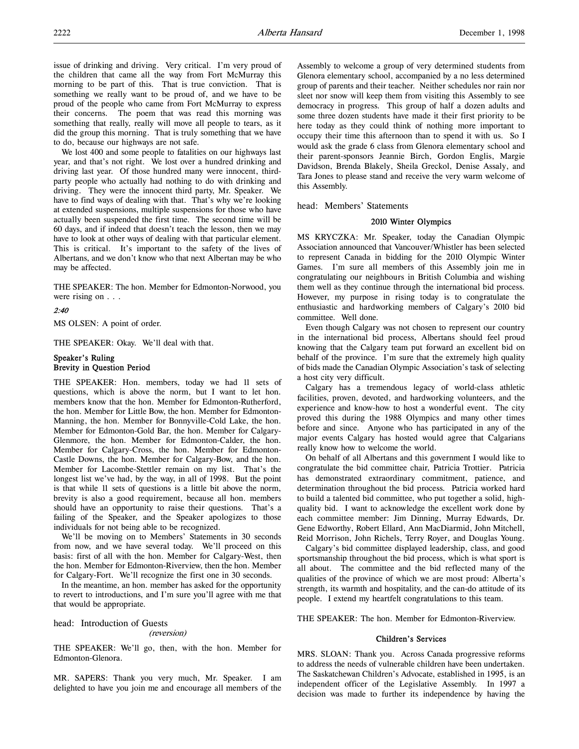issue of drinking and driving. Very critical. I'm very proud of the children that came all the way from Fort McMurray this morning to be part of this. That is true conviction. That is something we really want to be proud of, and we have to be proud of the people who came from Fort McMurray to express their concerns. The poem that was read this morning was something that really, really will move all people to tears, as it did the group this morning. That is truly something that we have to do, because our highways are not safe.

We lost 400 and some people to fatalities on our highways last year, and that's not right. We lost over a hundred drinking and driving last year. Of those hundred many were innocent, third-party people who actually had nothing to do with drinking and driving. They were the innocent third party, Mr. Speaker. We have to find ways of dealing with that. That's why we're looking at extended suspensions, multiple suspensions for those who have actually been suspended the first time. The second time will be 60 days, and if indeed that doesn't teach the lesson, then we may have to look at other ways of dealing with that particular element. This is critical. It's important to the safety of the lives of Albertans, and we don't know who that next Albertan may be who may be affected.

THE SPEAKER: The hon. Member for Edmonton-Norwood, you were rising on . . .

*2:40*

MS OLSEN: A point of order.

THE SPEAKER: Okay. We'll deal with that.

**Speaker's Ruling**
**Brevity in Question Period**

THE SPEAKER: Hon. members, today we had 11 sets of questions, which is above the norm, but I want to let hon. members know that the hon. Member for Edmonton-Rutherford, the hon. Member for Little Bow, the hon. Member for Edmonton-Manning, the hon. Member for Bonnyville-Cold Lake, the hon. Member for Edmonton-Gold Bar, the hon. Member for Calgary-Glenmore, the hon. Member for Edmonton-Calder, the hon. Member for Calgary-Cross, the hon. Member for Edmonton-Castle Downs, the hon. Member for Calgary-Bow, and the hon. Member for Lacombe-Stettler remain on my list. That's the longest list we've had, by the way, in all of 1998. But the point is that while 11 sets of questions is a little bit above the norm, brevity is also a good requirement, because all hon. members should have an opportunity to raise their questions. That's a failing of the Speaker, and the Speaker apologizes to those individuals for not being able to be recognized.

We'll be moving on to Members' Statements in 30 seconds from now, and we have several today. We'll proceed on this basis: first of all with the hon. Member for Calgary-West, then the hon. Member for Edmonton-Riverview, then the hon. Member for Calgary-Fort. We'll recognize the first one in 30 seconds.

In the meantime, an hon. member has asked for the opportunity to revert to introductions, and I'm sure you'll agree with me that that would be appropriate.

head: Introduction of Guests
*(reversion)*

THE SPEAKER: We'll go, then, with the hon. Member for Edmonton-Glenora.

MR. SAPERS: Thank you very much, Mr. Speaker. I am delighted to have you join me and encourage all members of the Assembly to welcome a group of very determined students from Glenora elementary school, accompanied by a no less determined group of parents and their teacher. Neither schedules nor rain nor sleet nor snow will keep them from visiting this Assembly to see democracy in progress. This group of half a dozen adults and some three dozen students have made it their first priority to be here today as they could think of nothing more important to occupy their time this afternoon than to spend it with us. So I would ask the grade 6 class from Glenora elementary school and their parent-sponsors Jeannie Birch, Gordon Englis, Margie Davidson, Brenda Blakely, Sheila Greckol, Denise Assaly, and Tara Jones to please stand and receive the very warm welcome of this Assembly.

head: Members' Statements

**2010 Winter Olympics**

MS KRYCZKA: Mr. Speaker, today the Canadian Olympic Association announced that Vancouver/Whistler has been selected to represent Canada in bidding for the 2010 Olympic Winter Games. I'm sure all members of this Assembly join me in congratulating our neighbours in British Columbia and wishing them well as they continue through the international bid process. However, my purpose in rising today is to congratulate the enthusiastic and hardworking members of Calgary's 2010 bid committee. Well done.

Even though Calgary was not chosen to represent our country in the international bid process, Albertans should feel proud knowing that the Calgary team put forward an excellent bid on behalf of the province. I'm sure that the extremely high quality of bids made the Canadian Olympic Association's task of selecting a host city very difficult.

Calgary has a tremendous legacy of world-class athletic facilities, proven, devoted, and hardworking volunteers, and the experience and know-how to host a wonderful event. The city proved this during the 1988 Olympics and many other times before and since. Anyone who has participated in any of the major events Calgary has hosted would agree that Calgarians really know how to welcome the world.

On behalf of all Albertans and this government I would like to congratulate the bid committee chair, Patricia Trottier. Patricia has demonstrated extraordinary commitment, patience, and determination throughout the bid process. Patricia worked hard to build a talented bid committee, who put together a solid, high-quality bid. I want to acknowledge the excellent work done by each committee member: Jim Dinning, Murray Edwards, Dr. Gene Edworthy, Robert Ellard, Ann MacDiarmid, John Mitchell, Reid Morrison, John Richels, Terry Royer, and Douglas Young.

Calgary's bid committee displayed leadership, class, and good sportsmanship throughout the bid process, which is what sport is all about. The committee and the bid reflected many of the qualities of the province of which we are most proud: Alberta's strength, its warmth and hospitality, and the can-do attitude of its people. I extend my heartfelt congratulations to this team.

THE SPEAKER: The hon. Member for Edmonton-Riverview.

**Children's Services**

MRS. SLOAN: Thank you. Across Canada progressive reforms to address the needs of vulnerable children have been undertaken. The Saskatchewan Children's Advocate, established in 1995, is an independent officer of the Legislative Assembly. In 1997 a decision was made to further its independence by having the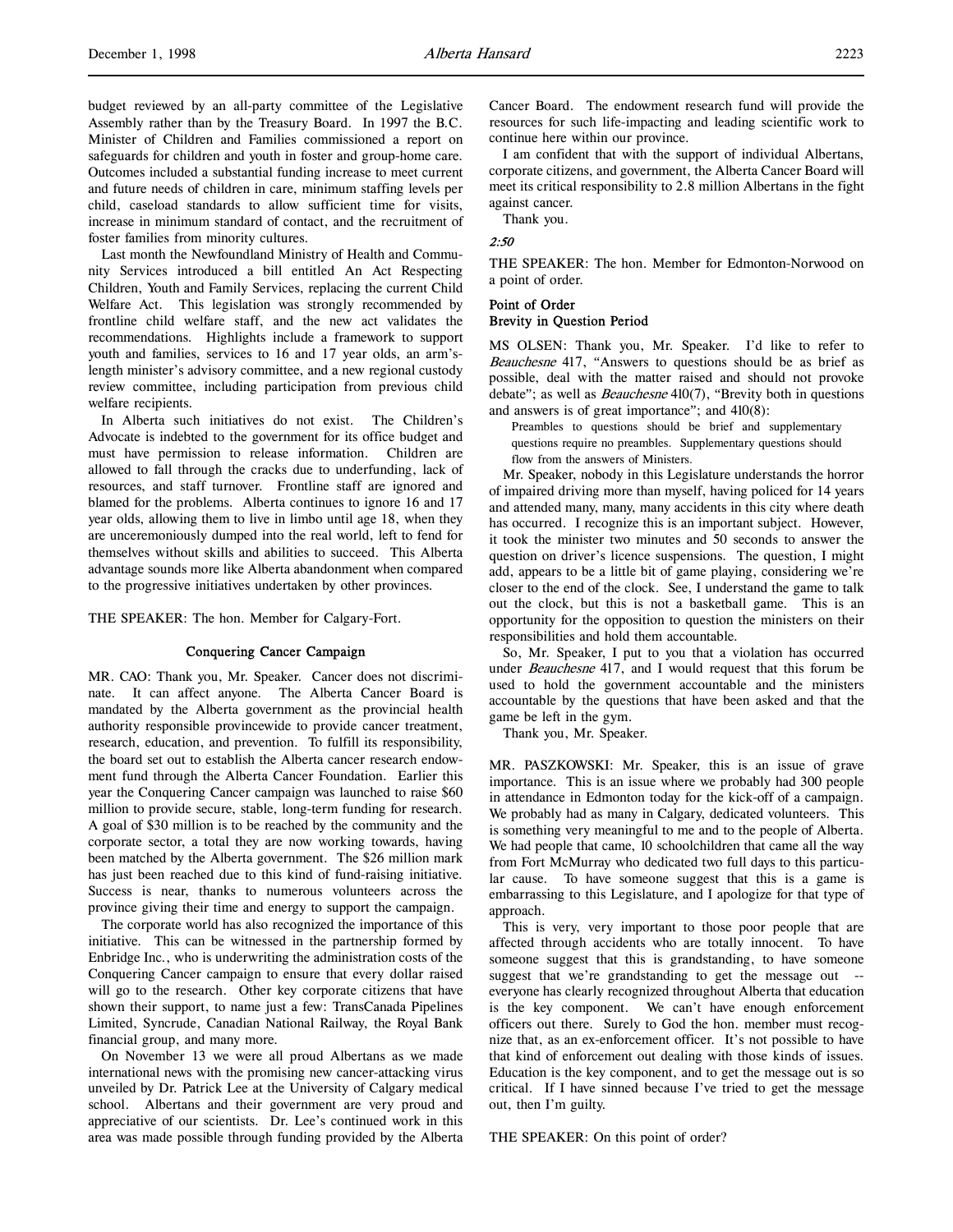budget reviewed by an all-party committee of the Legislative Assembly rather than by the Treasury Board. In 1997 the B.C. Minister of Children and Families commissioned a report on safeguards for children and youth in foster and group-home care. Outcomes included a substantial funding increase to meet current and future needs of children in care, minimum staffing levels per child, caseload standards to allow sufficient time for visits, increase in minimum standard of contact, and the recruitment of foster families from minority cultures.

Last month the Newfoundland Ministry of Health and Community Services introduced a bill entitled An Act Respecting Children, Youth and Family Services, replacing the current Child Welfare Act. This legislation was strongly recommended by frontline child welfare staff, and the new act validates the recommendations. Highlights include a framework to support youth and families, services to 16 and 17 year olds, an arm's-length minister's advisory committee, and a new regional custody review committee, including participation from previous child welfare recipients.

In Alberta such initiatives do not exist. The Children's Advocate is indebted to the government for its office budget and must have permission to release information. Children are allowed to fall through the cracks due to underfunding, lack of resources, and staff turnover. Frontline staff are ignored and blamed for the problems. Alberta continues to ignore 16 and 17 year olds, allowing them to live in limbo until age 18, when they are unceremoniously dumped into the real world, left to fend for themselves without skills and abilities to succeed. This Alberta advantage sounds more like Alberta abandonment when compared to the progressive initiatives undertaken by other provinces.

THE SPEAKER: The hon. Member for Calgary-Fort.

## Conquering Cancer Campaign

MR. CAO: Thank you, Mr. Speaker. Cancer does not discriminate. It can affect anyone. The Alberta Cancer Board is mandated by the Alberta government as the provincial health authority responsible provincewide to provide cancer treatment, research, education, and prevention. To fulfill its responsibility, the board set out to establish the Alberta cancer research endowment fund through the Alberta Cancer Foundation. Earlier this year the Conquering Cancer campaign was launched to raise $60 million to provide secure, stable, long-term funding for research. A goal of $30 million is to be reached by the community and the corporate sector, a total they are now working towards, having been matched by the Alberta government. The $26 million mark has just been reached due to this kind of fund-raising initiative. Success is near, thanks to numerous volunteers across the province giving their time and energy to support the campaign.

The corporate world has also recognized the importance of this initiative. This can be witnessed in the partnership formed by Enbridge Inc., who is underwriting the administration costs of the Conquering Cancer campaign to ensure that every dollar raised will go to the research. Other key corporate citizens that have shown their support, to name just a few: TransCanada Pipelines Limited, Syncrude, Canadian National Railway, the Royal Bank financial group, and many more.

On November 13 we were all proud Albertans as we made international news with the promising new cancer-attacking virus unveiled by Dr. Patrick Lee at the University of Calgary medical school. Albertans and their government are very proud and appreciative of our scientists. Dr. Lee's continued work in this area was made possible through funding provided by the Alberta Cancer Board. The endowment research fund will provide the resources for such life-impacting and leading scientific work to continue here within our province.

I am confident that with the support of individual Albertans, corporate citizens, and government, the Alberta Cancer Board will meet its critical responsibility to 2.8 million Albertans in the fight against cancer.

Thank you.

*2:50*

THE SPEAKER: The hon. Member for Edmonton-Norwood on a point of order.

### Point of Order
### Brevity in Question Period

MS OLSEN: Thank you, Mr. Speaker. I'd like to refer to *Beauchesne* 417, "Answers to questions should be as brief as possible, deal with the matter raised and should not provoke debate"; as well as *Beauchesne* 410(7), "Brevity both in questions and answers is of great importance"; and 410(8):

> Preambles to questions should be brief and supplementary questions require no preambles. Supplementary questions should flow from the answers of Ministers.

Mr. Speaker, nobody in this Legislature understands the horror of impaired driving more than myself, having policed for 14 years and attended many, many, many accidents in this city where death has occurred. I recognize this is an important subject. However, it took the minister two minutes and 50 seconds to answer the question on driver's licence suspensions. The question, I might add, appears to be a little bit of game playing, considering we're closer to the end of the clock. See, I understand the game to talk out the clock, but this is not a basketball game. This is an opportunity for the opposition to question the ministers on their responsibilities and hold them accountable.

So, Mr. Speaker, I put to you that a violation has occurred under *Beauchesne* 417, and I would request that this forum be used to hold the government accountable and the ministers accountable by the questions that have been asked and that the game be left in the gym.

Thank you, Mr. Speaker.

MR. PASZKOWSKI: Mr. Speaker, this is an issue of grave importance. This is an issue where we probably had 300 people in attendance in Edmonton today for the kick-off of a campaign. We probably had as many in Calgary, dedicated volunteers. This is something very meaningful to me and to the people of Alberta. We had people that came, 10 schoolchildren that came all the way from Fort McMurray who dedicated two full days to this particular cause. To have someone suggest that this is a game is embarrassing to this Legislature, and I apologize for that type of approach.

This is very, very important to those poor people that are affected through accidents who are totally innocent. To have someone suggest that this is grandstanding, to have someone suggest that we're grandstanding to get the message out -- everyone has clearly recognized throughout Alberta that education is the key component. We can't have enough enforcement officers out there. Surely to God the hon. member must recognize that, as an ex-enforcement officer. It's not possible to have that kind of enforcement out dealing with those kinds of issues. Education is the key component, and to get the message out is so critical. If I have sinned because I've tried to get the message out, then I'm guilty.

THE SPEAKER: On this point of order?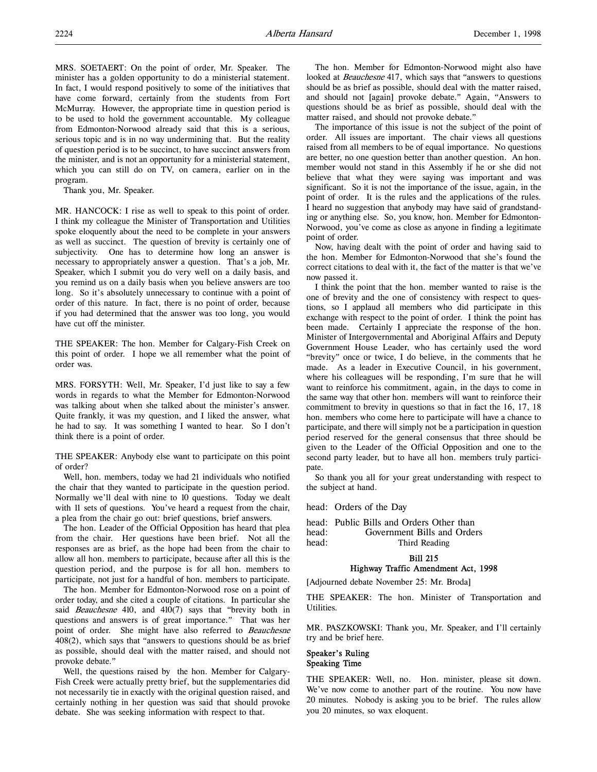MRS. SOETAERT: On the point of order, Mr. Speaker. The minister has a golden opportunity to do a ministerial statement. In fact, I would respond positively to some of the initiatives that have come forward, certainly from the students from Fort McMurray. However, the appropriate time in question period is to be used to hold the government accountable. My colleague from Edmonton-Norwood already said that this is a serious, serious topic and is in no way undermining that. But the reality of question period is to be succinct, to have succinct answers from the minister, and is not an opportunity for a ministerial statement, which you can still do on TV, on camera, earlier on in the program.

Thank you, Mr. Speaker.

MR. HANCOCK: I rise as well to speak to this point of order. I think my colleague the Minister of Transportation and Utilities spoke eloquently about the need to be complete in your answers as well as succinct. The question of brevity is certainly one of subjectivity. One has to determine how long an answer is necessary to appropriately answer a question. That's a job, Mr. Speaker, which I submit you do very well on a daily basis, and you remind us on a daily basis when you believe answers are too long. So it's absolutely unnecessary to continue with a point of order of this nature. In fact, there is no point of order, because if you had determined that the answer was too long, you would have cut off the minister.

THE SPEAKER: The hon. Member for Calgary-Fish Creek on this point of order. I hope we all remember what the point of order was.

MRS. FORSYTH: Well, Mr. Speaker, I'd just like to say a few words in regards to what the Member for Edmonton-Norwood was talking about when she talked about the minister's answer. Quite frankly, it was my question, and I liked the answer, what he had to say. It was something I wanted to hear. So I don't think there is a point of order.

THE SPEAKER: Anybody else want to participate on this point of order?

Well, hon. members, today we had 21 individuals who notified the chair that they wanted to participate in the question period. Normally we'll deal with nine to 10 questions. Today we dealt with 11 sets of questions. You've heard a request from the chair, a plea from the chair go out: brief questions, brief answers.

The hon. Leader of the Official Opposition has heard that plea from the chair. Her questions have been brief. Not all the responses are as brief, as the hope had been from the chair to allow all hon. members to participate, because after all this is the question period, and the purpose is for all hon. members to participate, not just for a handful of hon. members to participate.

The hon. Member for Edmonton-Norwood rose on a point of order today, and she cited a couple of citations. In particular she said *Beauchesne* 410, and 410(7) says that "brevity both in questions and answers is of great importance." That was her point of order. She might have also referred to *Beauchesne* 408(2), which says that "answers to questions should be as brief as possible, should deal with the matter raised, and should not provoke debate."

Well, the questions raised by the hon. Member for Calgary-Fish Creek were actually pretty brief, but the supplementaries did not necessarily tie in exactly with the original question raised, and certainly nothing in her question was said that should provoke debate. She was seeking information with respect to that.

The hon. Member for Edmonton-Norwood might also have looked at *Beauchesne* 417, which says that "answers to questions should be as brief as possible, should deal with the matter raised, and should not [again] provoke debate." Again, "Answers to questions should be as brief as possible, should deal with the matter raised, and should not provoke debate."

The importance of this issue is not the subject of the point of order. All issues are important. The chair views all questions raised from all members to be of equal importance. No questions are better, no one question better than another question. An hon. member would not stand in this Assembly if he or she did not believe that what they were saying was important and was significant. So it is not the importance of the issue, again, in the point of order. It is the rules and the applications of the rules. I heard no suggestion that anybody may have said of grandstanding or anything else. So, you know, hon. Member for Edmonton-Norwood, you've come as close as anyone in finding a legitimate point of order.

Now, having dealt with the point of order and having said to the hon. Member for Edmonton-Norwood that she's found the correct citations to deal with it, the fact of the matter is that we've now passed it.

I think the point that the hon. member wanted to raise is the one of brevity and the one of consistency with respect to questions, so I applaud all members who did participate in this exchange with respect to the point of order. I think the point has been made. Certainly I appreciate the response of the hon. Minister of Intergovernmental and Aboriginal Affairs and Deputy Government House Leader, who has certainly used the word "brevity" once or twice, I do believe, in the comments that he made. As a leader in Executive Council, in his government, where his colleagues will be responding, I'm sure that he will want to reinforce his commitment, again, in the days to come in the same way that other hon. members will want to reinforce their commitment to brevity in questions so that in fact the 16, 17, 18 hon. members who come here to participate will have a chance to participate, and there will simply not be a participation in question period reserved for the general consensus that three should be given to the Leader of the Official Opposition and one to the second party leader, but to have all hon. members truly participate.

So thank you all for your great understanding with respect to the subject at hand.

head: Orders of the Day

head: Public Bills and Orders Other than
head: Government Bills and Orders
head: Third Reading

**Bill 215**
**Highway Traffic Amendment Act, 1998**

[Adjourned debate November 25: Mr. Broda]

THE SPEAKER: The hon. Minister of Transportation and Utilities.

MR. PASZKOWSKI: Thank you, Mr. Speaker, and I'll certainly try and be brief here.

**Speaker's Ruling**
**Speaking Time**

THE SPEAKER: Well, no. Hon. minister, please sit down. We've now come to another part of the routine. You now have 20 minutes. Nobody is asking you to be brief. The rules allow you 20 minutes, so wax eloquent.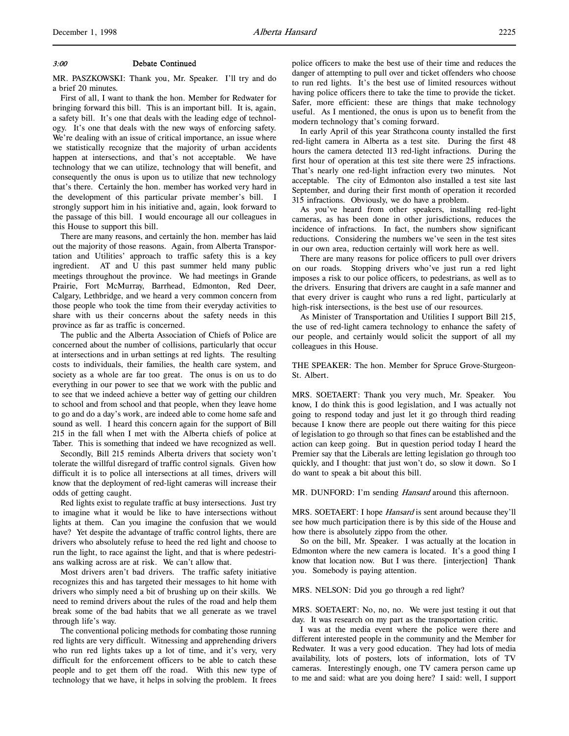*3:00* **Debate Continued**

MR. PASZKOWSKI: Thank you, Mr. Speaker. I'll try and do a brief 20 minutes.

First of all, I want to thank the hon. Member for Redwater for bringing forward this bill. This is an important bill. It is, again, a safety bill. It's one that deals with the leading edge of technology. It's one that deals with the new ways of enforcing safety. We're dealing with an issue of critical importance, an issue where we statistically recognize that the majority of urban accidents happen at intersections, and that's not acceptable. We have technology that we can utilize, technology that will benefit, and consequently the onus is upon us to utilize that new technology that's there. Certainly the hon. member has worked very hard in the development of this particular private member's bill. I strongly support him in his initiative and, again, look forward to the passage of this bill. I would encourage all our colleagues in this House to support this bill.

There are many reasons, and certainly the hon. member has laid out the majority of those reasons. Again, from Alberta Transportation and Utilities' approach to traffic safety this is a key ingredient. AT and U this past summer held many public meetings throughout the province. We had meetings in Grande Prairie, Fort McMurray, Barrhead, Edmonton, Red Deer, Calgary, Lethbridge, and we heard a very common concern from those people who took the time from their everyday activities to share with us their concerns about the safety needs in this province as far as traffic is concerned.

The public and the Alberta Association of Chiefs of Police are concerned about the number of collisions, particularly that occur at intersections and in urban settings at red lights. The resulting costs to individuals, their families, the health care system, and society as a whole are far too great. The onus is on us to do everything in our power to see that we work with the public and to see that we indeed achieve a better way of getting our children to school and from school and that people, when they leave home to go and do a day's work, are indeed able to come home safe and sound as well. I heard this concern again for the support of Bill 215 in the fall when I met with the Alberta chiefs of police at Taber. This is something that indeed we have recognized as well.

Secondly, Bill 215 reminds Alberta drivers that society won't tolerate the willful disregard of traffic control signals. Given how difficult it is to police all intersections at all times, drivers will know that the deployment of red-light cameras will increase their odds of getting caught.

Red lights exist to regulate traffic at busy intersections. Just try to imagine what it would be like to have intersections without lights at them. Can you imagine the confusion that we would have? Yet despite the advantage of traffic control lights, there are drivers who absolutely refuse to heed the red light and choose to run the light, to race against the light, and that is where pedestrians walking across are at risk. We can't allow that.

Most drivers aren't bad drivers. The traffic safety initiative recognizes this and has targeted their messages to hit home with drivers who simply need a bit of brushing up on their skills. We need to remind drivers about the rules of the road and help them break some of the bad habits that we all generate as we travel through life's way.

The conventional policing methods for combating those running red lights are very difficult. Witnessing and apprehending drivers who run red lights takes up a lot of time, and it's very, very difficult for the enforcement officers to be able to catch these people and to get them off the road. With this new type of technology that we have, it helps in solving the problem. It frees police officers to make the best use of their time and reduces the danger of attempting to pull over and ticket offenders who choose to run red lights. It's the best use of limited resources without having police officers there to take the time to provide the ticket. Safer, more efficient: these are things that make technology useful. As I mentioned, the onus is upon us to benefit from the modern technology that's coming forward.

In early April of this year Strathcona county installed the first red-light camera in Alberta as a test site. During the first 48 hours the camera detected 113 red-light infractions. During the first hour of operation at this test site there were 25 infractions. That's nearly one red-light infraction every two minutes. Not acceptable. The city of Edmonton also installed a test site last September, and during their first month of operation it recorded 315 infractions. Obviously, we do have a problem.

As you've heard from other speakers, installing red-light cameras, as has been done in other jurisdictions, reduces the incidence of infractions. In fact, the numbers show significant reductions. Considering the numbers we've seen in the test sites in our own area, reduction certainly will work here as well.

There are many reasons for police officers to pull over drivers on our roads. Stopping drivers who've just run a red light imposes a risk to our police officers, to pedestrians, as well as to the drivers. Ensuring that drivers are caught in a safe manner and that every driver is caught who runs a red light, particularly at high-risk intersections, is the best use of our resources.

As Minister of Transportation and Utilities I support Bill 215, the use of red-light camera technology to enhance the safety of our people, and certainly would solicit the support of all my colleagues in this House.

THE SPEAKER: The hon. Member for Spruce Grove-Sturgeon-St. Albert.

MRS. SOETAERT: Thank you very much, Mr. Speaker. You know, I do think this is good legislation, and I was actually not going to respond today and just let it go through third reading because I know there are people out there waiting for this piece of legislation to go through so that fines can be established and the action can keep going. But in question period today I heard the Premier say that the Liberals are letting legislation go through too quickly, and I thought: that just won't do, so slow it down. So I do want to speak a bit about this bill.

MR. DUNFORD: I'm sending *Hansard* around this afternoon.

MRS. SOETAERT: I hope *Hansard* is sent around because they'll see how much participation there is by this side of the House and how there is absolutely zippo from the other.

So on the bill, Mr. Speaker. I was actually at the location in Edmonton where the new camera is located. It's a good thing I know that location now. But I was there. [interjection] Thank you. Somebody is paying attention.

MRS. NELSON: Did you go through a red light?

MRS. SOETAERT: No, no, no. We were just testing it out that day. It was research on my part as the transportation critic.

I was at the media event where the police were there and different interested people in the community and the Member for Redwater. It was a very good education. They had lots of media availability, lots of posters, lots of information, lots of TV cameras. Interestingly enough, one TV camera person came up to me and said: what are you doing here? I said: well, I support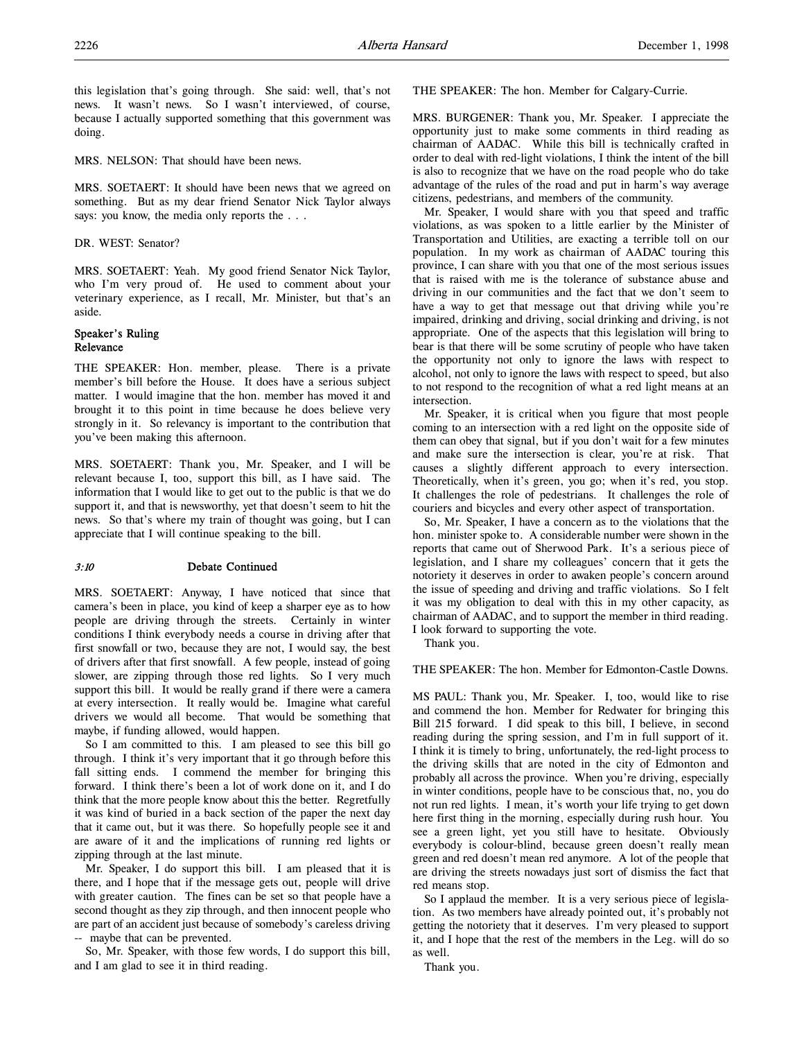this legislation that's going through. She said: well, that's not news. It wasn't news. So I wasn't interviewed, of course, because I actually supported something that this government was doing.

MRS. NELSON: That should have been news.

MRS. SOETAERT: It should have been news that we agreed on something. But as my dear friend Senator Nick Taylor always says: you know, the media only reports the . . .

DR. WEST: Senator?

MRS. SOETAERT: Yeah. My good friend Senator Nick Taylor, who I'm very proud of. He used to comment about your veterinary experience, as I recall, Mr. Minister, but that's an aside.

### Speaker's Ruling
### Relevance

THE SPEAKER: Hon. member, please. There is a private member's bill before the House. It does have a serious subject matter. I would imagine that the hon. member has moved it and brought it to this point in time because he does believe very strongly in it. So relevancy is important to the contribution that you've been making this afternoon.

MRS. SOETAERT: Thank you, Mr. Speaker, and I will be relevant because I, too, support this bill, as I have said. The information that I would like to get out to the public is that we do support it, and that is newsworthy, yet that doesn't seem to hit the news. So that's where my train of thought was going, but I can appreciate that I will continue speaking to the bill.

### *3:10* Debate Continued

MRS. SOETAERT: Anyway, I have noticed that since that camera's been in place, you kind of keep a sharper eye as to how people are driving through the streets. Certainly in winter conditions I think everybody needs a course in driving after that first snowfall or two, because they are not, I would say, the best of drivers after that first snowfall. A few people, instead of going slower, are zipping through those red lights. So I very much support this bill. It would be really grand if there were a camera at every intersection. It really would be. Imagine what careful drivers we would all become. That would be something that maybe, if funding allowed, would happen.

So I am committed to this. I am pleased to see this bill go through. I think it's very important that it go through before this fall sitting ends. I commend the member for bringing this forward. I think there's been a lot of work done on it, and I do think that the more people know about this the better. Regretfully it was kind of buried in a back section of the paper the next day that it came out, but it was there. So hopefully people see it and are aware of it and the implications of running red lights or zipping through at the last minute.

Mr. Speaker, I do support this bill. I am pleased that it is there, and I hope that if the message gets out, people will drive with greater caution. The fines can be set so that people have a second thought as they zip through, and then innocent people who are part of an accident just because of somebody's careless driving -- maybe that can be prevented.

So, Mr. Speaker, with those few words, I do support this bill, and I am glad to see it in third reading.

THE SPEAKER: The hon. Member for Calgary-Currie.

MRS. BURGENER: Thank you, Mr. Speaker. I appreciate the opportunity just to make some comments in third reading as chairman of AADAC. While this bill is technically crafted in order to deal with red-light violations, I think the intent of the bill is also to recognize that we have on the road people who do take advantage of the rules of the road and put in harm's way average citizens, pedestrians, and members of the community.

Mr. Speaker, I would share with you that speed and traffic violations, as was spoken to a little earlier by the Minister of Transportation and Utilities, are exacting a terrible toll on our population. In my work as chairman of AADAC touring this province, I can share with you that one of the most serious issues that is raised with me is the tolerance of substance abuse and driving in our communities and the fact that we don't seem to have a way to get that message out that driving while you're impaired, drinking and driving, social drinking and driving, is not appropriate. One of the aspects that this legislation will bring to bear is that there will be some scrutiny of people who have taken the opportunity not only to ignore the laws with respect to alcohol, not only to ignore the laws with respect to speed, but also to not respond to the recognition of what a red light means at an intersection.

Mr. Speaker, it is critical when you figure that most people coming to an intersection with a red light on the opposite side of them can obey that signal, but if you don't wait for a few minutes and make sure the intersection is clear, you're at risk. That causes a slightly different approach to every intersection. Theoretically, when it's green, you go; when it's red, you stop. It challenges the role of pedestrians. It challenges the role of couriers and bicycles and every other aspect of transportation.

So, Mr. Speaker, I have a concern as to the violations that the hon. minister spoke to. A considerable number were shown in the reports that came out of Sherwood Park. It's a serious piece of legislation, and I share my colleagues' concern that it gets the notoriety it deserves in order to awaken people's concern around the issue of speeding and driving and traffic violations. So I felt it was my obligation to deal with this in my other capacity, as chairman of AADAC, and to support the member in third reading. I look forward to supporting the vote.

Thank you.

THE SPEAKER: The hon. Member for Edmonton-Castle Downs.

MS PAUL: Thank you, Mr. Speaker. I, too, would like to rise and commend the hon. Member for Redwater for bringing this Bill 215 forward. I did speak to this bill, I believe, in second reading during the spring session, and I'm in full support of it. I think it is timely to bring, unfortunately, the red-light process to the driving skills that are noted in the city of Edmonton and probably all across the province. When you're driving, especially in winter conditions, people have to be conscious that, no, you do not run red lights. I mean, it's worth your life trying to get down here first thing in the morning, especially during rush hour. You see a green light, yet you still have to hesitate. Obviously everybody is colour-blind, because green doesn't really mean green and red doesn't mean red anymore. A lot of the people that are driving the streets nowadays just sort of dismiss the fact that red means stop.

So I applaud the member. It is a very serious piece of legislation. As two members have already pointed out, it's probably not getting the notoriety that it deserves. I'm very pleased to support it, and I hope that the rest of the members in the Leg. will do so as well.

Thank you.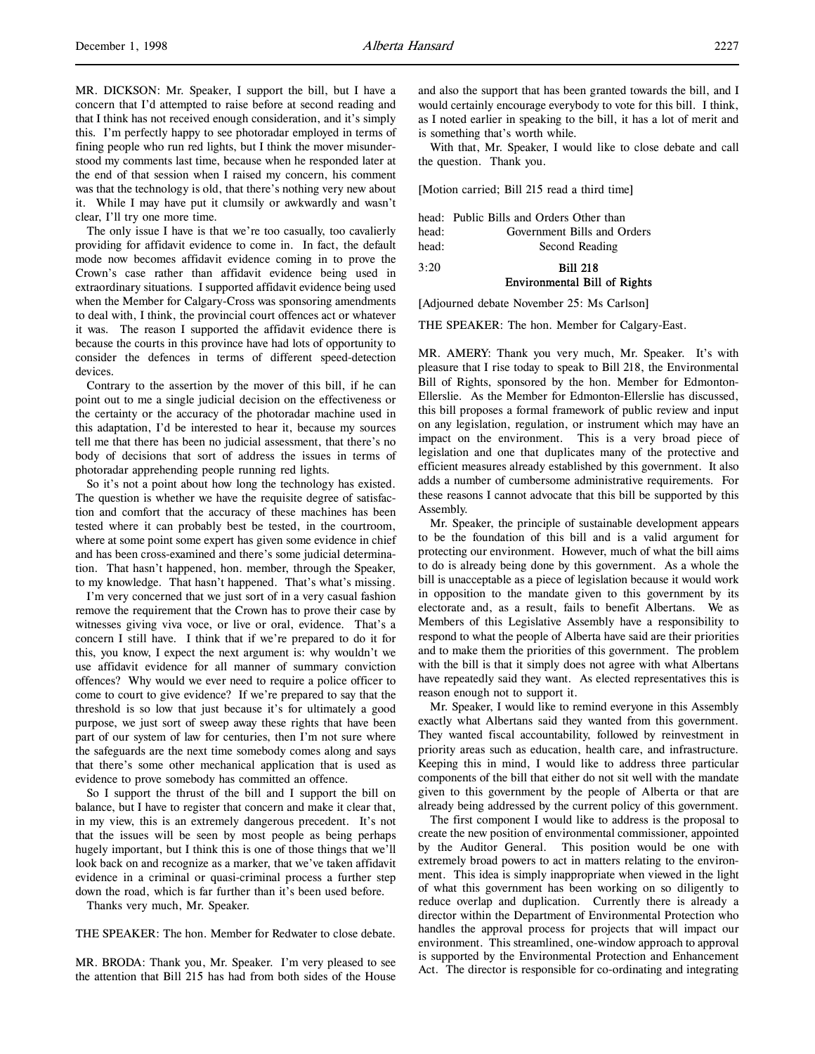MR. DICKSON: Mr. Speaker, I support the bill, but I have a concern that I'd attempted to raise before at second reading and that I think has not received enough consideration, and it's simply this. I'm perfectly happy to see photoradar employed in terms of fining people who run red lights, but I think the mover misunderstood my comments last time, because when he responded later at the end of that session when I raised my concern, his comment was that the technology is old, that there's nothing very new about it. While I may have put it clumsily or awkwardly and wasn't clear, I'll try one more time.

The only issue I have is that we're too casually, too cavalierly providing for affidavit evidence to come in. In fact, the default mode now becomes affidavit evidence coming in to prove the Crown's case rather than affidavit evidence being used in extraordinary situations. I supported affidavit evidence being used when the Member for Calgary-Cross was sponsoring amendments to deal with, I think, the provincial court offences act or whatever it was. The reason I supported the affidavit evidence there is because the courts in this province have had lots of opportunity to consider the defences in terms of different speed-detection devices.

Contrary to the assertion by the mover of this bill, if he can point out to me a single judicial decision on the effectiveness or the certainty or the accuracy of the photoradar machine used in this adaptation, I'd be interested to hear it, because my sources tell me that there has been no judicial assessment, that there's no body of decisions that sort of address the issues in terms of photoradar apprehending people running red lights.

So it's not a point about how long the technology has existed. The question is whether we have the requisite degree of satisfaction and comfort that the accuracy of these machines has been tested where it can probably best be tested, in the courtroom, where at some point some expert has given some evidence in chief and has been cross-examined and there's some judicial determination. That hasn't happened, hon. member, through the Speaker, to my knowledge. That hasn't happened. That's what's missing.

I'm very concerned that we just sort of in a very casual fashion remove the requirement that the Crown has to prove their case by witnesses giving viva voce, or live or oral, evidence. That's a concern I still have. I think that if we're prepared to do it for this, you know, I expect the next argument is: why wouldn't we use affidavit evidence for all manner of summary conviction offences? Why would we ever need to require a police officer to come to court to give evidence? If we're prepared to say that the threshold is so low that just because it's for ultimately a good purpose, we just sort of sweep away these rights that have been part of our system of law for centuries, then I'm not sure where the safeguards are the next time somebody comes along and says that there's some other mechanical application that is used as evidence to prove somebody has committed an offence.

So I support the thrust of the bill and I support the bill on balance, but I have to register that concern and make it clear that, in my view, this is an extremely dangerous precedent. It's not that the issues will be seen by most people as being perhaps hugely important, but I think this is one of those things that we'll look back on and recognize as a marker, that we've taken affidavit evidence in a criminal or quasi-criminal process a further step down the road, which is far further than it's been used before.

Thanks very much, Mr. Speaker.

THE SPEAKER: The hon. Member for Redwater to close debate.

MR. BRODA: Thank you, Mr. Speaker. I'm very pleased to see the attention that Bill 215 has had from both sides of the House and also the support that has been granted towards the bill, and I would certainly encourage everybody to vote for this bill. I think, as I noted earlier in speaking to the bill, it has a lot of merit and is something that's worth while.

With that, Mr. Speaker, I would like to close debate and call the question. Thank you.

[Motion carried; Bill 215 read a third time]

head: Public Bills and Orders Other than
head: Government Bills and Orders
head: Second Reading

3:20

## Bill 218
## Environmental Bill of Rights

[Adjourned debate November 25: Ms Carlson]

THE SPEAKER: The hon. Member for Calgary-East.

MR. AMERY: Thank you very much, Mr. Speaker. It's with pleasure that I rise today to speak to Bill 218, the Environmental Bill of Rights, sponsored by the hon. Member for Edmonton-Ellerslie. As the Member for Edmonton-Ellerslie has discussed, this bill proposes a formal framework of public review and input on any legislation, regulation, or instrument which may have an impact on the environment. This is a very broad piece of legislation and one that duplicates many of the protective and efficient measures already established by this government. It also adds a number of cumbersome administrative requirements. For these reasons I cannot advocate that this bill be supported by this Assembly.

Mr. Speaker, the principle of sustainable development appears to be the foundation of this bill and is a valid argument for protecting our environment. However, much of what the bill aims to do is already being done by this government. As a whole the bill is unacceptable as a piece of legislation because it would work in opposition to the mandate given to this government by its electorate and, as a result, fails to benefit Albertans. We as Members of this Legislative Assembly have a responsibility to respond to what the people of Alberta have said are their priorities and to make them the priorities of this government. The problem with the bill is that it simply does not agree with what Albertans have repeatedly said they want. As elected representatives this is reason enough not to support it.

Mr. Speaker, I would like to remind everyone in this Assembly exactly what Albertans said they wanted from this government. They wanted fiscal accountability, followed by reinvestment in priority areas such as education, health care, and infrastructure. Keeping this in mind, I would like to address three particular components of the bill that either do not sit well with the mandate given to this government by the people of Alberta or that are already being addressed by the current policy of this government.

The first component I would like to address is the proposal to create the new position of environmental commissioner, appointed by the Auditor General. This position would be one with extremely broad powers to act in matters relating to the environment. This idea is simply inappropriate when viewed in the light of what this government has been working on so diligently to reduce overlap and duplication. Currently there is already a director within the Department of Environmental Protection who handles the approval process for projects that will impact our environment. This streamlined, one-window approach to approval is supported by the Environmental Protection and Enhancement Act. The director is responsible for co-ordinating and integrating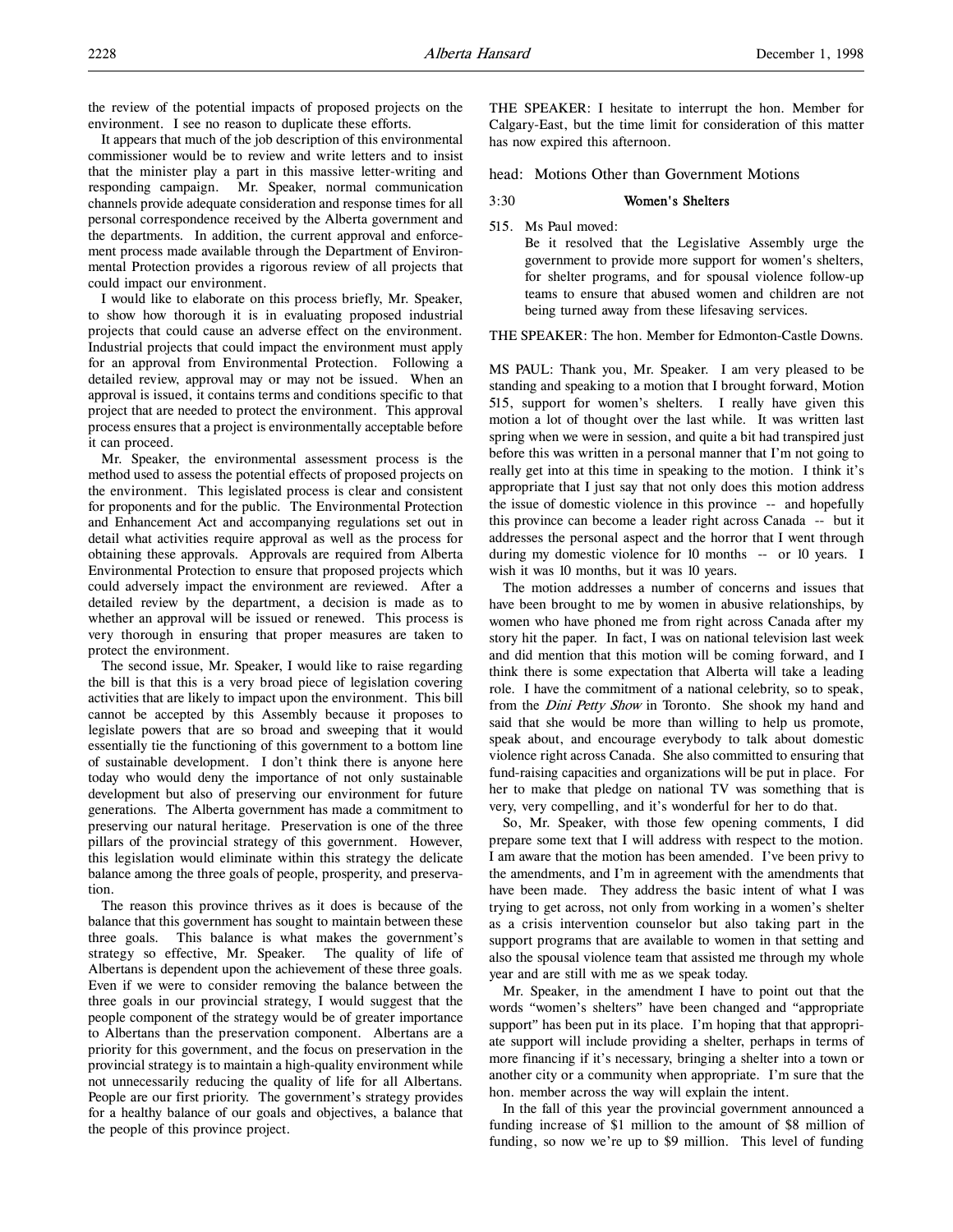the review of the potential impacts of proposed projects on the environment. I see no reason to duplicate these efforts.

It appears that much of the job description of this environmental commissioner would be to review and write letters and to insist that the minister play a part in this massive letter-writing and responding campaign. Mr. Speaker, normal communication channels provide adequate consideration and response times for all personal correspondence received by the Alberta government and the departments. In addition, the current approval and enforcement process made available through the Department of Environmental Protection provides a rigorous review of all projects that could impact our environment.

I would like to elaborate on this process briefly, Mr. Speaker, to show how thorough it is in evaluating proposed industrial projects that could cause an adverse effect on the environment. Industrial projects that could impact the environment must apply for an approval from Environmental Protection. Following a detailed review, approval may or may not be issued. When an approval is issued, it contains terms and conditions specific to that project that are needed to protect the environment. This approval process ensures that a project is environmentally acceptable before it can proceed.

Mr. Speaker, the environmental assessment process is the method used to assess the potential effects of proposed projects on the environment. This legislated process is clear and consistent for proponents and for the public. The Environmental Protection and Enhancement Act and accompanying regulations set out in detail what activities require approval as well as the process for obtaining these approvals. Approvals are required from Alberta Environmental Protection to ensure that proposed projects which could adversely impact the environment are reviewed. After a detailed review by the department, a decision is made as to whether an approval will be issued or renewed. This process is very thorough in ensuring that proper measures are taken to protect the environment.

The second issue, Mr. Speaker, I would like to raise regarding the bill is that this is a very broad piece of legislation covering activities that are likely to impact upon the environment. This bill cannot be accepted by this Assembly because it proposes to legislate powers that are so broad and sweeping that it would essentially tie the functioning of this government to a bottom line of sustainable development. I don't think there is anyone here today who would deny the importance of not only sustainable development but also of preserving our environment for future generations. The Alberta government has made a commitment to preserving our natural heritage. Preservation is one of the three pillars of the provincial strategy of this government. However, this legislation would eliminate within this strategy the delicate balance among the three goals of people, prosperity, and preservation.

The reason this province thrives as it does is because of the balance that this government has sought to maintain between these three goals. This balance is what makes the government's strategy so effective, Mr. Speaker. The quality of life of Albertans is dependent upon the achievement of these three goals. Even if we were to consider removing the balance between the three goals in our provincial strategy, I would suggest that the people component of the strategy would be of greater importance to Albertans than the preservation component. Albertans are a priority for this government, and the focus on preservation in the provincial strategy is to maintain a high-quality environment while not unnecessarily reducing the quality of life for all Albertans. People are our first priority. The government's strategy provides for a healthy balance of our goals and objectives, a balance that the people of this province project.

THE SPEAKER: I hesitate to interrupt the hon. Member for Calgary-East, but the time limit for consideration of this matter has now expired this afternoon.

head: Motions Other than Government Motions

3:30

## Women's Shelters

515. Ms Paul moved:

Be it resolved that the Legislative Assembly urge the government to provide more support for women's shelters, for shelter programs, and for spousal violence follow-up teams to ensure that abused women and children are not being turned away from these lifesaving services.

THE SPEAKER: The hon. Member for Edmonton-Castle Downs.

MS PAUL: Thank you, Mr. Speaker. I am very pleased to be standing and speaking to a motion that I brought forward, Motion 515, support for women's shelters. I really have given this motion a lot of thought over the last while. It was written last spring when we were in session, and quite a bit had transpired just before this was written in a personal manner that I'm not going to really get into at this time in speaking to the motion. I think it's appropriate that I just say that not only does this motion address the issue of domestic violence in this province -- and hopefully this province can become a leader right across Canada -- but it addresses the personal aspect and the horror that I went through during my domestic violence for 10 months -- or 10 years. I wish it was 10 months, but it was 10 years.

The motion addresses a number of concerns and issues that have been brought to me by women in abusive relationships, by women who have phoned me from right across Canada after my story hit the paper. In fact, I was on national television last week and did mention that this motion will be coming forward, and I think there is some expectation that Alberta will take a leading role. I have the commitment of a national celebrity, so to speak, from the *Dini Petty Show* in Toronto. She shook my hand and said that she would be more than willing to help us promote, speak about, and encourage everybody to talk about domestic violence right across Canada. She also committed to ensuring that fund-raising capacities and organizations will be put in place. For her to make that pledge on national TV was something that is very, very compelling, and it's wonderful for her to do that.

So, Mr. Speaker, with those few opening comments, I did prepare some text that I will address with respect to the motion. I am aware that the motion has been amended. I've been privy to the amendments, and I'm in agreement with the amendments that have been made. They address the basic intent of what I was trying to get across, not only from working in a women's shelter as a crisis intervention counselor but also taking part in the support programs that are available to women in that setting and also the spousal violence team that assisted me through my whole year and are still with me as we speak today.

Mr. Speaker, in the amendment I have to point out that the words "women's shelters" have been changed and "appropriate support" has been put in its place. I'm hoping that that appropriate support will include providing a shelter, perhaps in terms of more financing if it's necessary, bringing a shelter into a town or another city or a community when appropriate. I'm sure that the hon. member across the way will explain the intent.

In the fall of this year the provincial government announced a funding increase of $1 million to the amount of $8 million of funding, so now we're up to $9 million. This level of funding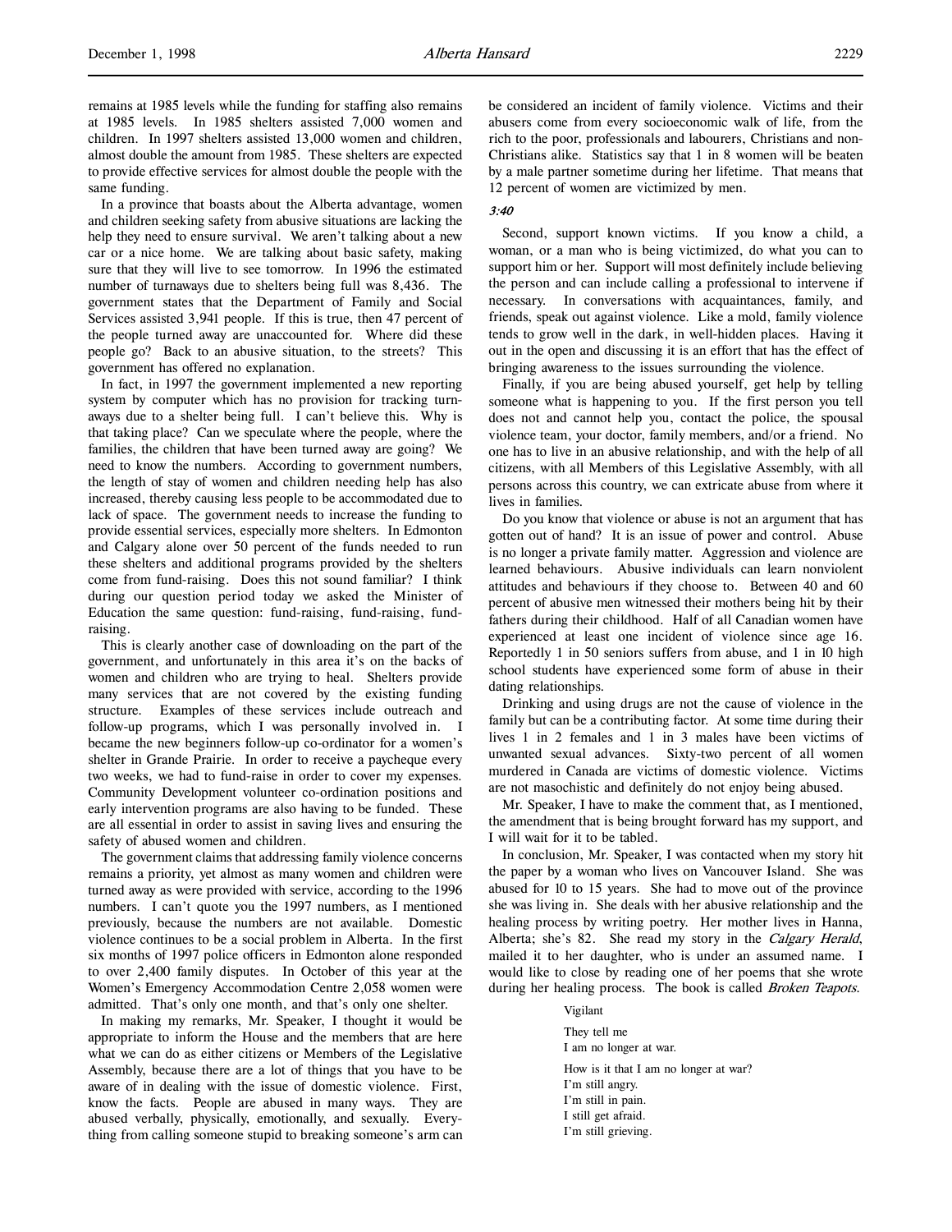remains at 1985 levels while the funding for staffing also remains at 1985 levels. In 1985 shelters assisted 7,000 women and children. In 1997 shelters assisted 13,000 women and children, almost double the amount from 1985. These shelters are expected to provide effective services for almost double the people with the same funding.

In a province that boasts about the Alberta advantage, women and children seeking safety from abusive situations are lacking the help they need to ensure survival. We aren't talking about a new car or a nice home. We are talking about basic safety, making sure that they will live to see tomorrow. In 1996 the estimated number of turnaways due to shelters being full was 8,436. The government states that the Department of Family and Social Services assisted 3,941 people. If this is true, then 47 percent of the people turned away are unaccounted for. Where did these people go? Back to an abusive situation, to the streets? This government has offered no explanation.

In fact, in 1997 the government implemented a new reporting system by computer which has no provision for tracking turnaways due to a shelter being full. I can't believe this. Why is that taking place? Can we speculate where the people, where the families, the children that have been turned away are going? We need to know the numbers. According to government numbers, the length of stay of women and children needing help has also increased, thereby causing less people to be accommodated due to lack of space. The government needs to increase the funding to provide essential services, especially more shelters. In Edmonton and Calgary alone over 50 percent of the funds needed to run these shelters and additional programs provided by the shelters come from fund-raising. Does this not sound familiar? I think during our question period today we asked the Minister of Education the same question: fund-raising, fund-raising, fund-raising.

This is clearly another case of downloading on the part of the government, and unfortunately in this area it's on the backs of women and children who are trying to heal. Shelters provide many services that are not covered by the existing funding structure. Examples of these services include outreach and follow-up programs, which I was personally involved in. I became the new beginners follow-up co-ordinator for a women's shelter in Grande Prairie. In order to receive a paycheque every two weeks, we had to fund-raise in order to cover my expenses. Community Development volunteer co-ordination positions and early intervention programs are also having to be funded. These are all essential in order to assist in saving lives and ensuring the safety of abused women and children.

The government claims that addressing family violence concerns remains a priority, yet almost as many women and children were turned away as were provided with service, according to the 1996 numbers. I can't quote you the 1997 numbers, as I mentioned previously, because the numbers are not available. Domestic violence continues to be a social problem in Alberta. In the first six months of 1997 police officers in Edmonton alone responded to over 2,400 family disputes. In October of this year at the Women's Emergency Accommodation Centre 2,058 women were admitted. That's only one month, and that's only one shelter.

In making my remarks, Mr. Speaker, I thought it would be appropriate to inform the House and the members that are here what we can do as either citizens or Members of the Legislative Assembly, because there are a lot of things that you have to be aware of in dealing with the issue of domestic violence. First, know the facts. People are abused in many ways. They are abused verbally, physically, emotionally, and sexually. Everything from calling someone stupid to breaking someone's arm can be considered an incident of family violence. Victims and their abusers come from every socioeconomic walk of life, from the rich to the poor, professionals and labourers, Christians and non-Christians alike. Statistics say that 1 in 8 women will be beaten by a male partner sometime during her lifetime. That means that 12 percent of women are victimized by men.

*3:40*

Second, support known victims. If you know a child, a woman, or a man who is being victimized, do what you can to support him or her. Support will most definitely include believing the person and can include calling a professional to intervene if necessary. In conversations with acquaintances, family, and friends, speak out against violence. Like a mold, family violence tends to grow well in the dark, in well-hidden places. Having it out in the open and discussing it is an effort that has the effect of bringing awareness to the issues surrounding the violence.

Finally, if you are being abused yourself, get help by telling someone what is happening to you. If the first person you tell does not and cannot help you, contact the police, the spousal violence team, your doctor, family members, and/or a friend. No one has to live in an abusive relationship, and with the help of all citizens, with all Members of this Legislative Assembly, with all persons across this country, we can extricate abuse from where it lives in families.

Do you know that violence or abuse is not an argument that has gotten out of hand? It is an issue of power and control. Abuse is no longer a private family matter. Aggression and violence are learned behaviours. Abusive individuals can learn nonviolent attitudes and behaviours if they choose to. Between 40 and 60 percent of abusive men witnessed their mothers being hit by their fathers during their childhood. Half of all Canadian women have experienced at least one incident of violence since age 16. Reportedly 1 in 50 seniors suffers from abuse, and 1 in 10 high school students have experienced some form of abuse in their dating relationships.

Drinking and using drugs are not the cause of violence in the family but can be a contributing factor. At some time during their lives 1 in 2 females and 1 in 3 males have been victims of unwanted sexual advances. Sixty-two percent of all women murdered in Canada are victims of domestic violence. Victims are not masochistic and definitely do not enjoy being abused.

Mr. Speaker, I have to make the comment that, as I mentioned, the amendment that is being brought forward has my support, and I will wait for it to be tabled.

In conclusion, Mr. Speaker, I was contacted when my story hit the paper by a woman who lives on Vancouver Island. She was abused for 10 to 15 years. She had to move out of the province she was living in. She deals with her abusive relationship and the healing process by writing poetry. Her mother lives in Hanna, Alberta; she's 82. She read my story in the *Calgary Herald*, mailed it to her daughter, who is under an assumed name. I would like to close by reading one of her poems that she wrote during her healing process. The book is called *Broken Teapots*.

> Vigilant
>
> They tell me
> I am no longer at war.
>
> How is it that I am no longer at war?
> I'm still angry.
> I'm still in pain.
> I still get afraid.
> I'm still grieving.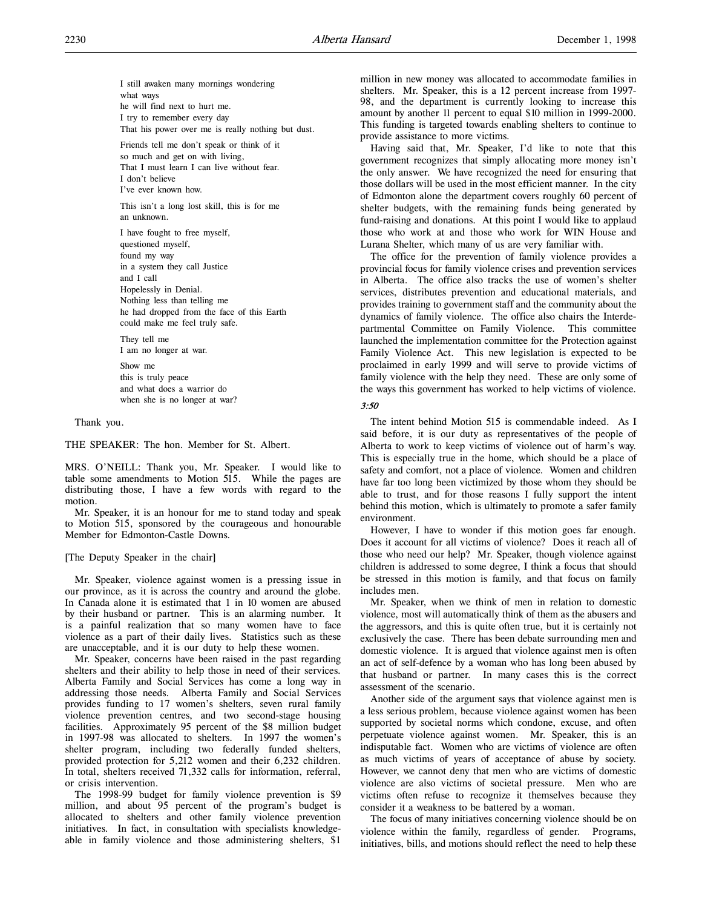I still awaken many mornings wondering
what ways
he will find next to hurt me.
I try to remember every day
That his power over me is really nothing but dust.

Friends tell me don't speak or think of it
so much and get on with living,
That I must learn I can live without fear.
I don't believe
I've ever known how.

This isn't a long lost skill, this is for me
an unknown.

I have fought to free myself,
questioned myself,
found my way
in a system they call Justice
and I call
Hopelessly in Denial.
Nothing less than telling me
he had dropped from the face of this Earth
could make me feel truly safe.

They tell me
I am no longer at war.

Show me
this is truly peace
and what does a warrior do
when she is no longer at war?

Thank you.

THE SPEAKER: The hon. Member for St. Albert.

MRS. O'NEILL: Thank you, Mr. Speaker. I would like to table some amendments to Motion 515. While the pages are distributing those, I have a few words with regard to the motion.

Mr. Speaker, it is an honour for me to stand today and speak to Motion 515, sponsored by the courageous and honourable Member for Edmonton-Castle Downs.

[The Deputy Speaker in the chair]

Mr. Speaker, violence against women is a pressing issue in our province, as it is across the country and around the globe. In Canada alone it is estimated that 1 in 10 women are abused by their husband or partner. This is an alarming number. It is a painful realization that so many women have to face violence as a part of their daily lives. Statistics such as these are unacceptable, and it is our duty to help these women.

Mr. Speaker, concerns have been raised in the past regarding shelters and their ability to help those in need of their services. Alberta Family and Social Services has come a long way in addressing those needs. Alberta Family and Social Services provides funding to 17 women's shelters, seven rural family violence prevention centres, and two second-stage housing facilities. Approximately 95 percent of the $8 million budget in 1997-98 was allocated to shelters. In 1997 the women's shelter program, including two federally funded shelters, provided protection for 5,212 women and their 6,232 children. In total, shelters received 71,332 calls for information, referral, or crisis intervention.

The 1998-99 budget for family violence prevention is $9 million, and about 95 percent of the program's budget is allocated to shelters and other family violence prevention initiatives. In fact, in consultation with specialists knowledgeable in family violence and those administering shelters, $1 million in new money was allocated to accommodate families in shelters. Mr. Speaker, this is a 12 percent increase from 1997-98, and the department is currently looking to increase this amount by another 11 percent to equal $10 million in 1999-2000. This funding is targeted towards enabling shelters to continue to provide assistance to more victims.

Having said that, Mr. Speaker, I'd like to note that this government recognizes that simply allocating more money isn't the only answer. We have recognized the need for ensuring that those dollars will be used in the most efficient manner. In the city of Edmonton alone the department covers roughly 60 percent of shelter budgets, with the remaining funds being generated by fund-raising and donations. At this point I would like to applaud those who work at and those who work for WIN House and Lurana Shelter, which many of us are very familiar with.

The office for the prevention of family violence provides a provincial focus for family violence crises and prevention services in Alberta. The office also tracks the use of women's shelter services, distributes prevention and educational materials, and provides training to government staff and the community about the dynamics of family violence. The office also chairs the Interdepartmental Committee on Family Violence. This committee launched the implementation committee for the Protection against Family Violence Act. This new legislation is expected to be proclaimed in early 1999 and will serve to provide victims of family violence with the help they need. These are only some of the ways this government has worked to help victims of violence.

*3:50*

The intent behind Motion 515 is commendable indeed. As I said before, it is our duty as representatives of the people of Alberta to work to keep victims of violence out of harm's way. This is especially true in the home, which should be a place of safety and comfort, not a place of violence. Women and children have far too long been victimized by those whom they should be able to trust, and for those reasons I fully support the intent behind this motion, which is ultimately to promote a safer family environment.

However, I have to wonder if this motion goes far enough. Does it account for all victims of violence? Does it reach all of those who need our help? Mr. Speaker, though violence against children is addressed to some degree, I think a focus that should be stressed in this motion is family, and that focus on family includes men.

Mr. Speaker, when we think of men in relation to domestic violence, most will automatically think of them as the abusers and the aggressors, and this is quite often true, but it is certainly not exclusively the case. There has been debate surrounding men and domestic violence. It is argued that violence against men is often an act of self-defence by a woman who has long been abused by that husband or partner. In many cases this is the correct assessment of the scenario.

Another side of the argument says that violence against men is a less serious problem, because violence against women has been supported by societal norms which condone, excuse, and often perpetuate violence against women. Mr. Speaker, this is an indisputable fact. Women who are victims of violence are often as much victims of years of acceptance of abuse by society. However, we cannot deny that men who are victims of domestic violence are also victims of societal pressure. Men who are victims often refuse to recognize it themselves because they consider it a weakness to be battered by a woman.

The focus of many initiatives concerning violence should be on violence within the family, regardless of gender. Programs, initiatives, bills, and motions should reflect the need to help these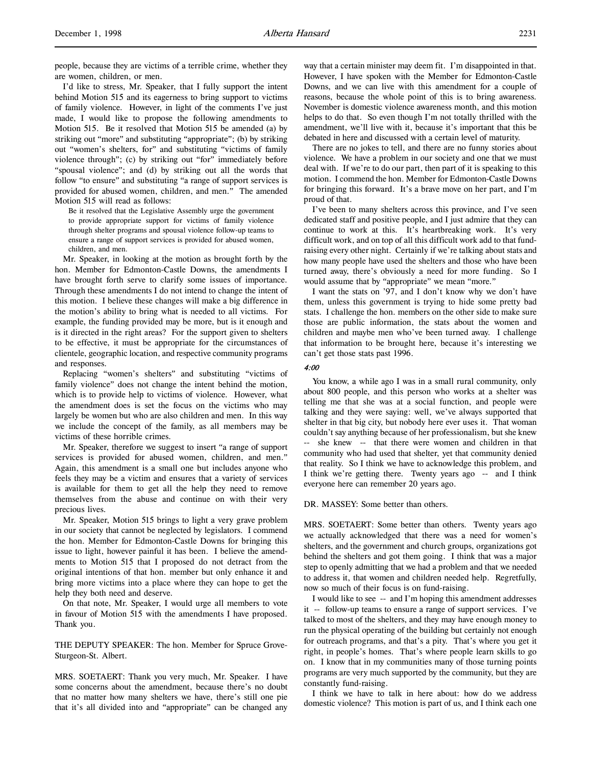people, because they are victims of a terrible crime, whether they are women, children, or men.

I'd like to stress, Mr. Speaker, that I fully support the intent behind Motion 515 and its eagerness to bring support to victims of family violence. However, in light of the comments I've just made, I would like to propose the following amendments to Motion 515. Be it resolved that Motion 515 be amended (a) by striking out "more" and substituting "appropriate"; (b) by striking out "women's shelters, for" and substituting "victims of family violence through"; (c) by striking out "for" immediately before "spousal violence"; and (d) by striking out all the words that follow "to ensure" and substituting "a range of support services is provided for abused women, children, and men." The amended Motion 515 will read as follows:

> Be it resolved that the Legislative Assembly urge the government to provide appropriate support for victims of family violence through shelter programs and spousal violence follow-up teams to ensure a range of support services is provided for abused women, children, and men.

Mr. Speaker, in looking at the motion as brought forth by the hon. Member for Edmonton-Castle Downs, the amendments I have brought forth serve to clarify some issues of importance. Through these amendments I do not intend to change the intent of this motion. I believe these changes will make a big difference in the motion's ability to bring what is needed to all victims. For example, the funding provided may be more, but is it enough and is it directed in the right areas? For the support given to shelters to be effective, it must be appropriate for the circumstances of clientele, geographic location, and respective community programs and responses.

Replacing "women's shelters" and substituting "victims of family violence" does not change the intent behind the motion, which is to provide help to victims of violence. However, what the amendment does is set the focus on the victims who may largely be women but who are also children and men. In this way we include the concept of the family, as all members may be victims of these horrible crimes.

Mr. Speaker, therefore we suggest to insert "a range of support services is provided for abused women, children, and men." Again, this amendment is a small one but includes anyone who feels they may be a victim and ensures that a variety of services is available for them to get all the help they need to remove themselves from the abuse and continue on with their very precious lives.

Mr. Speaker, Motion 515 brings to light a very grave problem in our society that cannot be neglected by legislators. I commend the hon. Member for Edmonton-Castle Downs for bringing this issue to light, however painful it has been. I believe the amendments to Motion 515 that I proposed do not detract from the original intentions of that hon. member but only enhance it and bring more victims into a place where they can hope to get the help they both need and deserve.

On that note, Mr. Speaker, I would urge all members to vote in favour of Motion 515 with the amendments I have proposed. Thank you.

THE DEPUTY SPEAKER: The hon. Member for Spruce Grove-Sturgeon-St. Albert.

MRS. SOETAERT: Thank you very much, Mr. Speaker. I have some concerns about the amendment, because there's no doubt that no matter how many shelters we have, there's still one pie that it's all divided into and "appropriate" can be changed any way that a certain minister may deem fit. I'm disappointed in that. However, I have spoken with the Member for Edmonton-Castle Downs, and we can live with this amendment for a couple of reasons, because the whole point of this is to bring awareness. November is domestic violence awareness month, and this motion helps to do that. So even though I'm not totally thrilled with the amendment, we'll live with it, because it's important that this be debated in here and discussed with a certain level of maturity.

There are no jokes to tell, and there are no funny stories about violence. We have a problem in our society and one that we must deal with. If we're to do our part, then part of it is speaking to this motion. I commend the hon. Member for Edmonton-Castle Downs for bringing this forward. It's a brave move on her part, and I'm proud of that.

I've been to many shelters across this province, and I've seen dedicated staff and positive people, and I just admire that they can continue to work at this. It's heartbreaking work. It's very difficult work, and on top of all this difficult work add to that fund-raising every other night. Certainly if we're talking about stats and how many people have used the shelters and those who have been turned away, there's obviously a need for more funding. So I would assume that by "appropriate" we mean "more."

I want the stats on '97, and I don't know why we don't have them, unless this government is trying to hide some pretty bad stats. I challenge the hon. members on the other side to make sure those are public information, the stats about the women and children and maybe men who've been turned away. I challenge that information to be brought here, because it's interesting we can't get those stats past 1996.

*4:00*

You know, a while ago I was in a small rural community, only about 800 people, and this person who works at a shelter was telling me that she was at a social function, and people were talking and they were saying: well, we've always supported that shelter in that big city, but nobody here ever uses it. That woman couldn't say anything because of her professionalism, but she knew -- she knew -- that there were women and children in that community who had used that shelter, yet that community denied that reality. So I think we have to acknowledge this problem, and I think we're getting there. Twenty years ago -- and I think everyone here can remember 20 years ago.

DR. MASSEY: Some better than others.

MRS. SOETAERT: Some better than others. Twenty years ago we actually acknowledged that there was a need for women's shelters, and the government and church groups, organizations got behind the shelters and got them going. I think that was a major step to openly admitting that we had a problem and that we needed to address it, that women and children needed help. Regretfully, now so much of their focus is on fund-raising.

I would like to see -- and I'm hoping this amendment addresses it -- follow-up teams to ensure a range of support services. I've talked to most of the shelters, and they may have enough money to run the physical operating of the building but certainly not enough for outreach programs, and that's a pity. That's where you get it right, in people's homes. That's where people learn skills to go on. I know that in my communities many of those turning points programs are very much supported by the community, but they are constantly fund-raising.

I think we have to talk in here about: how do we address domestic violence? This motion is part of us, and I think each one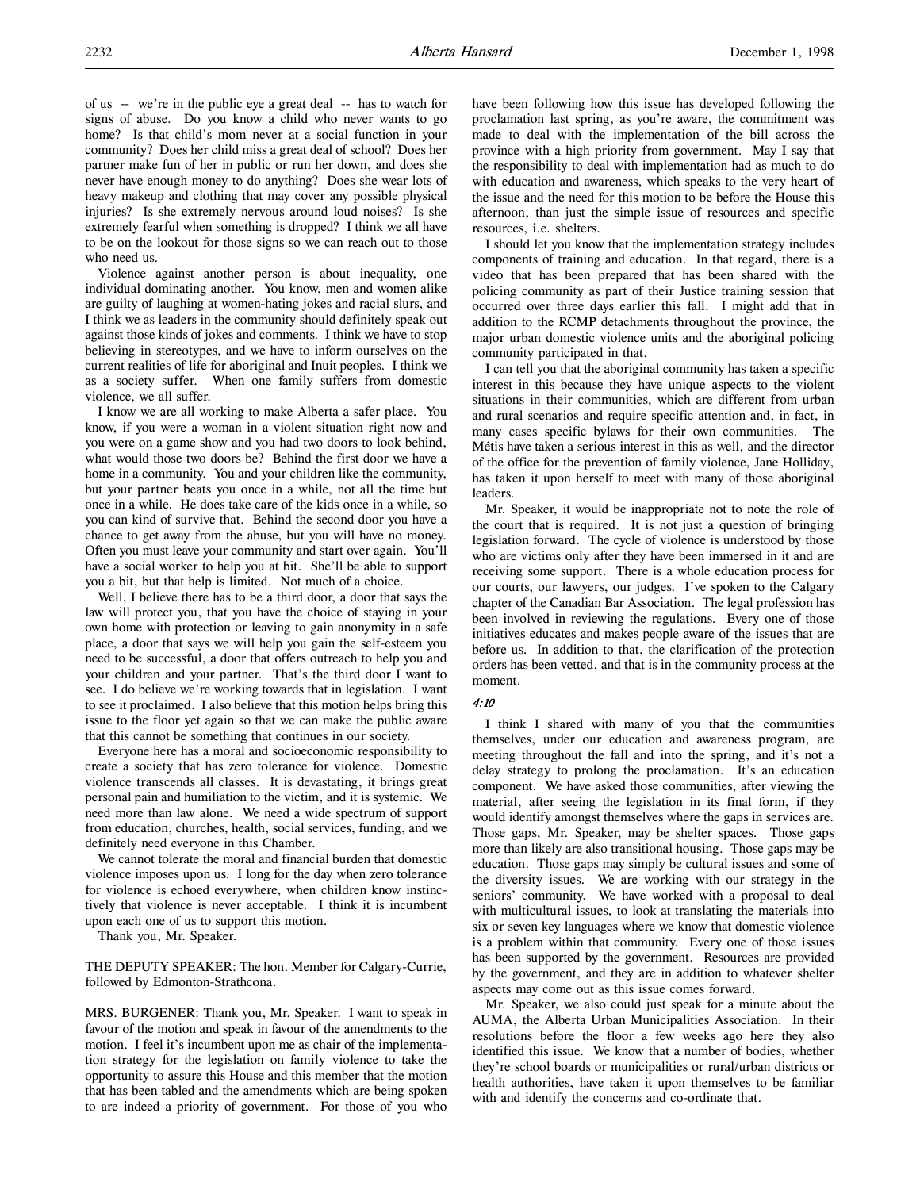of us -- we're in the public eye a great deal -- has to watch for signs of abuse. Do you know a child who never wants to go home? Is that child's mom never at a social function in your community? Does her child miss a great deal of school? Does her partner make fun of her in public or run her down, and does she never have enough money to do anything? Does she wear lots of heavy makeup and clothing that may cover any possible physical injuries? Is she extremely nervous around loud noises? Is she extremely fearful when something is dropped? I think we all have to be on the lookout for those signs so we can reach out to those who need us.

Violence against another person is about inequality, one individual dominating another. You know, men and women alike are guilty of laughing at women-hating jokes and racial slurs, and I think we as leaders in the community should definitely speak out against those kinds of jokes and comments. I think we have to stop believing in stereotypes, and we have to inform ourselves on the current realities of life for aboriginal and Inuit peoples. I think we as a society suffer. When one family suffers from domestic violence, we all suffer.

I know we are all working to make Alberta a safer place. You know, if you were a woman in a violent situation right now and you were on a game show and you had two doors to look behind, what would those two doors be? Behind the first door we have a home in a community. You and your children like the community, but your partner beats you once in a while, not all the time but once in a while. He does take care of the kids once in a while, so you can kind of survive that. Behind the second door you have a chance to get away from the abuse, but you will have no money. Often you must leave your community and start over again. You'll have a social worker to help you at bit. She'll be able to support you a bit, but that help is limited. Not much of a choice.

Well, I believe there has to be a third door, a door that says the law will protect you, that you have the choice of staying in your own home with protection or leaving to gain anonymity in a safe place, a door that says we will help you gain the self-esteem you need to be successful, a door that offers outreach to help you and your children and your partner. That's the third door I want to see. I do believe we're working towards that in legislation. I want to see it proclaimed. I also believe that this motion helps bring this issue to the floor yet again so that we can make the public aware that this cannot be something that continues in our society.

Everyone here has a moral and socioeconomic responsibility to create a society that has zero tolerance for violence. Domestic violence transcends all classes. It is devastating, it brings great personal pain and humiliation to the victim, and it is systemic. We need more than law alone. We need a wide spectrum of support from education, churches, health, social services, funding, and we definitely need everyone in this Chamber.

We cannot tolerate the moral and financial burden that domestic violence imposes upon us. I long for the day when zero tolerance for violence is echoed everywhere, when children know instinctively that violence is never acceptable. I think it is incumbent upon each one of us to support this motion.

Thank you, Mr. Speaker.

THE DEPUTY SPEAKER: The hon. Member for Calgary-Currie, followed by Edmonton-Strathcona.

MRS. BURGENER: Thank you, Mr. Speaker. I want to speak in favour of the motion and speak in favour of the amendments to the motion. I feel it's incumbent upon me as chair of the implementation strategy for the legislation on family violence to take the opportunity to assure this House and this member that the motion that has been tabled and the amendments which are being spoken to are indeed a priority of government. For those of you who have been following how this issue has developed following the proclamation last spring, as you're aware, the commitment was made to deal with the implementation of the bill across the province with a high priority from government. May I say that the responsibility to deal with implementation had as much to do with education and awareness, which speaks to the very heart of the issue and the need for this motion to be before the House this afternoon, than just the simple issue of resources and specific resources, i.e. shelters.

I should let you know that the implementation strategy includes components of training and education. In that regard, there is a video that has been prepared that has been shared with the policing community as part of their Justice training session that occurred over three days earlier this fall. I might add that in addition to the RCMP detachments throughout the province, the major urban domestic violence units and the aboriginal policing community participated in that.

I can tell you that the aboriginal community has taken a specific interest in this because they have unique aspects to the violent situations in their communities, which are different from urban and rural scenarios and require specific attention and, in fact, in many cases specific bylaws for their own communities. The Métis have taken a serious interest in this as well, and the director of the office for the prevention of family violence, Jane Holliday, has taken it upon herself to meet with many of those aboriginal leaders.

Mr. Speaker, it would be inappropriate not to note the role of the court that is required. It is not just a question of bringing legislation forward. The cycle of violence is understood by those who are victims only after they have been immersed in it and are receiving some support. There is a whole education process for our courts, our lawyers, our judges. I've spoken to the Calgary chapter of the Canadian Bar Association. The legal profession has been involved in reviewing the regulations. Every one of those initiatives educates and makes people aware of the issues that are before us. In addition to that, the clarification of the protection orders has been vetted, and that is in the community process at the moment.

*4:10*

I think I shared with many of you that the communities themselves, under our education and awareness program, are meeting throughout the fall and into the spring, and it's not a delay strategy to prolong the proclamation. It's an education component. We have asked those communities, after viewing the material, after seeing the legislation in its final form, if they would identify amongst themselves where the gaps in services are. Those gaps, Mr. Speaker, may be shelter spaces. Those gaps more than likely are also transitional housing. Those gaps may be education. Those gaps may simply be cultural issues and some of the diversity issues. We are working with our strategy in the seniors' community. We have worked with a proposal to deal with multicultural issues, to look at translating the materials into six or seven key languages where we know that domestic violence is a problem within that community. Every one of those issues has been supported by the government. Resources are provided by the government, and they are in addition to whatever shelter aspects may come out as this issue comes forward.

Mr. Speaker, we also could just speak for a minute about the AUMA, the Alberta Urban Municipalities Association. In their resolutions before the floor a few weeks ago here they also identified this issue. We know that a number of bodies, whether they're school boards or municipalities or rural/urban districts or health authorities, have taken it upon themselves to be familiar with and identify the concerns and co-ordinate that.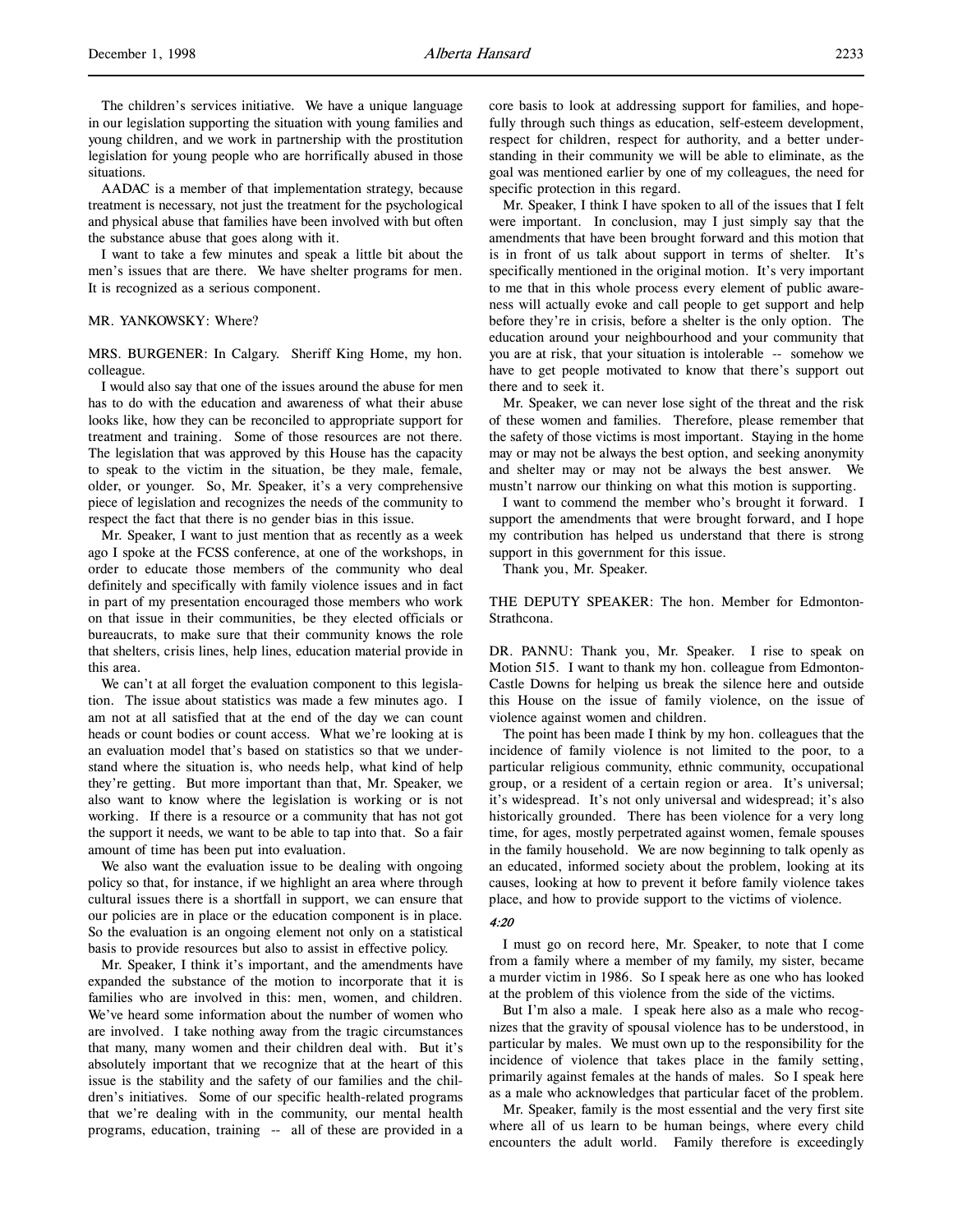The children's services initiative. We have a unique language in our legislation supporting the situation with young families and young children, and we work in partnership with the prostitution legislation for young people who are horrifically abused in those situations.

AADAC is a member of that implementation strategy, because treatment is necessary, not just the treatment for the psychological and physical abuse that families have been involved with but often the substance abuse that goes along with it.

I want to take a few minutes and speak a little bit about the men's issues that are there. We have shelter programs for men. It is recognized as a serious component.

MR. YANKOWSKY: Where?

MRS. BURGENER: In Calgary. Sheriff King Home, my hon. colleague.

I would also say that one of the issues around the abuse for men has to do with the education and awareness of what their abuse looks like, how they can be reconciled to appropriate support for treatment and training. Some of those resources are not there. The legislation that was approved by this House has the capacity to speak to the victim in the situation, be they male, female, older, or younger. So, Mr. Speaker, it's a very comprehensive piece of legislation and recognizes the needs of the community to respect the fact that there is no gender bias in this issue.

Mr. Speaker, I want to just mention that as recently as a week ago I spoke at the FCSS conference, at one of the workshops, in order to educate those members of the community who deal definitely and specifically with family violence issues and in fact in part of my presentation encouraged those members who work on that issue in their communities, be they elected officials or bureaucrats, to make sure that their community knows the role that shelters, crisis lines, help lines, education material provide in this area.

We can't at all forget the evaluation component to this legislation. The issue about statistics was made a few minutes ago. I am not at all satisfied that at the end of the day we can count heads or count bodies or count access. What we're looking at is an evaluation model that's based on statistics so that we understand where the situation is, who needs help, what kind of help they're getting. But more important than that, Mr. Speaker, we also want to know where the legislation is working or is not working. If there is a resource or a community that has not got the support it needs, we want to be able to tap into that. So a fair amount of time has been put into evaluation.

We also want the evaluation issue to be dealing with ongoing policy so that, for instance, if we highlight an area where through cultural issues there is a shortfall in support, we can ensure that our policies are in place or the education component is in place. So the evaluation is an ongoing element not only on a statistical basis to provide resources but also to assist in effective policy.

Mr. Speaker, I think it's important, and the amendments have expanded the substance of the motion to incorporate that it is families who are involved in this: men, women, and children. We've heard some information about the number of women who are involved. I take nothing away from the tragic circumstances that many, many women and their children deal with. But it's absolutely important that we recognize that at the heart of this issue is the stability and the safety of our families and the children's initiatives. Some of our specific health-related programs that we're dealing with in the community, our mental health programs, education, training -- all of these are provided in a core basis to look at addressing support for families, and hopefully through such things as education, self-esteem development, respect for children, respect for authority, and a better understanding in their community we will be able to eliminate, as the goal was mentioned earlier by one of my colleagues, the need for specific protection in this regard.

Mr. Speaker, I think I have spoken to all of the issues that I felt were important. In conclusion, may I just simply say that the amendments that have been brought forward and this motion that is in front of us talk about support in terms of shelter. It's specifically mentioned in the original motion. It's very important to me that in this whole process every element of public awareness will actually evoke and call people to get support and help before they're in crisis, before a shelter is the only option. The education around your neighbourhood and your community that you are at risk, that your situation is intolerable -- somehow we have to get people motivated to know that there's support out there and to seek it.

Mr. Speaker, we can never lose sight of the threat and the risk of these women and families. Therefore, please remember that the safety of those victims is most important. Staying in the home may or may not be always the best option, and seeking anonymity and shelter may or may not be always the best answer. We mustn't narrow our thinking on what this motion is supporting.

I want to commend the member who's brought it forward. I support the amendments that were brought forward, and I hope my contribution has helped us understand that there is strong support in this government for this issue.

Thank you, Mr. Speaker.

THE DEPUTY SPEAKER: The hon. Member for Edmonton-Strathcona.

DR. PANNU: Thank you, Mr. Speaker. I rise to speak on Motion 515. I want to thank my hon. colleague from Edmonton-Castle Downs for helping us break the silence here and outside this House on the issue of family violence, on the issue of violence against women and children.

The point has been made I think by my hon. colleagues that the incidence of family violence is not limited to the poor, to a particular religious community, ethnic community, occupational group, or a resident of a certain region or area. It's universal; it's widespread. It's not only universal and widespread; it's also historically grounded. There has been violence for a very long time, for ages, mostly perpetrated against women, female spouses in the family household. We are now beginning to talk openly as an educated, informed society about the problem, looking at its causes, looking at how to prevent it before family violence takes place, and how to provide support to the victims of violence.

*4:20*

I must go on record here, Mr. Speaker, to note that I come from a family where a member of my family, my sister, became a murder victim in 1986. So I speak here as one who has looked at the problem of this violence from the side of the victims.

But I'm also a male. I speak here also as a male who recognizes that the gravity of spousal violence has to be understood, in particular by males. We must own up to the responsibility for the incidence of violence that takes place in the family setting, primarily against females at the hands of males. So I speak here as a male who acknowledges that particular facet of the problem.

Mr. Speaker, family is the most essential and the very first site where all of us learn to be human beings, where every child encounters the adult world. Family therefore is exceedingly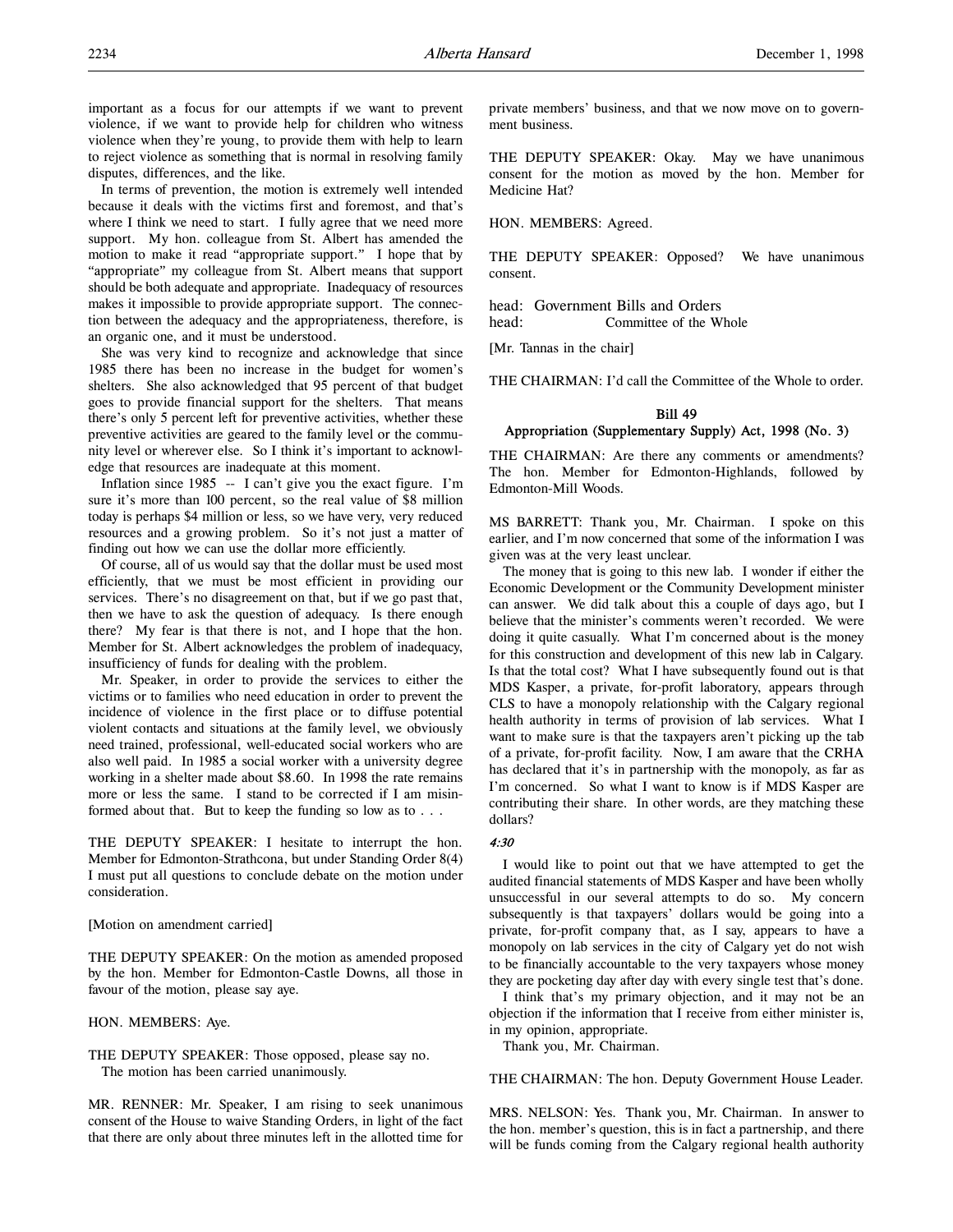important as a focus for our attempts if we want to prevent violence, if we want to provide help for children who witness violence when they're young, to provide them with help to learn to reject violence as something that is normal in resolving family disputes, differences, and the like.

In terms of prevention, the motion is extremely well intended because it deals with the victims first and foremost, and that's where I think we need to start. I fully agree that we need more support. My hon. colleague from St. Albert has amended the motion to make it read "appropriate support." I hope that by "appropriate" my colleague from St. Albert means that support should be both adequate and appropriate. Inadequacy of resources makes it impossible to provide appropriate support. The connection between the adequacy and the appropriateness, therefore, is an organic one, and it must be understood.

She was very kind to recognize and acknowledge that since 1985 there has been no increase in the budget for women's shelters. She also acknowledged that 95 percent of that budget goes to provide financial support for the shelters. That means there's only 5 percent left for preventive activities, whether these preventive activities are geared to the family level or the community level or wherever else. So I think it's important to acknowledge that resources are inadequate at this moment.

Inflation since 1985 -- I can't give you the exact figure. I'm sure it's more than 100 percent, so the real value of $8 million today is perhaps $4 million or less, so we have very, very reduced resources and a growing problem. So it's not just a matter of finding out how we can use the dollar more efficiently.

Of course, all of us would say that the dollar must be used most efficiently, that we must be most efficient in providing our services. There's no disagreement on that, but if we go past that, then we have to ask the question of adequacy. Is there enough there? My fear is that there is not, and I hope that the hon. Member for St. Albert acknowledges the problem of inadequacy, insufficiency of funds for dealing with the problem.

Mr. Speaker, in order to provide the services to either the victims or to families who need education in order to prevent the incidence of violence in the first place or to diffuse potential violent contacts and situations at the family level, we obviously need trained, professional, well-educated social workers who are also well paid. In 1985 a social worker with a university degree working in a shelter made about $8.60. In 1998 the rate remains more or less the same. I stand to be corrected if I am misinformed about that. But to keep the funding so low as to . . .

THE DEPUTY SPEAKER: I hesitate to interrupt the hon. Member for Edmonton-Strathcona, but under Standing Order 8(4) I must put all questions to conclude debate on the motion under consideration.

[Motion on amendment carried]

THE DEPUTY SPEAKER: On the motion as amended proposed by the hon. Member for Edmonton-Castle Downs, all those in favour of the motion, please say aye.

HON. MEMBERS: Aye.

THE DEPUTY SPEAKER: Those opposed, please say no.
The motion has been carried unanimously.

MR. RENNER: Mr. Speaker, I am rising to seek unanimous consent of the House to waive Standing Orders, in light of the fact that there are only about three minutes left in the allotted time for private members' business, and that we now move on to government business.

THE DEPUTY SPEAKER: Okay. May we have unanimous consent for the motion as moved by the hon. Member for Medicine Hat?

HON. MEMBERS: Agreed.

THE DEPUTY SPEAKER: Opposed? We have unanimous consent.

head: Government Bills and Orders
head: Committee of the Whole

[Mr. Tannas in the chair]

THE CHAIRMAN: I'd call the Committee of the Whole to order.

### Bill 49
### Appropriation (Supplementary Supply) Act, 1998 (No. 3)

THE CHAIRMAN: Are there any comments or amendments? The hon. Member for Edmonton-Highlands, followed by Edmonton-Mill Woods.

MS BARRETT: Thank you, Mr. Chairman. I spoke on this earlier, and I'm now concerned that some of the information I was given was at the very least unclear.

The money that is going to this new lab. I wonder if either the Economic Development or the Community Development minister can answer. We did talk about this a couple of days ago, but I believe that the minister's comments weren't recorded. We were doing it quite casually. What I'm concerned about is the money for this construction and development of this new lab in Calgary. Is that the total cost? What I have subsequently found out is that MDS Kasper, a private, for-profit laboratory, appears through CLS to have a monopoly relationship with the Calgary regional health authority in terms of provision of lab services. What I want to make sure is that the taxpayers aren't picking up the tab of a private, for-profit facility. Now, I am aware that the CRHA has declared that it's in partnership with the monopoly, as far as I'm concerned. So what I want to know is if MDS Kasper are contributing their share. In other words, are they matching these dollars?

*4:30*

I would like to point out that we have attempted to get the audited financial statements of MDS Kasper and have been wholly unsuccessful in our several attempts to do so. My concern subsequently is that taxpayers' dollars would be going into a private, for-profit company that, as I say, appears to have a monopoly on lab services in the city of Calgary yet do not wish to be financially accountable to the very taxpayers whose money they are pocketing day after day with every single test that's done.

I think that's my primary objection, and it may not be an objection if the information that I receive from either minister is, in my opinion, appropriate.

Thank you, Mr. Chairman.

THE CHAIRMAN: The hon. Deputy Government House Leader.

MRS. NELSON: Yes. Thank you, Mr. Chairman. In answer to the hon. member's question, this is in fact a partnership, and there will be funds coming from the Calgary regional health authority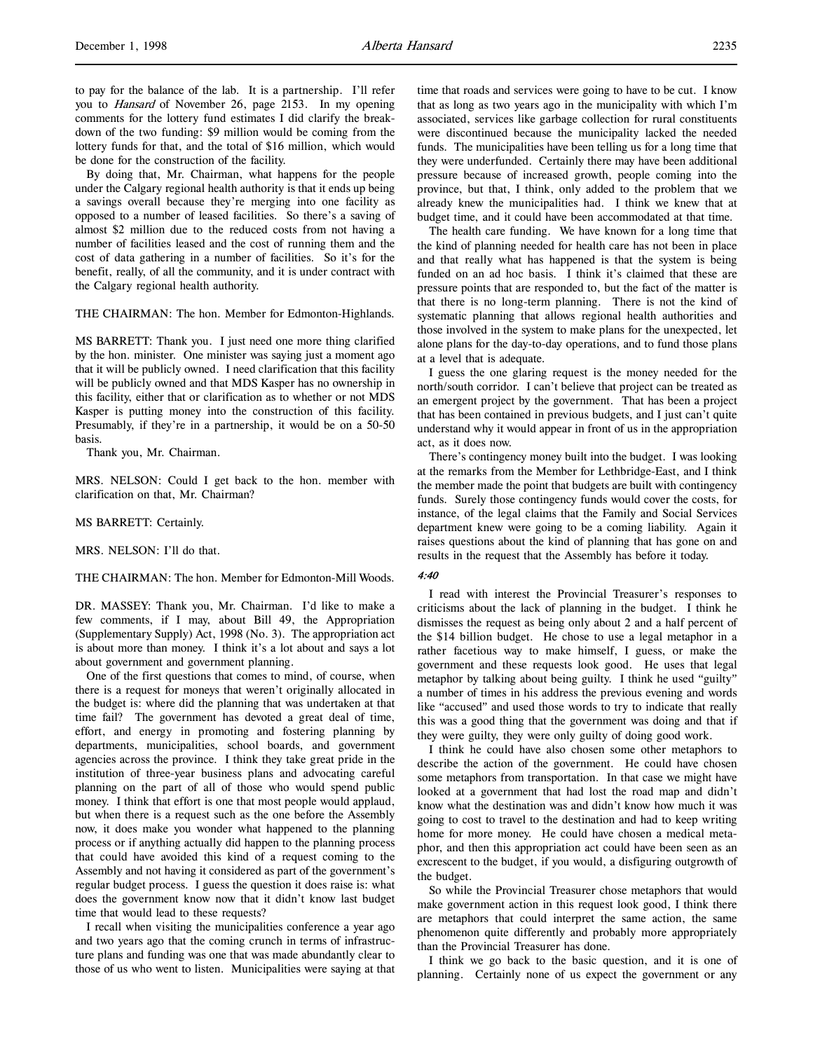to pay for the balance of the lab. It is a partnership. I'll refer you to *Hansard* of November 26, page 2153. In my opening comments for the lottery fund estimates I did clarify the breakdown of the two funding: $9 million would be coming from the lottery funds for that, and the total of $16 million, which would be done for the construction of the facility.

By doing that, Mr. Chairman, what happens for the people under the Calgary regional health authority is that it ends up being a savings overall because they're merging into one facility as opposed to a number of leased facilities. So there's a saving of almost $2 million due to the reduced costs from not having a number of facilities leased and the cost of running them and the cost of data gathering in a number of facilities. So it's for the benefit, really, of all the community, and it is under contract with the Calgary regional health authority.

THE CHAIRMAN: The hon. Member for Edmonton-Highlands.

MS BARRETT: Thank you. I just need one more thing clarified by the hon. minister. One minister was saying just a moment ago that it will be publicly owned. I need clarification that this facility will be publicly owned and that MDS Kasper has no ownership in this facility, either that or clarification as to whether or not MDS Kasper is putting money into the construction of this facility. Presumably, if they're in a partnership, it would be on a 50-50 basis.

Thank you, Mr. Chairman.

MRS. NELSON: Could I get back to the hon. member with clarification on that, Mr. Chairman?

MS BARRETT: Certainly.

MRS. NELSON: I'll do that.

THE CHAIRMAN: The hon. Member for Edmonton-Mill Woods.

DR. MASSEY: Thank you, Mr. Chairman. I'd like to make a few comments, if I may, about Bill 49, the Appropriation (Supplementary Supply) Act, 1998 (No. 3). The appropriation act is about more than money. I think it's a lot about and says a lot about government and government planning.

One of the first questions that comes to mind, of course, when there is a request for moneys that weren't originally allocated in the budget is: where did the planning that was undertaken at that time fail? The government has devoted a great deal of time, effort, and energy in promoting and fostering planning by departments, municipalities, school boards, and government agencies across the province. I think they take great pride in the institution of three-year business plans and advocating careful planning on the part of all of those who would spend public money. I think that effort is one that most people would applaud, but when there is a request such as the one before the Assembly now, it does make you wonder what happened to the planning process or if anything actually did happen to the planning process that could have avoided this kind of a request coming to the Assembly and not having it considered as part of the government's regular budget process. I guess the question it does raise is: what does the government know now that it didn't know last budget time that would lead to these requests?

I recall when visiting the municipalities conference a year ago and two years ago that the coming crunch in terms of infrastructure plans and funding was one that was made abundantly clear to those of us who went to listen. Municipalities were saying at that time that roads and services were going to have to be cut. I know that as long as two years ago in the municipality with which I'm associated, services like garbage collection for rural constituents were discontinued because the municipality lacked the needed funds. The municipalities have been telling us for a long time that they were underfunded. Certainly there may have been additional pressure because of increased growth, people coming into the province, but that, I think, only added to the problem that we already knew the municipalities had. I think we knew that at budget time, and it could have been accommodated at that time.

The health care funding. We have known for a long time that the kind of planning needed for health care has not been in place and that really what has happened is that the system is being funded on an ad hoc basis. I think it's claimed that these are pressure points that are responded to, but the fact of the matter is that there is no long-term planning. There is not the kind of systematic planning that allows regional health authorities and those involved in the system to make plans for the unexpected, let alone plans for the day-to-day operations, and to fund those plans at a level that is adequate.

I guess the one glaring request is the money needed for the north/south corridor. I can't believe that project can be treated as an emergent project by the government. That has been a project that has been contained in previous budgets, and I just can't quite understand why it would appear in front of us in the appropriation act, as it does now.

There's contingency money built into the budget. I was looking at the remarks from the Member for Lethbridge-East, and I think the member made the point that budgets are built with contingency funds. Surely those contingency funds would cover the costs, for instance, of the legal claims that the Family and Social Services department knew were going to be a coming liability. Again it raises questions about the kind of planning that has gone on and results in the request that the Assembly has before it today.

*4:40*

I read with interest the Provincial Treasurer's responses to criticisms about the lack of planning in the budget. I think he dismisses the request as being only about 2 and a half percent of the $14 billion budget. He chose to use a legal metaphor in a rather facetious way to make himself, I guess, or make the government and these requests look good. He uses that legal metaphor by talking about being guilty. I think he used "guilty" a number of times in his address the previous evening and words like "accused" and used those words to try to indicate that really this was a good thing that the government was doing and that if they were guilty, they were only guilty of doing good work.

I think he could have also chosen some other metaphors to describe the action of the government. He could have chosen some metaphors from transportation. In that case we might have looked at a government that had lost the road map and didn't know what the destination was and didn't know how much it was going to cost to travel to the destination and had to keep writing home for more money. He could have chosen a medical metaphor, and then this appropriation act could have been seen as an excrescent to the budget, if you would, a disfiguring outgrowth of the budget.

So while the Provincial Treasurer chose metaphors that would make government action in this request look good, I think there are metaphors that could interpret the same action, the same phenomenon quite differently and probably more appropriately than the Provincial Treasurer has done.

I think we go back to the basic question, and it is one of planning. Certainly none of us expect the government or any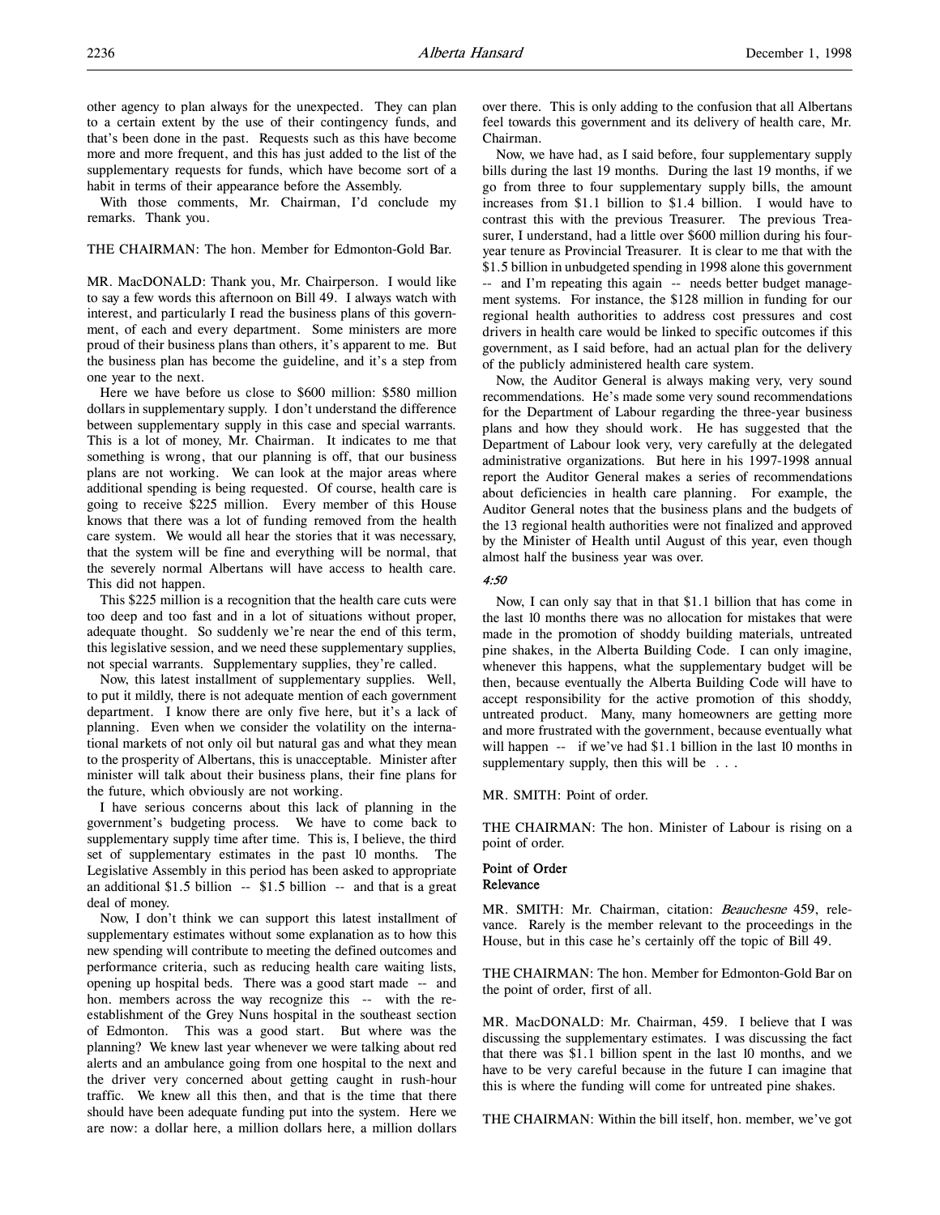other agency to plan always for the unexpected. They can plan to a certain extent by the use of their contingency funds, and that's been done in the past. Requests such as this have become more and more frequent, and this has just added to the list of the supplementary requests for funds, which have become sort of a habit in terms of their appearance before the Assembly.

With those comments, Mr. Chairman, I'd conclude my remarks. Thank you.

THE CHAIRMAN: The hon. Member for Edmonton-Gold Bar.

MR. MacDONALD: Thank you, Mr. Chairperson. I would like to say a few words this afternoon on Bill 49. I always watch with interest, and particularly I read the business plans of this government, of each and every department. Some ministers are more proud of their business plans than others, it's apparent to me. But the business plan has become the guideline, and it's a step from one year to the next.

Here we have before us close to $600 million: $580 million dollars in supplementary supply. I don't understand the difference between supplementary supply in this case and special warrants. This is a lot of money, Mr. Chairman. It indicates to me that something is wrong, that our planning is off, that our business plans are not working. We can look at the major areas where additional spending is being requested. Of course, health care is going to receive $225 million. Every member of this House knows that there was a lot of funding removed from the health care system. We would all hear the stories that it was necessary, that the system will be fine and everything will be normal, that the severely normal Albertans will have access to health care. This did not happen.

This $225 million is a recognition that the health care cuts were too deep and too fast and in a lot of situations without proper, adequate thought. So suddenly we're near the end of this term, this legislative session, and we need these supplementary supplies, not special warrants. Supplementary supplies, they're called.

Now, this latest installment of supplementary supplies. Well, to put it mildly, there is not adequate mention of each government department. I know there are only five here, but it's a lack of planning. Even when we consider the volatility on the international markets of not only oil but natural gas and what they mean to the prosperity of Albertans, this is unacceptable. Minister after minister will talk about their business plans, their fine plans for the future, which obviously are not working.

I have serious concerns about this lack of planning in the government's budgeting process. We have to come back to supplementary supply time after time. This is, I believe, the third set of supplementary estimates in the past 10 months. The Legislative Assembly in this period has been asked to appropriate an additional $1.5 billion -- $1.5 billion -- and that is a great deal of money.

Now, I don't think we can support this latest installment of supplementary estimates without some explanation as to how this new spending will contribute to meeting the defined outcomes and performance criteria, such as reducing health care waiting lists, opening up hospital beds. There was a good start made -- and hon. members across the way recognize this -- with the re-establishment of the Grey Nuns hospital in the southeast section of Edmonton. This was a good start. But where was the planning? We knew last year whenever we were talking about red alerts and an ambulance going from one hospital to the next and the driver very concerned about getting caught in rush-hour traffic. We knew all this then, and that is the time that there should have been adequate funding put into the system. Here we are now: a dollar here, a million dollars here, a million dollars over there. This is only adding to the confusion that all Albertans feel towards this government and its delivery of health care, Mr. Chairman.

Now, we have had, as I said before, four supplementary supply bills during the last 19 months. During the last 19 months, if we go from three to four supplementary supply bills, the amount increases from $1.1 billion to $1.4 billion. I would have to contrast this with the previous Treasurer. The previous Treasurer, I understand, had a little over $600 million during his four-year tenure as Provincial Treasurer. It is clear to me that with the $1.5 billion in unbudgeted spending in 1998 alone this government -- and I'm repeating this again -- needs better budget management systems. For instance, the $128 million in funding for our regional health authorities to address cost pressures and cost drivers in health care would be linked to specific outcomes if this government, as I said before, had an actual plan for the delivery of the publicly administered health care system.

Now, the Auditor General is always making very, very sound recommendations. He's made some very sound recommendations for the Department of Labour regarding the three-year business plans and how they should work. He has suggested that the Department of Labour look very, very carefully at the delegated administrative organizations. But here in his 1997-1998 annual report the Auditor General makes a series of recommendations about deficiencies in health care planning. For example, the Auditor General notes that the business plans and the budgets of the 13 regional health authorities were not finalized and approved by the Minister of Health until August of this year, even though almost half the business year was over.

*4:50*

Now, I can only say that in that $1.1 billion that has come in the last 10 months there was no allocation for mistakes that were made in the promotion of shoddy building materials, untreated pine shakes, in the Alberta Building Code. I can only imagine, whenever this happens, what the supplementary budget will be then, because eventually the Alberta Building Code will have to accept responsibility for the active promotion of this shoddy, untreated product. Many, many homeowners are getting more and more frustrated with the government, because eventually what will happen -- if we've had $1.1 billion in the last 10 months in supplementary supply, then this will be . . .

MR. SMITH: Point of order.

THE CHAIRMAN: The hon. Minister of Labour is rising on a point of order.

**Point of Order**
**Relevance**

MR. SMITH: Mr. Chairman, citation: *Beauchesne* 459, relevance. Rarely is the member relevant to the proceedings in the House, but in this case he's certainly off the topic of Bill 49.

THE CHAIRMAN: The hon. Member for Edmonton-Gold Bar on the point of order, first of all.

MR. MacDONALD: Mr. Chairman, 459. I believe that I was discussing the supplementary estimates. I was discussing the fact that there was $1.1 billion spent in the last 10 months, and we have to be very careful because in the future I can imagine that this is where the funding will come for untreated pine shakes.

THE CHAIRMAN: Within the bill itself, hon. member, we've got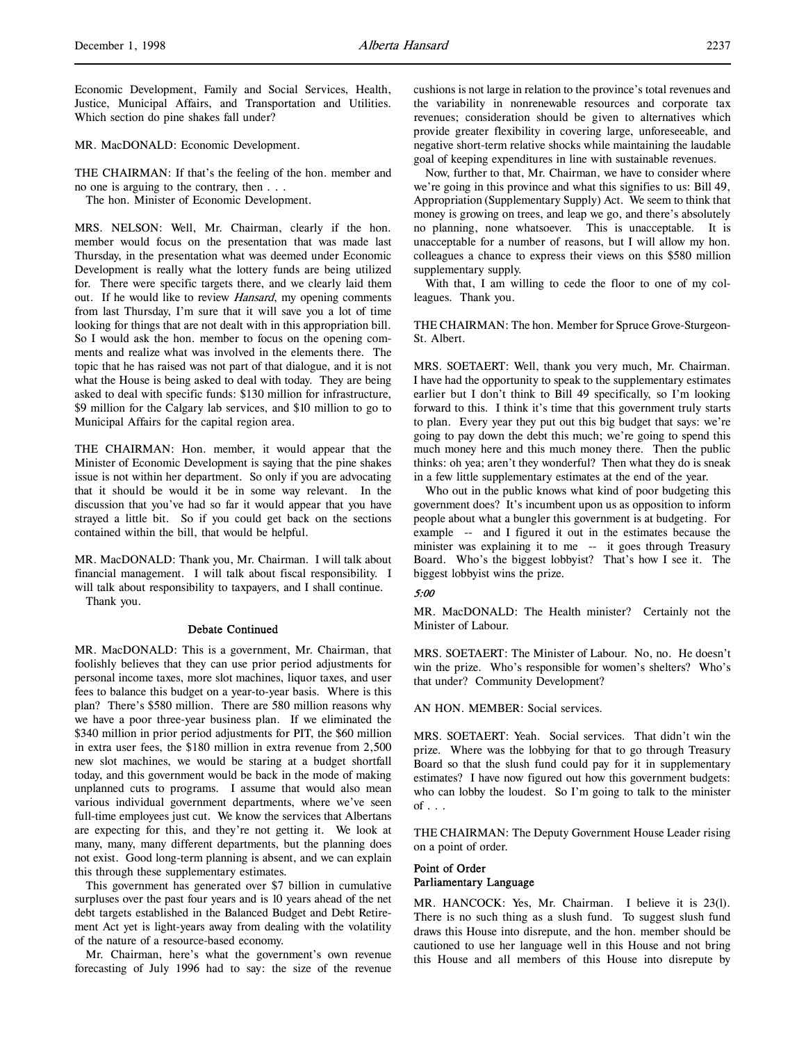Economic Development, Family and Social Services, Health, Justice, Municipal Affairs, and Transportation and Utilities. Which section do pine shakes fall under?

MR. MacDONALD: Economic Development.

THE CHAIRMAN: If that's the feeling of the hon. member and no one is arguing to the contrary, then . . .

The hon. Minister of Economic Development.

MRS. NELSON: Well, Mr. Chairman, clearly if the hon. member would focus on the presentation that was made last Thursday, in the presentation what was deemed under Economic Development is really what the lottery funds are being utilized for. There were specific targets there, and we clearly laid them out. If he would like to review *Hansard*, my opening comments from last Thursday, I'm sure that it will save you a lot of time looking for things that are not dealt with in this appropriation bill. So I would ask the hon. member to focus on the opening comments and realize what was involved in the elements there. The topic that he has raised was not part of that dialogue, and it is not what the House is being asked to deal with today. They are being asked to deal with specific funds: $130 million for infrastructure, $9 million for the Calgary lab services, and $10 million to go to Municipal Affairs for the capital region area.

THE CHAIRMAN: Hon. member, it would appear that the Minister of Economic Development is saying that the pine shakes issue is not within her department. So only if you are advocating that it should be would it be in some way relevant. In the discussion that you've had so far it would appear that you have strayed a little bit. So if you could get back on the sections contained within the bill, that would be helpful.

MR. MacDONALD: Thank you, Mr. Chairman. I will talk about financial management. I will talk about fiscal responsibility. I will talk about responsibility to taxpayers, and I shall continue.

Thank you.

### Debate Continued

MR. MacDONALD: This is a government, Mr. Chairman, that foolishly believes that they can use prior period adjustments for personal income taxes, more slot machines, liquor taxes, and user fees to balance this budget on a year-to-year basis. Where is this plan? There's $580 million. There are 580 million reasons why we have a poor three-year business plan. If we eliminated the $340 million in prior period adjustments for PIT, the $60 million in extra user fees, the $180 million in extra revenue from 2,500 new slot machines, we would be staring at a budget shortfall today, and this government would be back in the mode of making unplanned cuts to programs. I assume that would also mean various individual government departments, where we've seen full-time employees just cut. We know the services that Albertans are expecting for this, and they're not getting it. We look at many, many, many different departments, but the planning does not exist. Good long-term planning is absent, and we can explain this through these supplementary estimates.

This government has generated over $7 billion in cumulative surpluses over the past four years and is 10 years ahead of the net debt targets established in the Balanced Budget and Debt Retirement Act yet is light-years away from dealing with the volatility of the nature of a resource-based economy.

Mr. Chairman, here's what the government's own revenue forecasting of July 1996 had to say: the size of the revenue cushions is not large in relation to the province's total revenues and the variability in nonrenewable resources and corporate tax revenues; consideration should be given to alternatives which provide greater flexibility in covering large, unforeseeable, and negative short-term relative shocks while maintaining the laudable goal of keeping expenditures in line with sustainable revenues.

Now, further to that, Mr. Chairman, we have to consider where we're going in this province and what this signifies to us: Bill 49, Appropriation (Supplementary Supply) Act. We seem to think that money is growing on trees, and leap we go, and there's absolutely no planning, none whatsoever. This is unacceptable. It is unacceptable for a number of reasons, but I will allow my hon. colleagues a chance to express their views on this $580 million supplementary supply.

With that, I am willing to cede the floor to one of my colleagues. Thank you.

THE CHAIRMAN: The hon. Member for Spruce Grove-Sturgeon-St. Albert.

MRS. SOETAERT: Well, thank you very much, Mr. Chairman. I have had the opportunity to speak to the supplementary estimates earlier but I don't think to Bill 49 specifically, so I'm looking forward to this. I think it's time that this government truly starts to plan. Every year they put out this big budget that says: we're going to pay down the debt this much; we're going to spend this much money here and this much money there. Then the public thinks: oh yea; aren't they wonderful? Then what they do is sneak in a few little supplementary estimates at the end of the year.

Who out in the public knows what kind of poor budgeting this government does? It's incumbent upon us as opposition to inform people about what a bungler this government is at budgeting. For example -- and I figured it out in the estimates because the minister was explaining it to me -- it goes through Treasury Board. Who's the biggest lobbyist? That's how I see it. The biggest lobbyist wins the prize.

*5:00*

MR. MacDONALD: The Health minister? Certainly not the Minister of Labour.

MRS. SOETAERT: The Minister of Labour. No, no. He doesn't win the prize. Who's responsible for women's shelters? Who's that under? Community Development?

AN HON. MEMBER: Social services.

MRS. SOETAERT: Yeah. Social services. That didn't win the prize. Where was the lobbying for that to go through Treasury Board so that the slush fund could pay for it in supplementary estimates? I have now figured out how this government budgets: who can lobby the loudest. So I'm going to talk to the minister of . . .

THE CHAIRMAN: The Deputy Government House Leader rising on a point of order.

### Point of Order
### Parliamentary Language

MR. HANCOCK: Yes, Mr. Chairman. I believe it is 23(l). There is no such thing as a slush fund. To suggest slush fund draws this House into disrepute, and the hon. member should be cautioned to use her language well in this House and not bring this House and all members of this House into disrepute by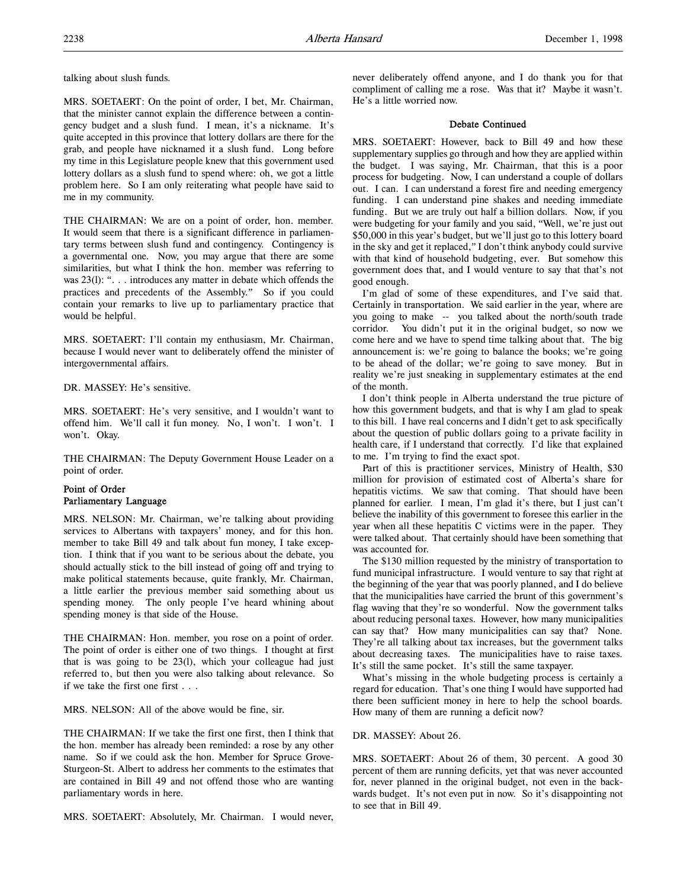talking about slush funds.

MRS. SOETAERT: On the point of order, I bet, Mr. Chairman, that the minister cannot explain the difference between a contingency budget and a slush fund. I mean, it's a nickname. It's quite accepted in this province that lottery dollars are there for the grab, and people have nicknamed it a slush fund. Long before my time in this Legislature people knew that this government used lottery dollars as a slush fund to spend where: oh, we got a little problem here. So I am only reiterating what people have said to me in my community.

THE CHAIRMAN: We are on a point of order, hon. member. It would seem that there is a significant difference in parliamentary terms between slush fund and contingency. Contingency is a governmental one. Now, you may argue that there are some similarities, but what I think the hon. member was referring to was 23(l): ". . . introduces any matter in debate which offends the practices and precedents of the Assembly." So if you could contain your remarks to live up to parliamentary practice that would be helpful.

MRS. SOETAERT: I'll contain my enthusiasm, Mr. Chairman, because I would never want to deliberately offend the minister of intergovernmental affairs.

DR. MASSEY: He's sensitive.

MRS. SOETAERT: He's very sensitive, and I wouldn't want to offend him. We'll call it fun money. No, I won't. I won't. I won't. Okay.

THE CHAIRMAN: The Deputy Government House Leader on a point of order.

**Point of Order**
**Parliamentary Language**

MRS. NELSON: Mr. Chairman, we're talking about providing services to Albertans with taxpayers' money, and for this hon. member to take Bill 49 and talk about fun money, I take exception. I think that if you want to be serious about the debate, you should actually stick to the bill instead of going off and trying to make political statements because, quite frankly, Mr. Chairman, a little earlier the previous member said something about us spending money. The only people I've heard whining about spending money is that side of the House.

THE CHAIRMAN: Hon. member, you rose on a point of order. The point of order is either one of two things. I thought at first that is was going to be 23(l), which your colleague had just referred to, but then you were also talking about relevance. So if we take the first one first . . .

MRS. NELSON: All of the above would be fine, sir.

THE CHAIRMAN: If we take the first one first, then I think that the hon. member has already been reminded: a rose by any other name. So if we could ask the hon. Member for Spruce Grove-Sturgeon-St. Albert to address her comments to the estimates that are contained in Bill 49 and not offend those who are wanting parliamentary words in here.

MRS. SOETAERT: Absolutely, Mr. Chairman. I would never, never deliberately offend anyone, and I do thank you for that compliment of calling me a rose. Was that it? Maybe it wasn't. He's a little worried now.

**Debate Continued**

MRS. SOETAERT: However, back to Bill 49 and how these supplementary supplies go through and how they are applied within the budget. I was saying, Mr. Chairman, that this is a poor process for budgeting. Now, I can understand a couple of dollars out. I can. I can understand a forest fire and needing emergency funding. I can understand pine shakes and needing immediate funding. But we are truly out half a billion dollars. Now, if you were budgeting for your family and you said, "Well, we're just out $50,000 in this year's budget, but we'll just go to this lottery board in the sky and get it replaced," I don't think anybody could survive with that kind of household budgeting, ever. But somehow this government does that, and I would venture to say that that's not good enough.

I'm glad of some of these expenditures, and I've said that. Certainly in transportation. We said earlier in the year, where are you going to make -- you talked about the north/south trade corridor. You didn't put it in the original budget, so now we come here and we have to spend time talking about that. The big announcement is: we're going to balance the books; we're going to be ahead of the dollar; we're going to save money. But in reality we're just sneaking in supplementary estimates at the end of the month.

I don't think people in Alberta understand the true picture of how this government budgets, and that is why I am glad to speak to this bill. I have real concerns and I didn't get to ask specifically about the question of public dollars going to a private facility in health care, if I understand that correctly. I'd like that explained to me. I'm trying to find the exact spot.

Part of this is practitioner services, Ministry of Health, $30 million for provision of estimated cost of Alberta's share for hepatitis victims. We saw that coming. That should have been planned for earlier. I mean, I'm glad it's there, but I just can't believe the inability of this government to foresee this earlier in the year when all these hepatitis C victims were in the paper. They were talked about. That certainly should have been something that was accounted for.

The $130 million requested by the ministry of transportation to fund municipal infrastructure. I would venture to say that right at the beginning of the year that was poorly planned, and I do believe that the municipalities have carried the brunt of this government's flag waving that they're so wonderful. Now the government talks about reducing personal taxes. However, how many municipalities can say that? How many municipalities can say that? None. They're all talking about tax increases, but the government talks about decreasing taxes. The municipalities have to raise taxes. It's still the same pocket. It's still the same taxpayer.

What's missing in the whole budgeting process is certainly a regard for education. That's one thing I would have supported had there been sufficient money in here to help the school boards. How many of them are running a deficit now?

DR. MASSEY: About 26.

MRS. SOETAERT: About 26 of them, 30 percent. A good 30 percent of them are running deficits, yet that was never accounted for, never planned in the original budget, not even in the backwards budget. It's not even put in now. So it's disappointing not to see that in Bill 49.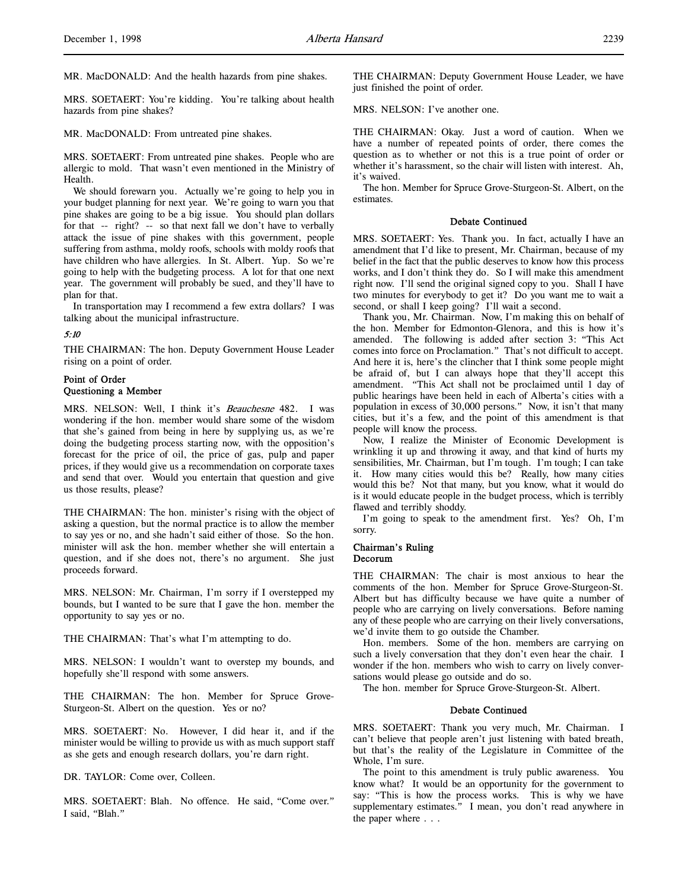MR. MacDONALD: And the health hazards from pine shakes.

MRS. SOETAERT: You're kidding. You're talking about health hazards from pine shakes?

MR. MacDONALD: From untreated pine shakes.

MRS. SOETAERT: From untreated pine shakes. People who are allergic to mold. That wasn't even mentioned in the Ministry of Health.

We should forewarn you. Actually we're going to help you in your budget planning for next year. We're going to warn you that pine shakes are going to be a big issue. You should plan dollars for that -- right? -- so that next fall we don't have to verbally attack the issue of pine shakes with this government, people suffering from asthma, moldy roofs, schools with moldy roofs that have children who have allergies. In St. Albert. Yup. So we're going to help with the budgeting process. A lot for that one next year. The government will probably be sued, and they'll have to plan for that.

In transportation may I recommend a few extra dollars? I was talking about the municipal infrastructure.

*5:10*

THE CHAIRMAN: The hon. Deputy Government House Leader rising on a point of order.

### Point of Order
### Questioning a Member

MRS. NELSON: Well, I think it's *Beauchesne* 482. I was wondering if the hon. member would share some of the wisdom that she's gained from being in here by supplying us, as we're doing the budgeting process starting now, with the opposition's forecast for the price of oil, the price of gas, pulp and paper prices, if they would give us a recommendation on corporate taxes and send that over. Would you entertain that question and give us those results, please?

THE CHAIRMAN: The hon. minister's rising with the object of asking a question, but the normal practice is to allow the member to say yes or no, and she hadn't said either of those. So the hon. minister will ask the hon. member whether she will entertain a question, and if she does not, there's no argument. She just proceeds forward.

MRS. NELSON: Mr. Chairman, I'm sorry if I overstepped my bounds, but I wanted to be sure that I gave the hon. member the opportunity to say yes or no.

THE CHAIRMAN: That's what I'm attempting to do.

MRS. NELSON: I wouldn't want to overstep my bounds, and hopefully she'll respond with some answers.

THE CHAIRMAN: The hon. Member for Spruce Grove-Sturgeon-St. Albert on the question. Yes or no?

MRS. SOETAERT: No. However, I did hear it, and if the minister would be willing to provide us with as much support staff as she gets and enough research dollars, you're darn right.

DR. TAYLOR: Come over, Colleen.

MRS. SOETAERT: Blah. No offence. He said, "Come over." I said, "Blah."

THE CHAIRMAN: Deputy Government House Leader, we have just finished the point of order.

MRS. NELSON: I've another one.

THE CHAIRMAN: Okay. Just a word of caution. When we have a number of repeated points of order, there comes the question as to whether or not this is a true point of order or whether it's harassment, so the chair will listen with interest. Ah, it's waived.

The hon. Member for Spruce Grove-Sturgeon-St. Albert, on the estimates.

### Debate Continued

MRS. SOETAERT: Yes. Thank you. In fact, actually I have an amendment that I'd like to present, Mr. Chairman, because of my belief in the fact that the public deserves to know how this process works, and I don't think they do. So I will make this amendment right now. I'll send the original signed copy to you. Shall I have two minutes for everybody to get it? Do you want me to wait a second, or shall I keep going? I'll wait a second.

Thank you, Mr. Chairman. Now, I'm making this on behalf of the hon. Member for Edmonton-Glenora, and this is how it's amended. The following is added after section 3: "This Act comes into force on Proclamation." That's not difficult to accept. And here it is, here's the clincher that I think some people might be afraid of, but I can always hope that they'll accept this amendment. "This Act shall not be proclaimed until 1 day of public hearings have been held in each of Alberta's cities with a population in excess of 30,000 persons." Now, it isn't that many cities, but it's a few, and the point of this amendment is that people will know the process.

Now, I realize the Minister of Economic Development is wrinkling it up and throwing it away, and that kind of hurts my sensibilities, Mr. Chairman, but I'm tough. I'm tough; I can take it. How many cities would this be? Really, how many cities would this be? Not that many, but you know, what it would do is it would educate people in the budget process, which is terribly flawed and terribly shoddy.

I'm going to speak to the amendment first. Yes? Oh, I'm sorry.

### Chairman's Ruling
### Decorum

THE CHAIRMAN: The chair is most anxious to hear the comments of the hon. Member for Spruce Grove-Sturgeon-St. Albert but has difficulty because we have quite a number of people who are carrying on lively conversations. Before naming any of these people who are carrying on their lively conversations, we'd invite them to go outside the Chamber.

Hon. members. Some of the hon. members are carrying on such a lively conversation that they don't even hear the chair. I wonder if the hon. members who wish to carry on lively conversations would please go outside and do so.

The hon. member for Spruce Grove-Sturgeon-St. Albert.

### Debate Continued

MRS. SOETAERT: Thank you very much, Mr. Chairman. I can't believe that people aren't just listening with bated breath, but that's the reality of the Legislature in Committee of the Whole, I'm sure.

The point to this amendment is truly public awareness. You know what? It would be an opportunity for the government to say: "This is how the process works. This is why we have supplementary estimates." I mean, you don't read anywhere in the paper where . . .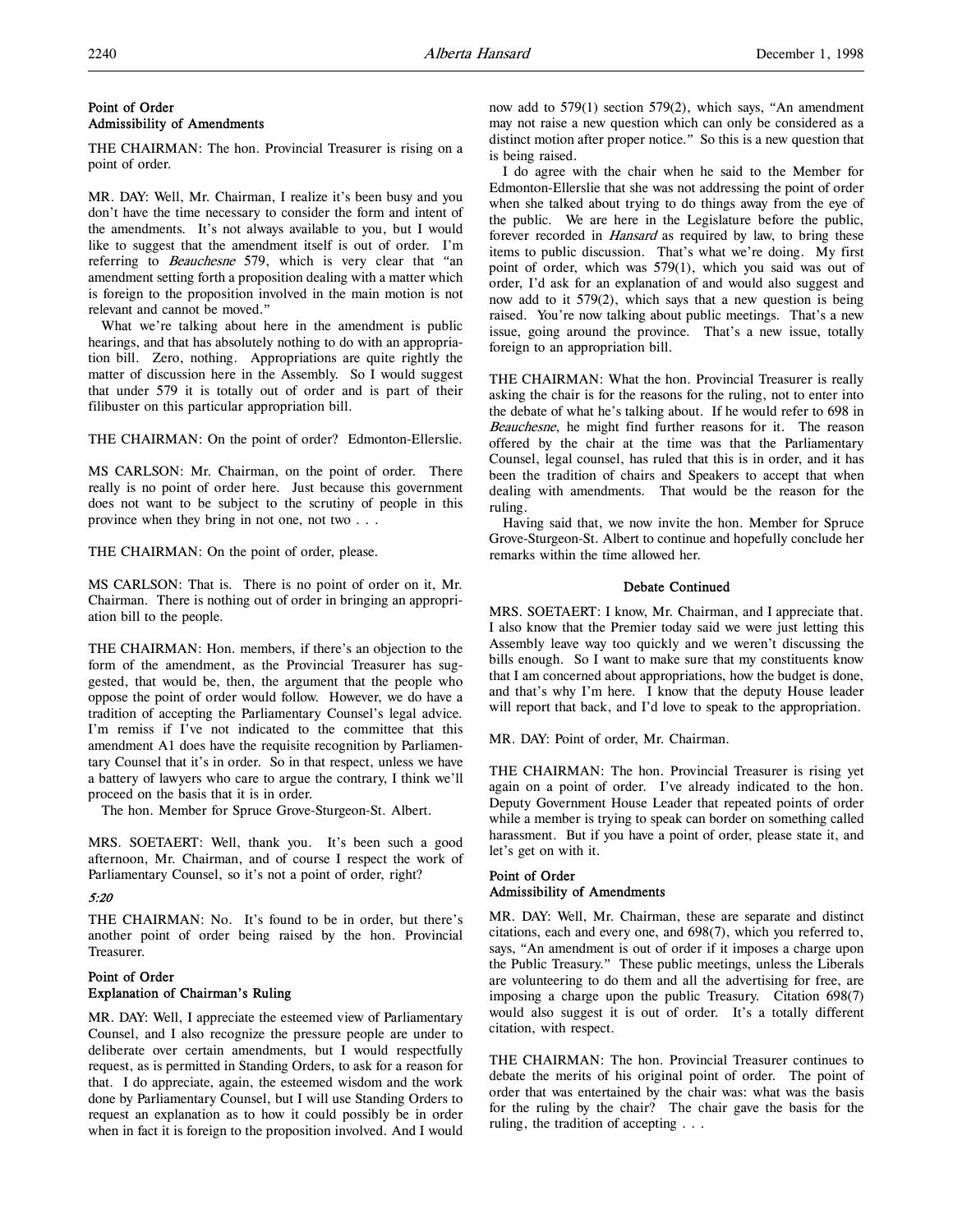### Point of Order
### Admissibility of Amendments

THE CHAIRMAN: The hon. Provincial Treasurer is rising on a point of order.

MR. DAY: Well, Mr. Chairman, I realize it's been busy and you don't have the time necessary to consider the form and intent of the amendments. It's not always available to you, but I would like to suggest that the amendment itself is out of order. I'm referring to *Beauchesne* 579, which is very clear that "an amendment setting forth a proposition dealing with a matter which is foreign to the proposition involved in the main motion is not relevant and cannot be moved."

What we're talking about here in the amendment is public hearings, and that has absolutely nothing to do with an appropriation bill. Zero, nothing. Appropriations are quite rightly the matter of discussion here in the Assembly. So I would suggest that under 579 it is totally out of order and is part of their filibuster on this particular appropriation bill.

THE CHAIRMAN: On the point of order? Edmonton-Ellerslie.

MS CARLSON: Mr. Chairman, on the point of order. There really is no point of order here. Just because this government does not want to be subject to the scrutiny of people in this province when they bring in not one, not two . . .

THE CHAIRMAN: On the point of order, please.

MS CARLSON: That is. There is no point of order on it, Mr. Chairman. There is nothing out of order in bringing an appropriation bill to the people.

THE CHAIRMAN: Hon. members, if there's an objection to the form of the amendment, as the Provincial Treasurer has suggested, that would be, then, the argument that the people who oppose the point of order would follow. However, we do have a tradition of accepting the Parliamentary Counsel's legal advice. I'm remiss if I've not indicated to the committee that this amendment A1 does have the requisite recognition by Parliamentary Counsel that it's in order. So in that respect, unless we have a battery of lawyers who care to argue the contrary, I think we'll proceed on the basis that it is in order.

The hon. Member for Spruce Grove-Sturgeon-St. Albert.

MRS. SOETAERT: Well, thank you. It's been such a good afternoon, Mr. Chairman, and of course I respect the work of Parliamentary Counsel, so it's not a point of order, right?

*5:20*

THE CHAIRMAN: No. It's found to be in order, but there's another point of order being raised by the hon. Provincial Treasurer.

### Point of Order
### Explanation of Chairman's Ruling

MR. DAY: Well, I appreciate the esteemed view of Parliamentary Counsel, and I also recognize the pressure people are under to deliberate over certain amendments, but I would respectfully request, as is permitted in Standing Orders, to ask for a reason for that. I do appreciate, again, the esteemed wisdom and the work done by Parliamentary Counsel, but I will use Standing Orders to request an explanation as to how it could possibly be in order when in fact it is foreign to the proposition involved. And I would now add to 579(1) section 579(2), which says, "An amendment may not raise a new question which can only be considered as a distinct motion after proper notice." So this is a new question that is being raised.

I do agree with the chair when he said to the Member for Edmonton-Ellerslie that she was not addressing the point of order when she talked about trying to do things away from the eye of the public. We are here in the Legislature before the public, forever recorded in *Hansard* as required by law, to bring these items to public discussion. That's what we're doing. My first point of order, which was 579(1), which you said was out of order, I'd ask for an explanation of and would also suggest and now add to it 579(2), which says that a new question is being raised. You're now talking about public meetings. That's a new issue, going around the province. That's a new issue, totally foreign to an appropriation bill.

THE CHAIRMAN: What the hon. Provincial Treasurer is really asking the chair is for the reasons for the ruling, not to enter into the debate of what he's talking about. If he would refer to 698 in *Beauchesne*, he might find further reasons for it. The reason offered by the chair at the time was that the Parliamentary Counsel, legal counsel, has ruled that this is in order, and it has been the tradition of chairs and Speakers to accept that when dealing with amendments. That would be the reason for the ruling.

Having said that, we now invite the hon. Member for Spruce Grove-Sturgeon-St. Albert to continue and hopefully conclude her remarks within the time allowed her.

### Debate Continued

MRS. SOETAERT: I know, Mr. Chairman, and I appreciate that. I also know that the Premier today said we were just letting this Assembly leave way too quickly and we weren't discussing the bills enough. So I want to make sure that my constituents know that I am concerned about appropriations, how the budget is done, and that's why I'm here. I know that the deputy House leader will report that back, and I'd love to speak to the appropriation.

MR. DAY: Point of order, Mr. Chairman.

THE CHAIRMAN: The hon. Provincial Treasurer is rising yet again on a point of order. I've already indicated to the hon. Deputy Government House Leader that repeated points of order while a member is trying to speak can border on something called harassment. But if you have a point of order, please state it, and let's get on with it.

### Point of Order
### Admissibility of Amendments

MR. DAY: Well, Mr. Chairman, these are separate and distinct citations, each and every one, and 698(7), which you referred to, says, "An amendment is out of order if it imposes a charge upon the Public Treasury." These public meetings, unless the Liberals are volunteering to do them and all the advertising for free, are imposing a charge upon the public Treasury. Citation 698(7) would also suggest it is out of order. It's a totally different citation, with respect.

THE CHAIRMAN: The hon. Provincial Treasurer continues to debate the merits of his original point of order. The point of order that was entertained by the chair was: what was the basis for the ruling by the chair? The chair gave the basis for the ruling, the tradition of accepting . . .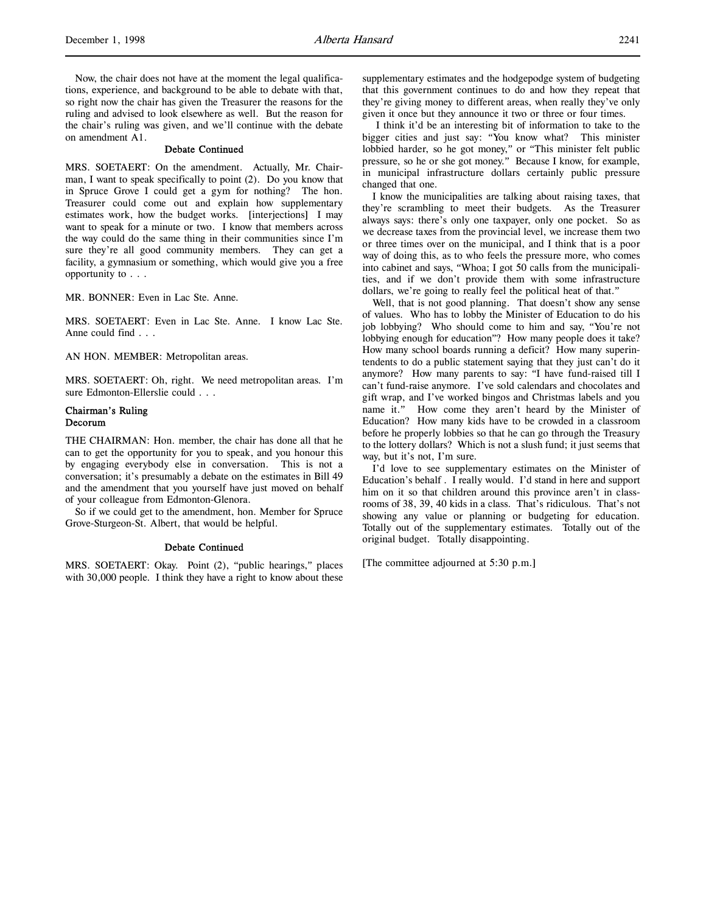Now, the chair does not have at the moment the legal qualifications, experience, and background to be able to debate with that, so right now the chair has given the Treasurer the reasons for the ruling and advised to look elsewhere as well. But the reason for the chair's ruling was given, and we'll continue with the debate on amendment A1.

### Debate Continued

MRS. SOETAERT: On the amendment. Actually, Mr. Chairman, I want to speak specifically to point (2). Do you know that in Spruce Grove I could get a gym for nothing? The hon. Treasurer could come out and explain how supplementary estimates work, how the budget works. [interjections] I may want to speak for a minute or two. I know that members across the way could do the same thing in their communities since I'm sure they're all good community members. They can get a facility, a gymnasium or something, which would give you a free opportunity to . . .

MR. BONNER: Even in Lac Ste. Anne.

MRS. SOETAERT: Even in Lac Ste. Anne. I know Lac Ste. Anne could find . . .

AN HON. MEMBER: Metropolitan areas.

MRS. SOETAERT: Oh, right. We need metropolitan areas. I'm sure Edmonton-Ellerslie could . . .

### Chairman's Ruling
### Decorum

THE CHAIRMAN: Hon. member, the chair has done all that he can to get the opportunity for you to speak, and you honour this by engaging everybody else in conversation. This is not a conversation; it's presumably a debate on the estimates in Bill 49 and the amendment that you yourself have just moved on behalf of your colleague from Edmonton-Glenora.

So if we could get to the amendment, hon. Member for Spruce Grove-Sturgeon-St. Albert, that would be helpful.

### Debate Continued

MRS. SOETAERT: Okay. Point (2), "public hearings," places with 30,000 people. I think they have a right to know about these supplementary estimates and the hodgepodge system of budgeting that this government continues to do and how they repeat that they're giving money to different areas, when really they've only given it once but they announce it two or three or four times.

I think it'd be an interesting bit of information to take to the bigger cities and just say: "You know what? This minister lobbied harder, so he got money," or "This minister felt public pressure, so he or she got money." Because I know, for example, in municipal infrastructure dollars certainly public pressure changed that one.

I know the municipalities are talking about raising taxes, that they're scrambling to meet their budgets. As the Treasurer always says: there's only one taxpayer, only one pocket. So as we decrease taxes from the provincial level, we increase them two or three times over on the municipal, and I think that is a poor way of doing this, as to who feels the pressure more, who comes into cabinet and says, "Whoa; I got 50 calls from the municipalities, and if we don't provide them with some infrastructure dollars, we're going to really feel the political heat of that."

Well, that is not good planning. That doesn't show any sense of values. Who has to lobby the Minister of Education to do his job lobbying? Who should come to him and say, "You're not lobbying enough for education"? How many people does it take? How many school boards running a deficit? How many superintendents to do a public statement saying that they just can't do it anymore? How many parents to say: "I have fund-raised till I can't fund-raise anymore. I've sold calendars and chocolates and gift wrap, and I've worked bingos and Christmas labels and you name it." How come they aren't heard by the Minister of Education? How many kids have to be crowded in a classroom before he properly lobbies so that he can go through the Treasury to the lottery dollars? Which is not a slush fund; it just seems that way, but it's not, I'm sure.

I'd love to see supplementary estimates on the Minister of Education's behalf . I really would. I'd stand in here and support him on it so that children around this province aren't in classrooms of 38, 39, 40 kids in a class. That's ridiculous. That's not showing any value or planning or budgeting for education. Totally out of the supplementary estimates. Totally out of the original budget. Totally disappointing.

[The committee adjourned at 5:30 p.m.]